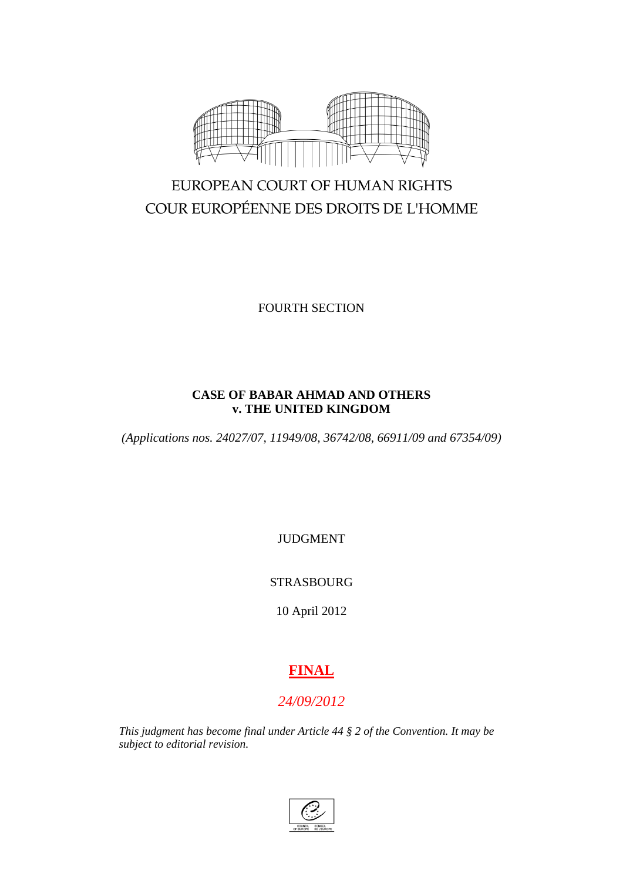EUROPEAN COURT OF HUMAN RIGHTS

COUR EUROPÉENNE DES DROITS DE L'HOMME

FOURTH SECTION

**CASE OF BABAR AHMAD AND OTHERS v. THE UNITED KINGDOM**

*(Applications nos. 24027/07, 11949/08, 36742/08, 66911/09 and 67354/09)*

JUDGMENT

STRASBOURG

10 April 2012

**FINAL**

*24/09/2012*

*This judgment has become final under Article 44 § 2 of the Convention. It may be subject to editorial revision.*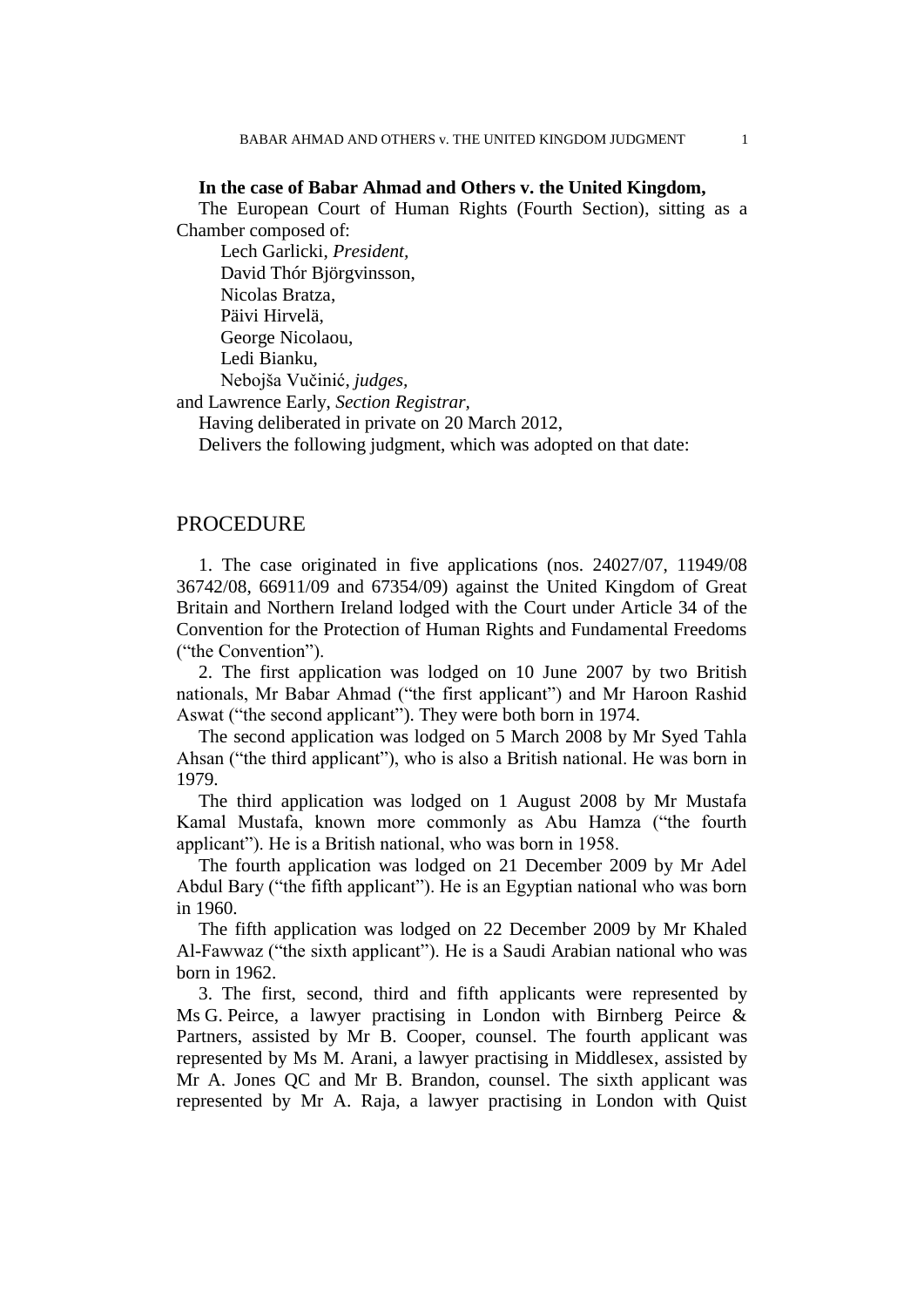**In the case of Babar Ahmad and Others v. the United Kingdom,**

The European Court of Human Rights (Fourth Section), sitting as a Chamber composed of:

Lech Garlicki, *President,*
David Thór Björgvinsson,
Nicolas Bratza,
Päivi Hirvelä,
George Nicolaou,
Ledi Bianku,
Nebojša Vučinić, *judges,*
and Lawrence Early, *Section Registrar,*

Having deliberated in private on 20 March 2012,

Delivers the following judgment, which was adopted on that date:

## PROCEDURE

1. The case originated in five applications (nos. 24027/07, 11949/08 36742/08, 66911/09 and 67354/09) against the United Kingdom of Great Britain and Northern Ireland lodged with the Court under Article 34 of the Convention for the Protection of Human Rights and Fundamental Freedoms ("the Convention").

2. The first application was lodged on 10 June 2007 by two British nationals, Mr Babar Ahmad ("the first applicant") and Mr Haroon Rashid Aswat ("the second applicant"). They were both born in 1974.

The second application was lodged on 5 March 2008 by Mr Syed Tahla Ahsan ("the third applicant"), who is also a British national. He was born in 1979.

The third application was lodged on 1 August 2008 by Mr Mustafa Kamal Mustafa, known more commonly as Abu Hamza ("the fourth applicant"). He is a British national, who was born in 1958.

The fourth application was lodged on 21 December 2009 by Mr Adel Abdul Bary ("the fifth applicant"). He is an Egyptian national who was born in 1960.

The fifth application was lodged on 22 December 2009 by Mr Khaled Al-Fawwaz ("the sixth applicant"). He is a Saudi Arabian national who was born in 1962.

3. The first, second, third and fifth applicants were represented by Ms G. Peirce, a lawyer practising in London with Birnberg Peirce & Partners, assisted by Mr B. Cooper, counsel. The fourth applicant was represented by Ms M. Arani, a lawyer practising in Middlesex, assisted by Mr A. Jones QC and Mr B. Brandon, counsel. The sixth applicant was represented by Mr A. Raja, a lawyer practising in London with Quist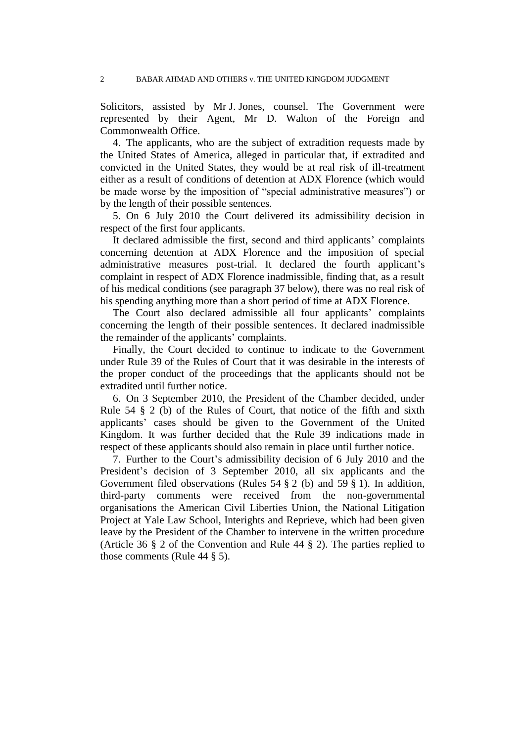Solicitors, assisted by Mr J. Jones, counsel. The Government were represented by their Agent, Mr D. Walton of the Foreign and Commonwealth Office.

4. The applicants, who are the subject of extradition requests made by the United States of America, alleged in particular that, if extradited and convicted in the United States, they would be at real risk of ill-treatment either as a result of conditions of detention at ADX Florence (which would be made worse by the imposition of "special administrative measures") or by the length of their possible sentences.

5. On 6 July 2010 the Court delivered its admissibility decision in respect of the first four applicants.

It declared admissible the first, second and third applicants' complaints concerning detention at ADX Florence and the imposition of special administrative measures post-trial. It declared the fourth applicant's complaint in respect of ADX Florence inadmissible, finding that, as a result of his medical conditions (see paragraph 37 below), there was no real risk of his spending anything more than a short period of time at ADX Florence.

The Court also declared admissible all four applicants' complaints concerning the length of their possible sentences. It declared inadmissible the remainder of the applicants' complaints.

Finally, the Court decided to continue to indicate to the Government under Rule 39 of the Rules of Court that it was desirable in the interests of the proper conduct of the proceedings that the applicants should not be extradited until further notice.

6. On 3 September 2010, the President of the Chamber decided, under Rule 54 § 2 (b) of the Rules of Court, that notice of the fifth and sixth applicants' cases should be given to the Government of the United Kingdom. It was further decided that the Rule 39 indications made in respect of these applicants should also remain in place until further notice.

7. Further to the Court's admissibility decision of 6 July 2010 and the President's decision of 3 September 2010, all six applicants and the Government filed observations (Rules 54 § 2 (b) and 59 § 1). In addition, third-party comments were received from the non-governmental organisations the American Civil Liberties Union, the National Litigation Project at Yale Law School, Interights and Reprieve, which had been given leave by the President of the Chamber to intervene in the written procedure (Article 36 § 2 of the Convention and Rule 44 § 2). The parties replied to those comments (Rule 44 § 5).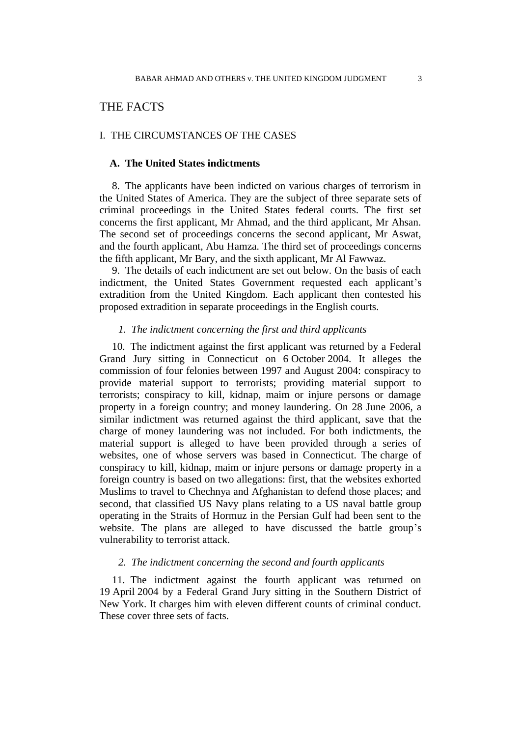# THE FACTS

## I. THE CIRCUMSTANCES OF THE CASES

### A. The United States indictments

8. The applicants have been indicted on various charges of terrorism in the United States of America. They are the subject of three separate sets of criminal proceedings in the United States federal courts. The first set concerns the first applicant, Mr Ahmad, and the third applicant, Mr Ahsan. The second set of proceedings concerns the second applicant, Mr Aswat, and the fourth applicant, Abu Hamza. The third set of proceedings concerns the fifth applicant, Mr Bary, and the sixth applicant, Mr Al Fawwaz.

9. The details of each indictment are set out below. On the basis of each indictment, the United States Government requested each applicant's extradition from the United Kingdom. Each applicant then contested his proposed extradition in separate proceedings in the English courts.

#### *1. The indictment concerning the first and third applicants*

10. The indictment against the first applicant was returned by a Federal Grand Jury sitting in Connecticut on 6 October 2004. It alleges the commission of four felonies between 1997 and August 2004: conspiracy to provide material support to terrorists; providing material support to terrorists; conspiracy to kill, kidnap, maim or injure persons or damage property in a foreign country; and money laundering. On 28 June 2006, a similar indictment was returned against the third applicant, save that the charge of money laundering was not included. For both indictments, the material support is alleged to have been provided through a series of websites, one of whose servers was based in Connecticut. The charge of conspiracy to kill, kidnap, maim or injure persons or damage property in a foreign country is based on two allegations: first, that the websites exhorted Muslims to travel to Chechnya and Afghanistan to defend those places; and second, that classified US Navy plans relating to a US naval battle group operating in the Straits of Hormuz in the Persian Gulf had been sent to the website. The plans are alleged to have discussed the battle group's vulnerability to terrorist attack.

#### *2. The indictment concerning the second and fourth applicants*

11. The indictment against the fourth applicant was returned on 19 April 2004 by a Federal Grand Jury sitting in the Southern District of New York. It charges him with eleven different counts of criminal conduct. These cover three sets of facts.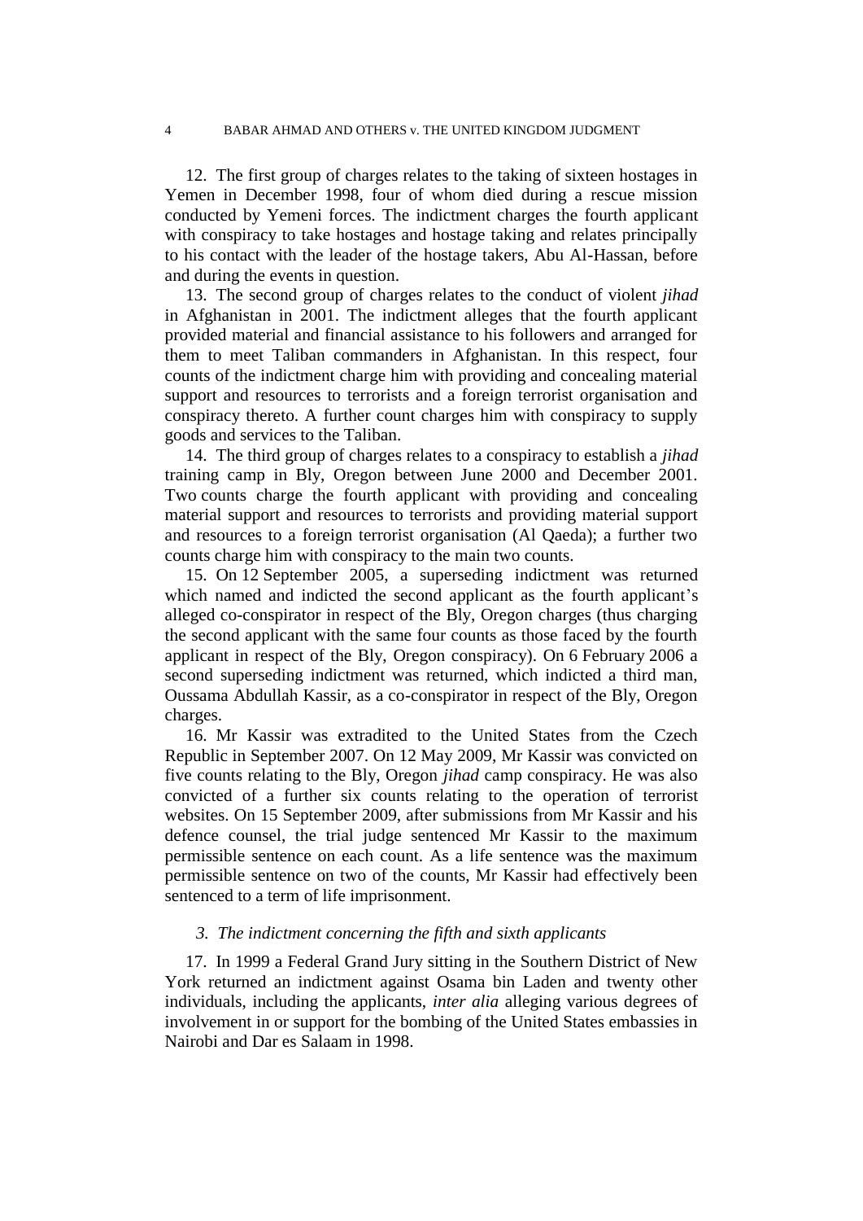12. The first group of charges relates to the taking of sixteen hostages in Yemen in December 1998, four of whom died during a rescue mission conducted by Yemeni forces. The indictment charges the fourth applicant with conspiracy to take hostages and hostage taking and relates principally to his contact with the leader of the hostage takers, Abu Al-Hassan, before and during the events in question.

13. The second group of charges relates to the conduct of violent *jihad* in Afghanistan in 2001. The indictment alleges that the fourth applicant provided material and financial assistance to his followers and arranged for them to meet Taliban commanders in Afghanistan. In this respect, four counts of the indictment charge him with providing and concealing material support and resources to terrorists and a foreign terrorist organisation and conspiracy thereto. A further count charges him with conspiracy to supply goods and services to the Taliban.

14. The third group of charges relates to a conspiracy to establish a *jihad* training camp in Bly, Oregon between June 2000 and December 2001. Two counts charge the fourth applicant with providing and concealing material support and resources to terrorists and providing material support and resources to a foreign terrorist organisation (Al Qaeda); a further two counts charge him with conspiracy to the main two counts.

15. On 12 September 2005, a superseding indictment was returned which named and indicted the second applicant as the fourth applicant's alleged co-conspirator in respect of the Bly, Oregon charges (thus charging the second applicant with the same four counts as those faced by the fourth applicant in respect of the Bly, Oregon conspiracy). On 6 February 2006 a second superseding indictment was returned, which indicted a third man, Oussama Abdullah Kassir, as a co-conspirator in respect of the Bly, Oregon charges.

16. Mr Kassir was extradited to the United States from the Czech Republic in September 2007. On 12 May 2009, Mr Kassir was convicted on five counts relating to the Bly, Oregon *jihad* camp conspiracy. He was also convicted of a further six counts relating to the operation of terrorist websites. On 15 September 2009, after submissions from Mr Kassir and his defence counsel, the trial judge sentenced Mr Kassir to the maximum permissible sentence on each count. As a life sentence was the maximum permissible sentence on two of the counts, Mr Kassir had effectively been sentenced to a term of life imprisonment.

### *3. The indictment concerning the fifth and sixth applicants*

17. In 1999 a Federal Grand Jury sitting in the Southern District of New York returned an indictment against Osama bin Laden and twenty other individuals, including the applicants, *inter alia* alleging various degrees of involvement in or support for the bombing of the United States embassies in Nairobi and Dar es Salaam in 1998.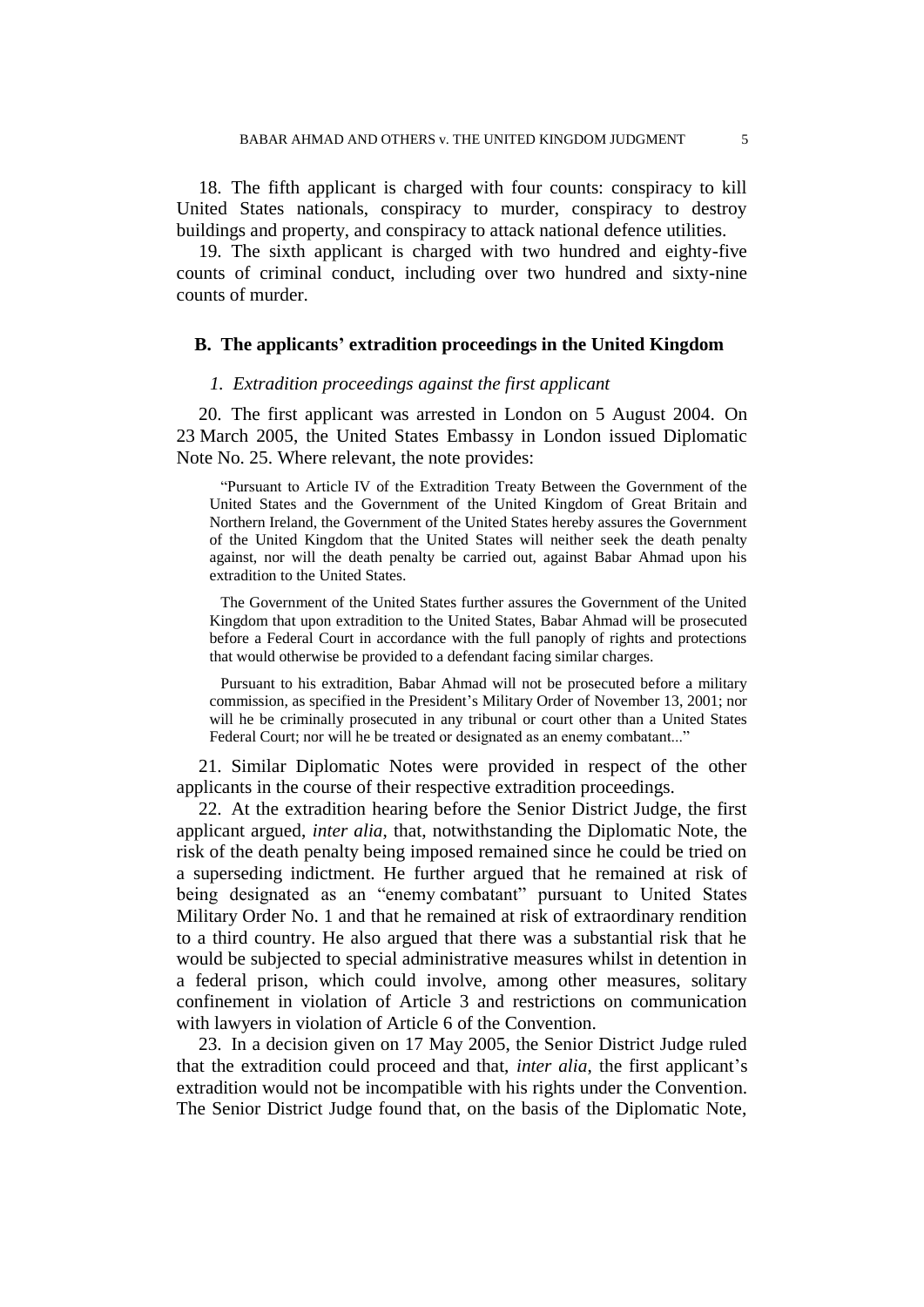18. The fifth applicant is charged with four counts: conspiracy to kill United States nationals, conspiracy to murder, conspiracy to destroy buildings and property, and conspiracy to attack national defence utilities.

19. The sixth applicant is charged with two hundred and eighty-five counts of criminal conduct, including over two hundred and sixty-nine counts of murder.

## B. The applicants' extradition proceedings in the United Kingdom

### *1. Extradition proceedings against the first applicant*

20. The first applicant was arrested in London on 5 August 2004. On 23 March 2005, the United States Embassy in London issued Diplomatic Note No. 25. Where relevant, the note provides:

> "Pursuant to Article IV of the Extradition Treaty Between the Government of the United States and the Government of the United Kingdom of Great Britain and Northern Ireland, the Government of the United States hereby assures the Government of the United Kingdom that the United States will neither seek the death penalty against, nor will the death penalty be carried out, against Babar Ahmad upon his extradition to the United States.
>
> The Government of the United States further assures the Government of the United Kingdom that upon extradition to the United States, Babar Ahmad will be prosecuted before a Federal Court in accordance with the full panoply of rights and protections that would otherwise be provided to a defendant facing similar charges.
>
> Pursuant to his extradition, Babar Ahmad will not be prosecuted before a military commission, as specified in the President's Military Order of November 13, 2001; nor will he be criminally prosecuted in any tribunal or court other than a United States Federal Court; nor will he be treated or designated as an enemy combatant..."

21. Similar Diplomatic Notes were provided in respect of the other applicants in the course of their respective extradition proceedings.

22. At the extradition hearing before the Senior District Judge, the first applicant argued, *inter alia*, that, notwithstanding the Diplomatic Note, the risk of the death penalty being imposed remained since he could be tried on a superseding indictment. He further argued that he remained at risk of being designated as an "enemy combatant" pursuant to United States Military Order No. 1 and that he remained at risk of extraordinary rendition to a third country. He also argued that there was a substantial risk that he would be subjected to special administrative measures whilst in detention in a federal prison, which could involve, among other measures, solitary confinement in violation of Article 3 and restrictions on communication with lawyers in violation of Article 6 of the Convention.

23. In a decision given on 17 May 2005, the Senior District Judge ruled that the extradition could proceed and that, *inter alia*, the first applicant's extradition would not be incompatible with his rights under the Convention. The Senior District Judge found that, on the basis of the Diplomatic Note,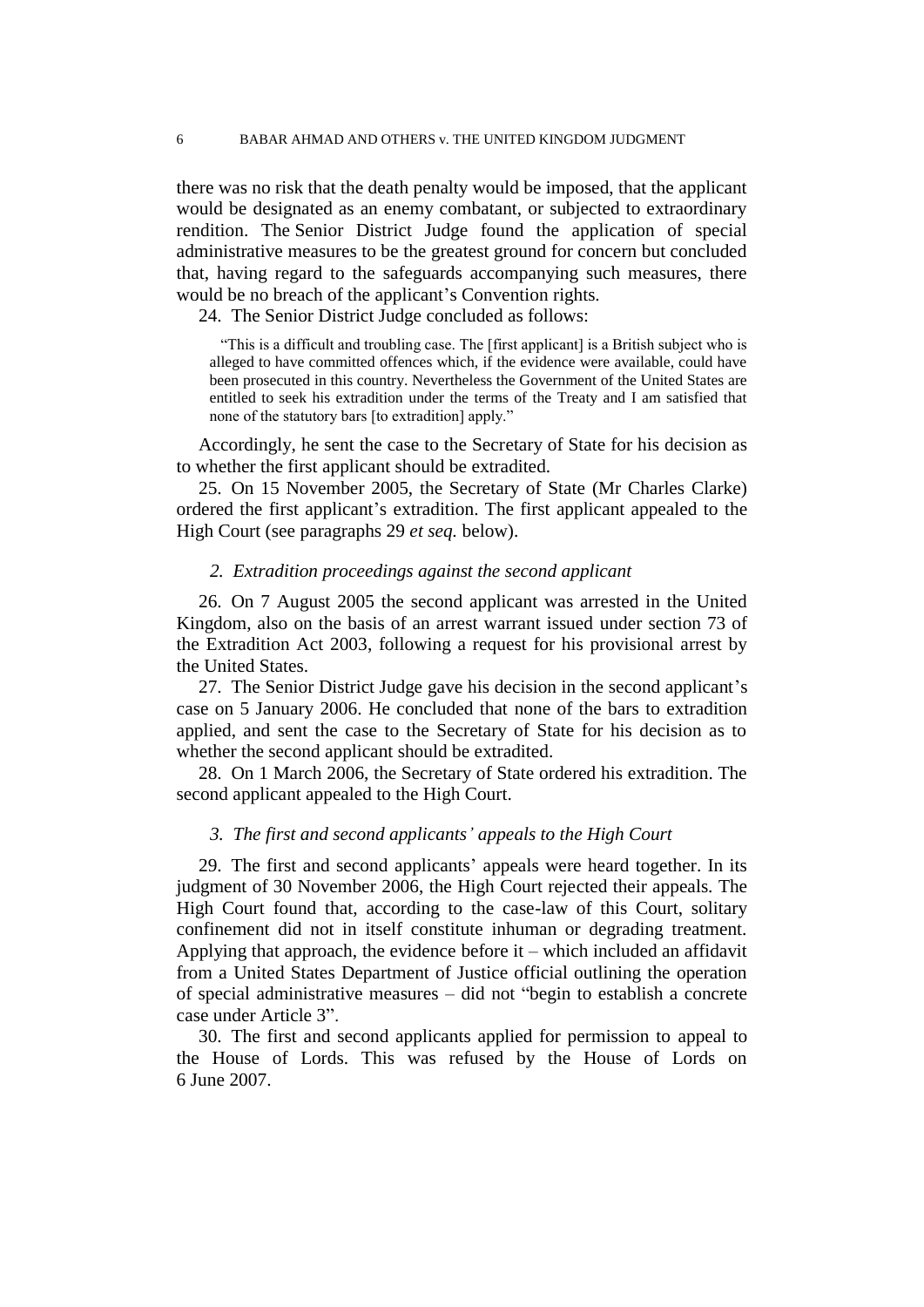there was no risk that the death penalty would be imposed, that the applicant would be designated as an enemy combatant, or subjected to extraordinary rendition. The Senior District Judge found the application of special administrative measures to be the greatest ground for concern but concluded that, having regard to the safeguards accompanying such measures, there would be no breach of the applicant's Convention rights.

24. The Senior District Judge concluded as follows:

> "This is a difficult and troubling case. The [first applicant] is a British subject who is alleged to have committed offences which, if the evidence were available, could have been prosecuted in this country. Nevertheless the Government of the United States are entitled to seek his extradition under the terms of the Treaty and I am satisfied that none of the statutory bars [to extradition] apply."

Accordingly, he sent the case to the Secretary of State for his decision as to whether the first applicant should be extradited.

25. On 15 November 2005, the Secretary of State (Mr Charles Clarke) ordered the first applicant's extradition. The first applicant appealed to the High Court (see paragraphs 29 *et seq.* below).

### *2. Extradition proceedings against the second applicant*

26. On 7 August 2005 the second applicant was arrested in the United Kingdom, also on the basis of an arrest warrant issued under section 73 of the Extradition Act 2003, following a request for his provisional arrest by the United States.

27. The Senior District Judge gave his decision in the second applicant's case on 5 January 2006. He concluded that none of the bars to extradition applied, and sent the case to the Secretary of State for his decision as to whether the second applicant should be extradited.

28. On 1 March 2006, the Secretary of State ordered his extradition. The second applicant appealed to the High Court.

### *3. The first and second applicants' appeals to the High Court*

29. The first and second applicants' appeals were heard together. In its judgment of 30 November 2006, the High Court rejected their appeals. The High Court found that, according to the case-law of this Court, solitary confinement did not in itself constitute inhuman or degrading treatment. Applying that approach, the evidence before it – which included an affidavit from a United States Department of Justice official outlining the operation of special administrative measures – did not "begin to establish a concrete case under Article 3".

30. The first and second applicants applied for permission to appeal to the House of Lords. This was refused by the House of Lords on 6 June 2007.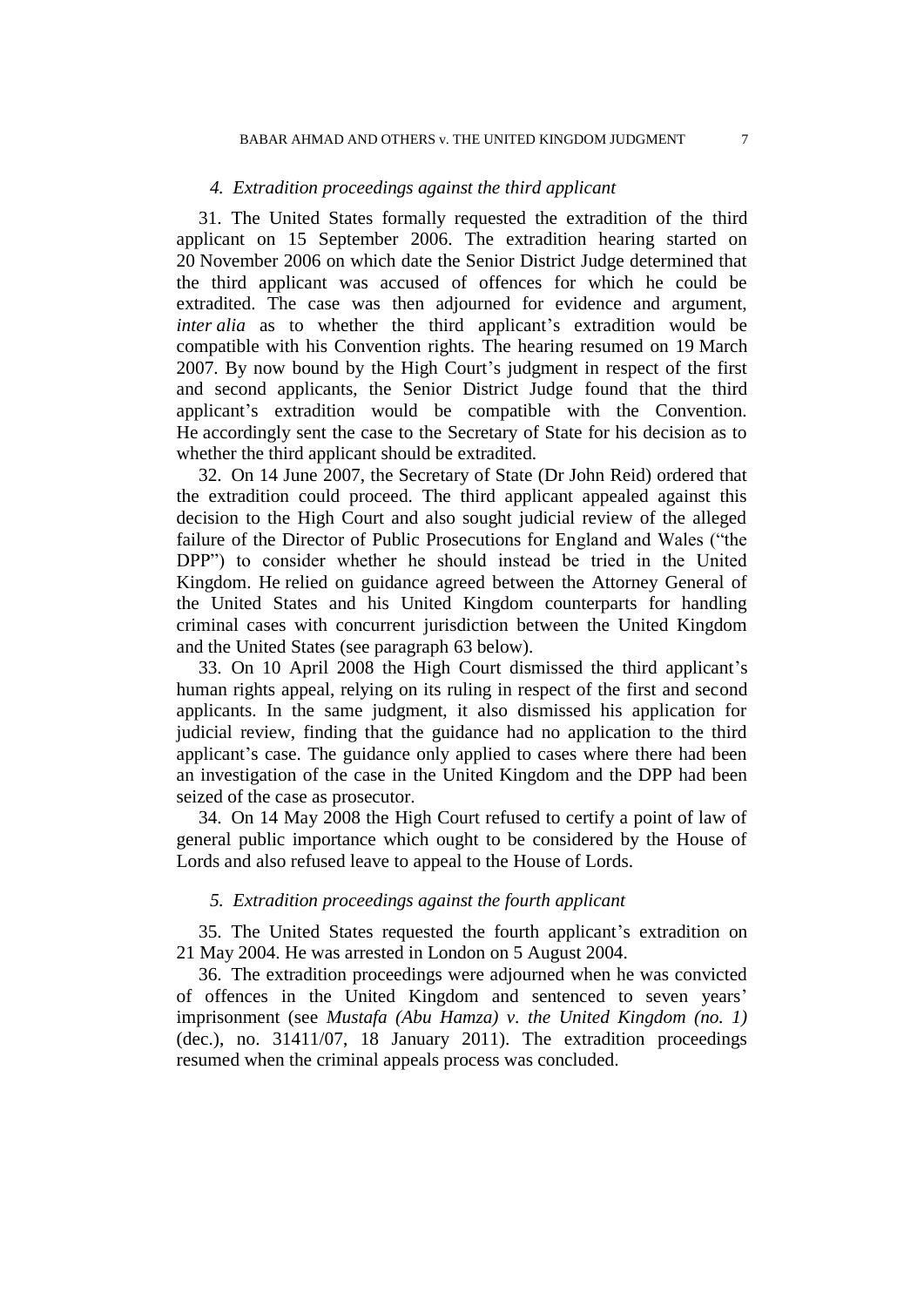#### *4. Extradition proceedings against the third applicant*

31. The United States formally requested the extradition of the third applicant on 15 September 2006. The extradition hearing started on 20 November 2006 on which date the Senior District Judge determined that the third applicant was accused of offences for which he could be extradited. The case was then adjourned for evidence and argument, *inter alia* as to whether the third applicant's extradition would be compatible with his Convention rights. The hearing resumed on 19 March 2007. By now bound by the High Court's judgment in respect of the first and second applicants, the Senior District Judge found that the third applicant's extradition would be compatible with the Convention. He accordingly sent the case to the Secretary of State for his decision as to whether the third applicant should be extradited.

32. On 14 June 2007, the Secretary of State (Dr John Reid) ordered that the extradition could proceed. The third applicant appealed against this decision to the High Court and also sought judicial review of the alleged failure of the Director of Public Prosecutions for England and Wales ("the DPP") to consider whether he should instead be tried in the United Kingdom. He relied on guidance agreed between the Attorney General of the United States and his United Kingdom counterparts for handling criminal cases with concurrent jurisdiction between the United Kingdom and the United States (see paragraph 63 below).

33. On 10 April 2008 the High Court dismissed the third applicant's human rights appeal, relying on its ruling in respect of the first and second applicants. In the same judgment, it also dismissed his application for judicial review, finding that the guidance had no application to the third applicant's case. The guidance only applied to cases where there had been an investigation of the case in the United Kingdom and the DPP had been seized of the case as prosecutor.

34. On 14 May 2008 the High Court refused to certify a point of law of general public importance which ought to be considered by the House of Lords and also refused leave to appeal to the House of Lords.

#### *5. Extradition proceedings against the fourth applicant*

35. The United States requested the fourth applicant's extradition on 21 May 2004. He was arrested in London on 5 August 2004.

36. The extradition proceedings were adjourned when he was convicted of offences in the United Kingdom and sentenced to seven years' imprisonment (see *Mustafa (Abu Hamza) v. the United Kingdom (no. 1)* (dec.), no. 31411/07, 18 January 2011). The extradition proceedings resumed when the criminal appeals process was concluded.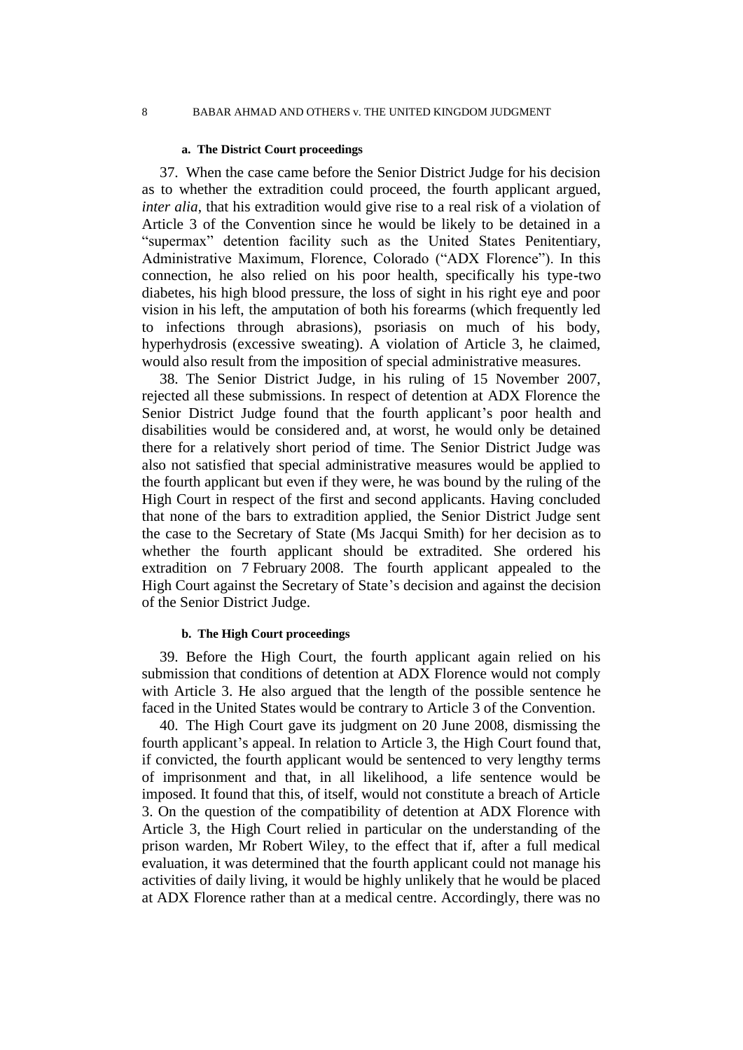#### a. The District Court proceedings

37. When the case came before the Senior District Judge for his decision as to whether the extradition could proceed, the fourth applicant argued, *inter alia*, that his extradition would give rise to a real risk of a violation of Article 3 of the Convention since he would be likely to be detained in a "supermax" detention facility such as the United States Penitentiary, Administrative Maximum, Florence, Colorado ("ADX Florence"). In this connection, he also relied on his poor health, specifically his type-two diabetes, his high blood pressure, the loss of sight in his right eye and poor vision in his left, the amputation of both his forearms (which frequently led to infections through abrasions), psoriasis on much of his body, hyperhydrosis (excessive sweating). A violation of Article 3, he claimed, would also result from the imposition of special administrative measures.

38. The Senior District Judge, in his ruling of 15 November 2007, rejected all these submissions. In respect of detention at ADX Florence the Senior District Judge found that the fourth applicant's poor health and disabilities would be considered and, at worst, he would only be detained there for a relatively short period of time. The Senior District Judge was also not satisfied that special administrative measures would be applied to the fourth applicant but even if they were, he was bound by the ruling of the High Court in respect of the first and second applicants. Having concluded that none of the bars to extradition applied, the Senior District Judge sent the case to the Secretary of State (Ms Jacqui Smith) for her decision as to whether the fourth applicant should be extradited. She ordered his extradition on 7 February 2008. The fourth applicant appealed to the High Court against the Secretary of State's decision and against the decision of the Senior District Judge.

#### b. The High Court proceedings

39. Before the High Court, the fourth applicant again relied on his submission that conditions of detention at ADX Florence would not comply with Article 3. He also argued that the length of the possible sentence he faced in the United States would be contrary to Article 3 of the Convention.

40. The High Court gave its judgment on 20 June 2008, dismissing the fourth applicant's appeal. In relation to Article 3, the High Court found that, if convicted, the fourth applicant would be sentenced to very lengthy terms of imprisonment and that, in all likelihood, a life sentence would be imposed. It found that this, of itself, would not constitute a breach of Article 3. On the question of the compatibility of detention at ADX Florence with Article 3, the High Court relied in particular on the understanding of the prison warden, Mr Robert Wiley, to the effect that if, after a full medical evaluation, it was determined that the fourth applicant could not manage his activities of daily living, it would be highly unlikely that he would be placed at ADX Florence rather than at a medical centre. Accordingly, there was no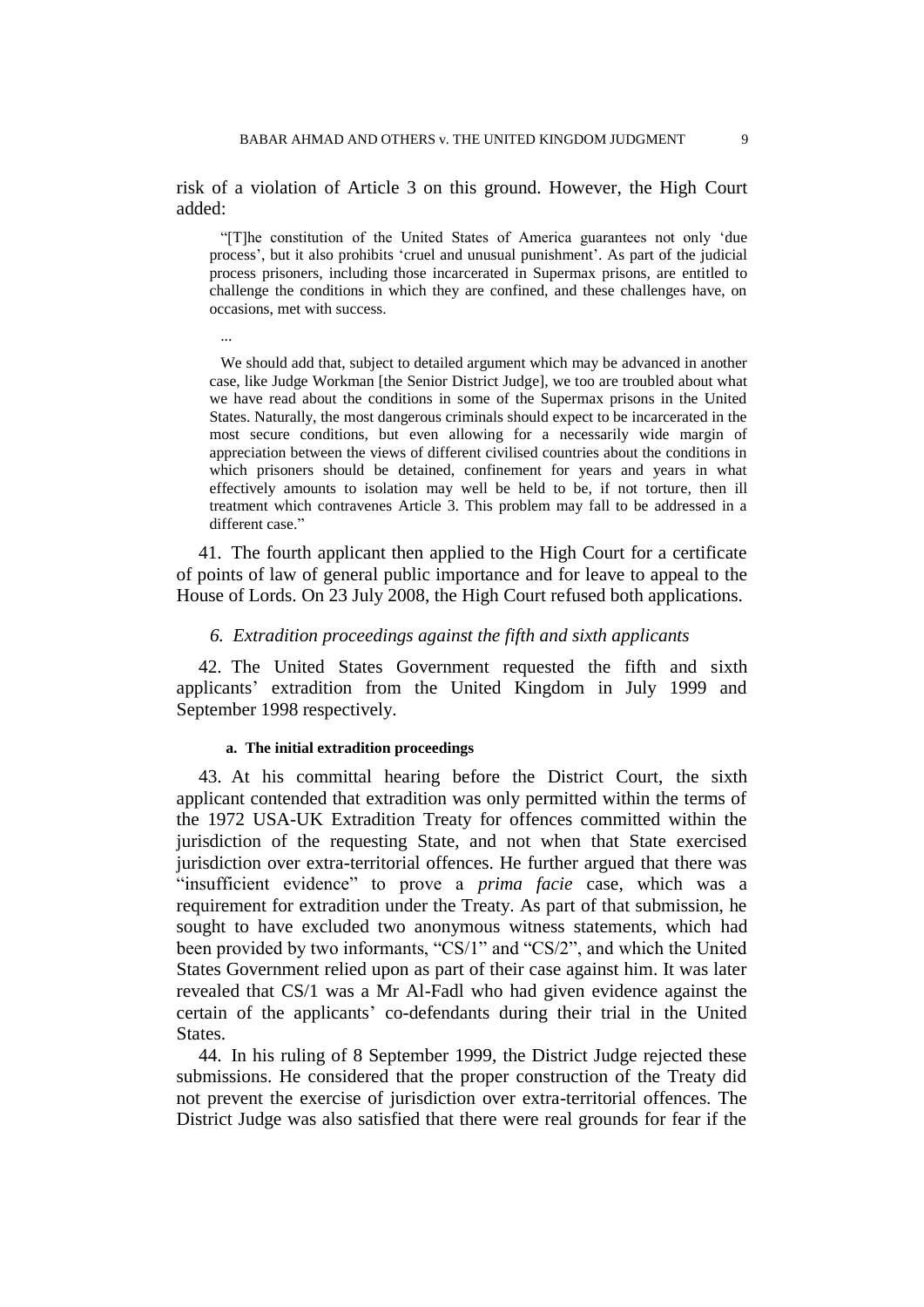risk of a violation of Article 3 on this ground. However, the High Court added:

> "[T]he constitution of the United States of America guarantees not only 'due process', but it also prohibits 'cruel and unusual punishment'. As part of the judicial process prisoners, including those incarcerated in Supermax prisons, are entitled to challenge the conditions in which they are confined, and these challenges have, on occasions, met with success.
>
> ...
>
> We should add that, subject to detailed argument which may be advanced in another case, like Judge Workman [the Senior District Judge], we too are troubled about what we have read about the conditions in some of the Supermax prisons in the United States. Naturally, the most dangerous criminals should expect to be incarcerated in the most secure conditions, but even allowing for a necessarily wide margin of appreciation between the views of different civilised countries about the conditions in which prisoners should be detained, confinement for years and years in what effectively amounts to isolation may well be held to be, if not torture, then ill treatment which contravenes Article 3. This problem may fall to be addressed in a different case."

41. The fourth applicant then applied to the High Court for a certificate of points of law of general public importance and for leave to appeal to the House of Lords. On 23 July 2008, the High Court refused both applications.

### *6. Extradition proceedings against the fifth and sixth applicants*

42. The United States Government requested the fifth and sixth applicants' extradition from the United Kingdom in July 1999 and September 1998 respectively.

#### a. The initial extradition proceedings

43. At his committal hearing before the District Court, the sixth applicant contended that extradition was only permitted within the terms of the 1972 USA-UK Extradition Treaty for offences committed within the jurisdiction of the requesting State, and not when that State exercised jurisdiction over extra-territorial offences. He further argued that there was "insufficient evidence" to prove a *prima facie* case, which was a requirement for extradition under the Treaty. As part of that submission, he sought to have excluded two anonymous witness statements, which had been provided by two informants, "CS/1" and "CS/2", and which the United States Government relied upon as part of their case against him. It was later revealed that CS/1 was a Mr Al-Fadl who had given evidence against the certain of the applicants' co-defendants during their trial in the United States.

44. In his ruling of 8 September 1999, the District Judge rejected these submissions. He considered that the proper construction of the Treaty did not prevent the exercise of jurisdiction over extra-territorial offences. The District Judge was also satisfied that there were real grounds for fear if the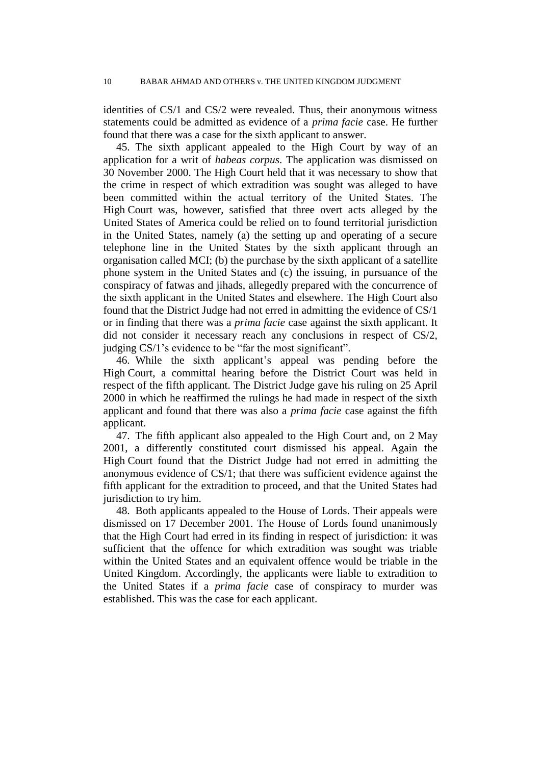identities of CS/1 and CS/2 were revealed. Thus, their anonymous witness statements could be admitted as evidence of a *prima facie* case. He further found that there was a case for the sixth applicant to answer.

45. The sixth applicant appealed to the High Court by way of an application for a writ of *habeas corpus*. The application was dismissed on 30 November 2000. The High Court held that it was necessary to show that the crime in respect of which extradition was sought was alleged to have been committed within the actual territory of the United States. The High Court was, however, satisfied that three overt acts alleged by the United States of America could be relied on to found territorial jurisdiction in the United States, namely (a) the setting up and operating of a secure telephone line in the United States by the sixth applicant through an organisation called MCI; (b) the purchase by the sixth applicant of a satellite phone system in the United States and (c) the issuing, in pursuance of the conspiracy of fatwas and jihads, allegedly prepared with the concurrence of the sixth applicant in the United States and elsewhere. The High Court also found that the District Judge had not erred in admitting the evidence of CS/1 or in finding that there was a *prima facie* case against the sixth applicant. It did not consider it necessary reach any conclusions in respect of CS/2, judging CS/1's evidence to be "far the most significant".

46. While the sixth applicant's appeal was pending before the High Court, a committal hearing before the District Court was held in respect of the fifth applicant. The District Judge gave his ruling on 25 April 2000 in which he reaffirmed the rulings he had made in respect of the sixth applicant and found that there was also a *prima facie* case against the fifth applicant.

47. The fifth applicant also appealed to the High Court and, on 2 May 2001, a differently constituted court dismissed his appeal. Again the High Court found that the District Judge had not erred in admitting the anonymous evidence of CS/1; that there was sufficient evidence against the fifth applicant for the extradition to proceed, and that the United States had jurisdiction to try him.

48. Both applicants appealed to the House of Lords. Their appeals were dismissed on 17 December 2001. The House of Lords found unanimously that the High Court had erred in its finding in respect of jurisdiction: it was sufficient that the offence for which extradition was sought was triable within the United States and an equivalent offence would be triable in the United Kingdom. Accordingly, the applicants were liable to extradition to the United States if a *prima facie* case of conspiracy to murder was established. This was the case for each applicant.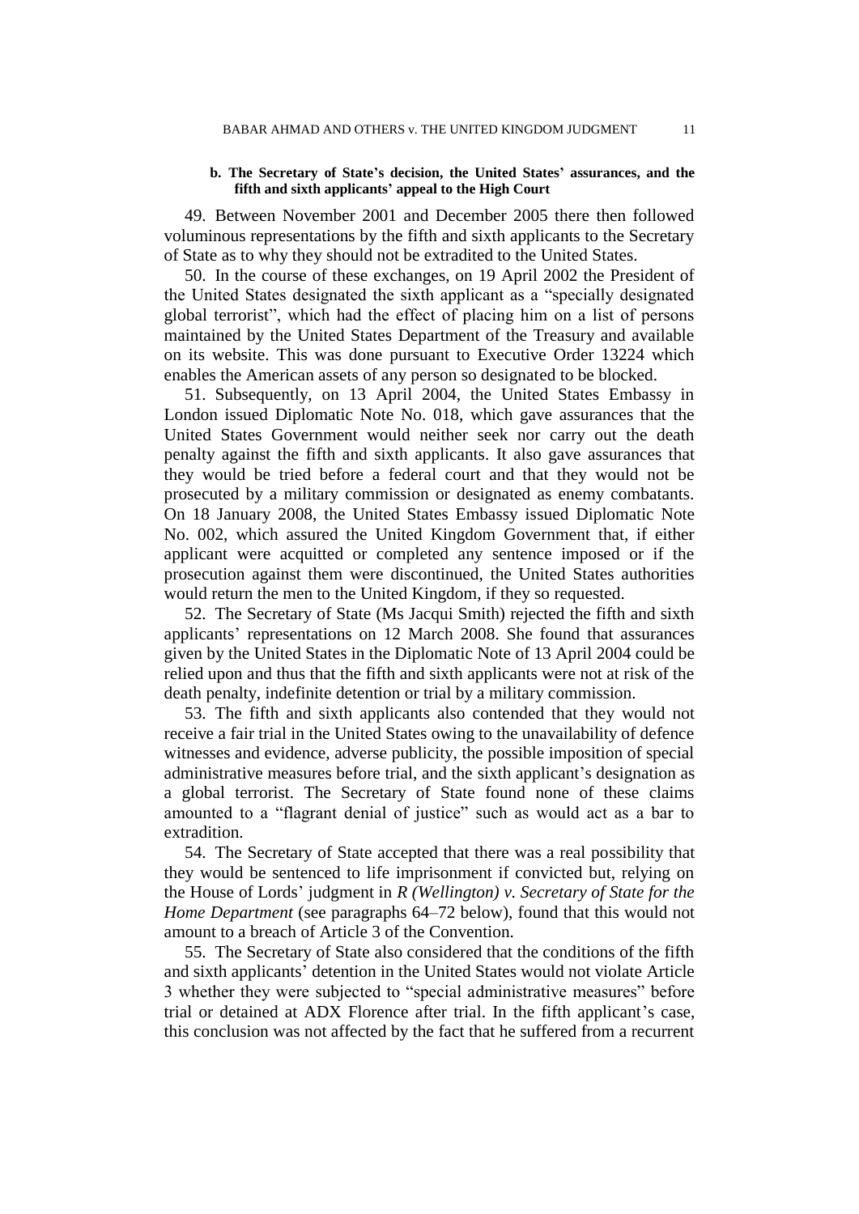#### b. The Secretary of State's decision, the United States' assurances, and the fifth and sixth applicants' appeal to the High Court

49. Between November 2001 and December 2005 there then followed voluminous representations by the fifth and sixth applicants to the Secretary of State as to why they should not be extradited to the United States.

50. In the course of these exchanges, on 19 April 2002 the President of the United States designated the sixth applicant as a "specially designated global terrorist", which had the effect of placing him on a list of persons maintained by the United States Department of the Treasury and available on its website. This was done pursuant to Executive Order 13224 which enables the American assets of any person so designated to be blocked.

51. Subsequently, on 13 April 2004, the United States Embassy in London issued Diplomatic Note No. 018, which gave assurances that the United States Government would neither seek nor carry out the death penalty against the fifth and sixth applicants. It also gave assurances that they would be tried before a federal court and that they would not be prosecuted by a military commission or designated as enemy combatants. On 18 January 2008, the United States Embassy issued Diplomatic Note No. 002, which assured the United Kingdom Government that, if either applicant were acquitted or completed any sentence imposed or if the prosecution against them were discontinued, the United States authorities would return the men to the United Kingdom, if they so requested.

52. The Secretary of State (Ms Jacqui Smith) rejected the fifth and sixth applicants' representations on 12 March 2008. She found that assurances given by the United States in the Diplomatic Note of 13 April 2004 could be relied upon and thus that the fifth and sixth applicants were not at risk of the death penalty, indefinite detention or trial by a military commission.

53. The fifth and sixth applicants also contended that they would not receive a fair trial in the United States owing to the unavailability of defence witnesses and evidence, adverse publicity, the possible imposition of special administrative measures before trial, and the sixth applicant's designation as a global terrorist. The Secretary of State found none of these claims amounted to a "flagrant denial of justice" such as would act as a bar to extradition.

54. The Secretary of State accepted that there was a real possibility that they would be sentenced to life imprisonment if convicted but, relying on the House of Lords' judgment in *R (Wellington) v. Secretary of State for the Home Department* (see paragraphs 64–72 below), found that this would not amount to a breach of Article 3 of the Convention.

55. The Secretary of State also considered that the conditions of the fifth and sixth applicants' detention in the United States would not violate Article 3 whether they were subjected to "special administrative measures" before trial or detained at ADX Florence after trial. In the fifth applicant's case, this conclusion was not affected by the fact that he suffered from a recurrent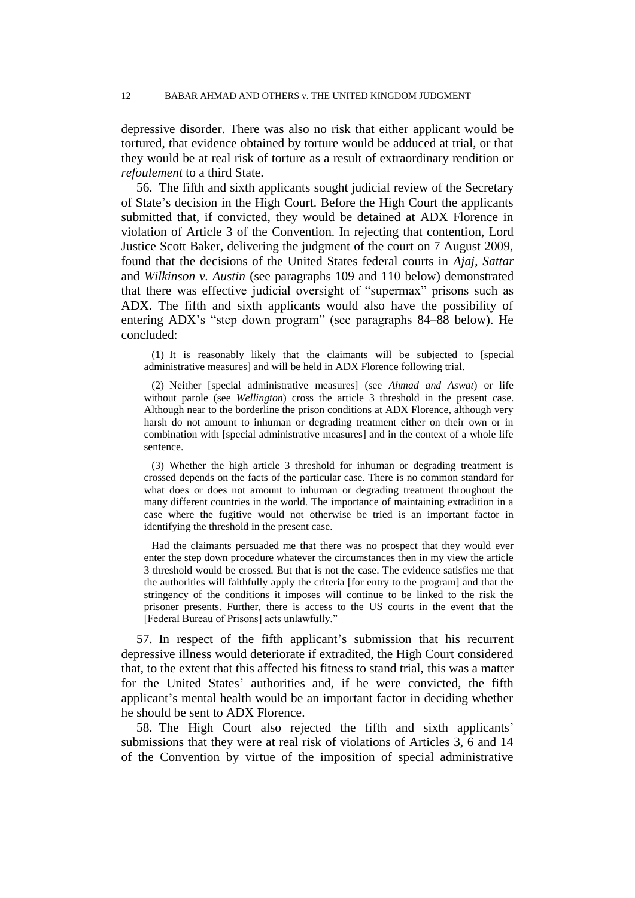depressive disorder. There was also no risk that either applicant would be tortured, that evidence obtained by torture would be adduced at trial, or that they would be at real risk of torture as a result of extraordinary rendition or *refoulement* to a third State.

56. The fifth and sixth applicants sought judicial review of the Secretary of State's decision in the High Court. Before the High Court the applicants submitted that, if convicted, they would be detained at ADX Florence in violation of Article 3 of the Convention. In rejecting that contention, Lord Justice Scott Baker, delivering the judgment of the court on 7 August 2009, found that the decisions of the United States federal courts in *Ajaj*, *Sattar* and *Wilkinson v. Austin* (see paragraphs 109 and 110 below) demonstrated that there was effective judicial oversight of "supermax" prisons such as ADX. The fifth and sixth applicants would also have the possibility of entering ADX's "step down program" (see paragraphs 84–88 below). He concluded:

> (1) It is reasonably likely that the claimants will be subjected to [special administrative measures] and will be held in ADX Florence following trial.
>
> (2) Neither [special administrative measures] (see *Ahmad and Aswat*) or life without parole (see *Wellington*) cross the article 3 threshold in the present case. Although near to the borderline the prison conditions at ADX Florence, although very harsh do not amount to inhuman or degrading treatment either on their own or in combination with [special administrative measures] and in the context of a whole life sentence.
>
> (3) Whether the high article 3 threshold for inhuman or degrading treatment is crossed depends on the facts of the particular case. There is no common standard for what does or does not amount to inhuman or degrading treatment throughout the many different countries in the world. The importance of maintaining extradition in a case where the fugitive would not otherwise be tried is an important factor in identifying the threshold in the present case.
>
> Had the claimants persuaded me that there was no prospect that they would ever enter the step down procedure whatever the circumstances then in my view the article 3 threshold would be crossed. But that is not the case. The evidence satisfies me that the authorities will faithfully apply the criteria [for entry to the program] and that the stringency of the conditions it imposes will continue to be linked to the risk the prisoner presents. Further, there is access to the US courts in the event that the [Federal Bureau of Prisons] acts unlawfully."

57. In respect of the fifth applicant's submission that his recurrent depressive illness would deteriorate if extradited, the High Court considered that, to the extent that this affected his fitness to stand trial, this was a matter for the United States' authorities and, if he were convicted, the fifth applicant's mental health would be an important factor in deciding whether he should be sent to ADX Florence.

58. The High Court also rejected the fifth and sixth applicants' submissions that they were at real risk of violations of Articles 3, 6 and 14 of the Convention by virtue of the imposition of special administrative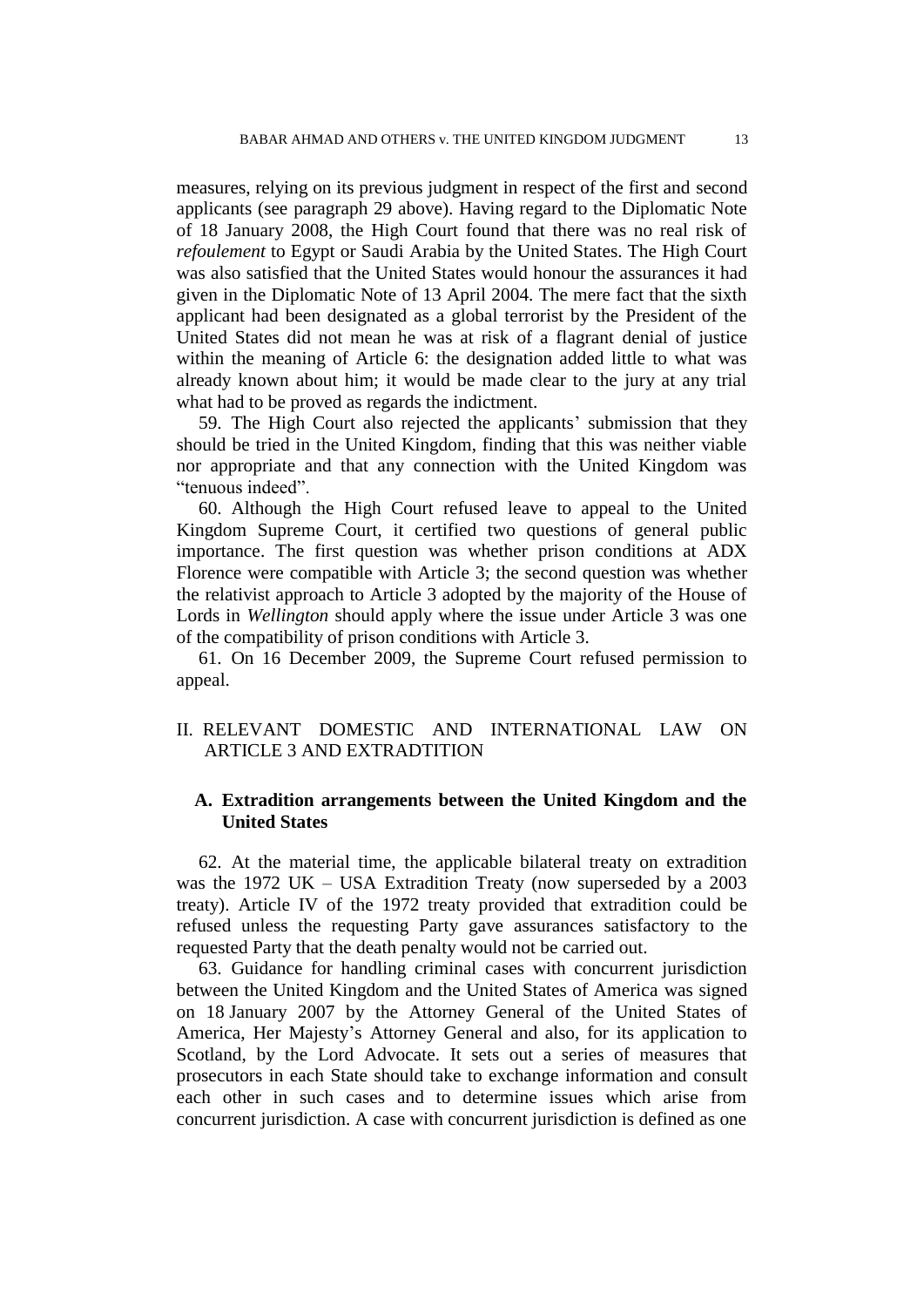measures, relying on its previous judgment in respect of the first and second applicants (see paragraph 29 above). Having regard to the Diplomatic Note of 18 January 2008, the High Court found that there was no real risk of *refoulement* to Egypt or Saudi Arabia by the United States. The High Court was also satisfied that the United States would honour the assurances it had given in the Diplomatic Note of 13 April 2004. The mere fact that the sixth applicant had been designated as a global terrorist by the President of the United States did not mean he was at risk of a flagrant denial of justice within the meaning of Article 6: the designation added little to what was already known about him; it would be made clear to the jury at any trial what had to be proved as regards the indictment.

59. The High Court also rejected the applicants' submission that they should be tried in the United Kingdom, finding that this was neither viable nor appropriate and that any connection with the United Kingdom was "tenuous indeed".

60. Although the High Court refused leave to appeal to the United Kingdom Supreme Court, it certified two questions of general public importance. The first question was whether prison conditions at ADX Florence were compatible with Article 3; the second question was whether the relativist approach to Article 3 adopted by the majority of the House of Lords in *Wellington* should apply where the issue under Article 3 was one of the compatibility of prison conditions with Article 3.

61. On 16 December 2009, the Supreme Court refused permission to appeal.

## II. RELEVANT DOMESTIC AND INTERNATIONAL LAW ON ARTICLE 3 AND EXTRADTITION

### A. Extradition arrangements between the United Kingdom and the United States

62. At the material time, the applicable bilateral treaty on extradition was the 1972 UK – USA Extradition Treaty (now superseded by a 2003 treaty). Article IV of the 1972 treaty provided that extradition could be refused unless the requesting Party gave assurances satisfactory to the requested Party that the death penalty would not be carried out.

63. Guidance for handling criminal cases with concurrent jurisdiction between the United Kingdom and the United States of America was signed on 18 January 2007 by the Attorney General of the United States of America, Her Majesty's Attorney General and also, for its application to Scotland, by the Lord Advocate. It sets out a series of measures that prosecutors in each State should take to exchange information and consult each other in such cases and to determine issues which arise from concurrent jurisdiction. A case with concurrent jurisdiction is defined as one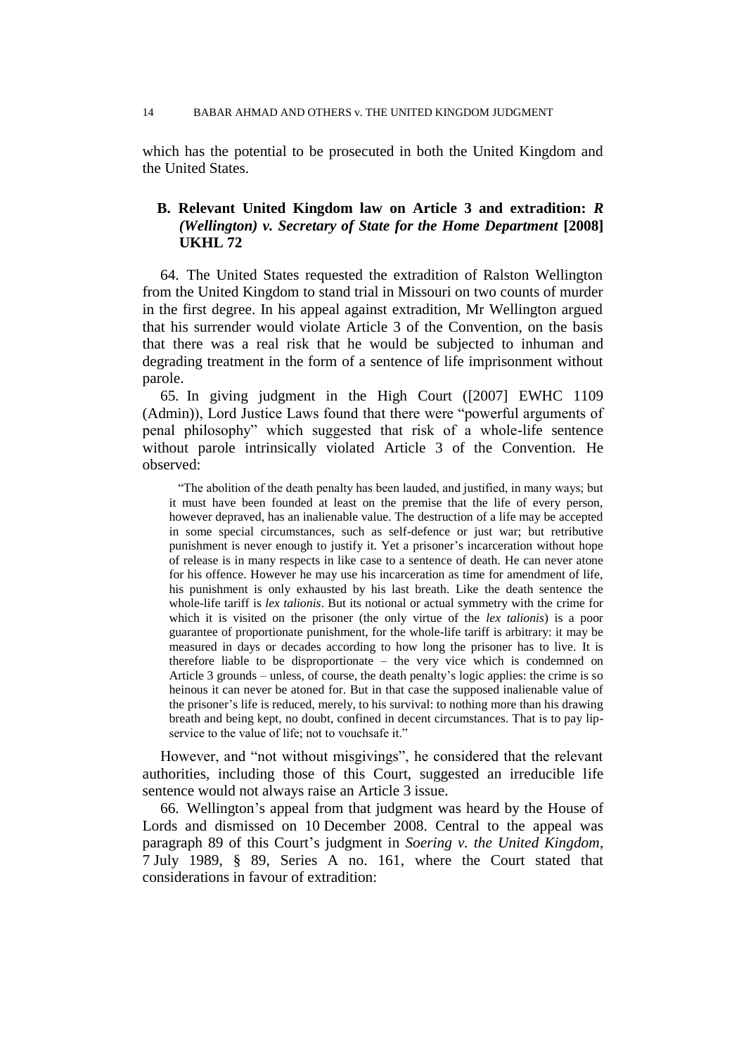which has the potential to be prosecuted in both the United Kingdom and the United States.

### B. Relevant United Kingdom law on Article 3 and extradition: *R (Wellington) v. Secretary of State for the Home Department* [2008] UKHL 72

64. The United States requested the extradition of Ralston Wellington from the United Kingdom to stand trial in Missouri on two counts of murder in the first degree. In his appeal against extradition, Mr Wellington argued that his surrender would violate Article 3 of the Convention, on the basis that there was a real risk that he would be subjected to inhuman and degrading treatment in the form of a sentence of life imprisonment without parole.

65. In giving judgment in the High Court ([2007] EWHC 1109 (Admin)), Lord Justice Laws found that there were "powerful arguments of penal philosophy" which suggested that risk of a whole-life sentence without parole intrinsically violated Article 3 of the Convention. He observed:

> "The abolition of the death penalty has been lauded, and justified, in many ways; but it must have been founded at least on the premise that the life of every person, however depraved, has an inalienable value. The destruction of a life may be accepted in some special circumstances, such as self-defence or just war; but retributive punishment is never enough to justify it. Yet a prisoner's incarceration without hope of release is in many respects in like case to a sentence of death. He can never atone for his offence. However he may use his incarceration as time for amendment of life, his punishment is only exhausted by his last breath. Like the death sentence the whole-life tariff is *lex talionis*. But its notional or actual symmetry with the crime for which it is visited on the prisoner (the only virtue of the *lex talionis*) is a poor guarantee of proportionate punishment, for the whole-life tariff is arbitrary: it may be measured in days or decades according to how long the prisoner has to live. It is therefore liable to be disproportionate – the very vice which is condemned on Article 3 grounds – unless, of course, the death penalty's logic applies: the crime is so heinous it can never be atoned for. But in that case the supposed inalienable value of the prisoner's life is reduced, merely, to his survival: to nothing more than his drawing breath and being kept, no doubt, confined in decent circumstances. That is to pay lip-service to the value of life; not to vouchsafe it."

However, and "not without misgivings", he considered that the relevant authorities, including those of this Court, suggested an irreducible life sentence would not always raise an Article 3 issue.

66. Wellington's appeal from that judgment was heard by the House of Lords and dismissed on 10 December 2008. Central to the appeal was paragraph 89 of this Court's judgment in *Soering v. the United Kingdom*, 7 July 1989, § 89, Series A no. 161, where the Court stated that considerations in favour of extradition: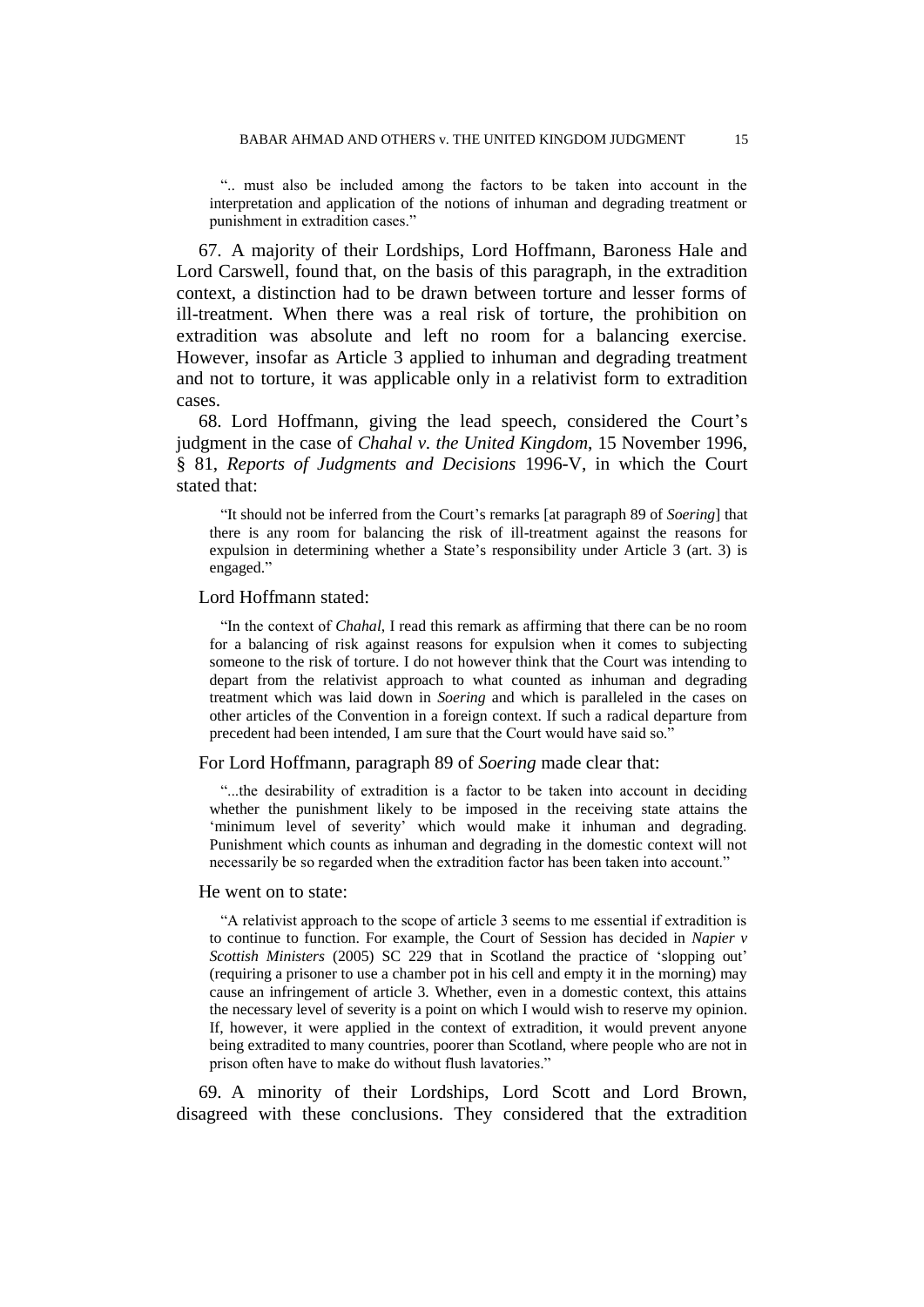".. must also be included among the factors to be taken into account in the interpretation and application of the notions of inhuman and degrading treatment or punishment in extradition cases."

67. A majority of their Lordships, Lord Hoffmann, Baroness Hale and Lord Carswell, found that, on the basis of this paragraph, in the extradition context, a distinction had to be drawn between torture and lesser forms of ill-treatment. When there was a real risk of torture, the prohibition on extradition was absolute and left no room for a balancing exercise. However, insofar as Article 3 applied to inhuman and degrading treatment and not to torture, it was applicable only in a relativist form to extradition cases.

68. Lord Hoffmann, giving the lead speech, considered the Court's judgment in the case of *Chahal v. the United Kingdom*, 15 November 1996, § 81, *Reports of Judgments and Decisions* 1996-V, in which the Court stated that:

> "It should not be inferred from the Court's remarks [at paragraph 89 of *Soering*] that there is any room for balancing the risk of ill-treatment against the reasons for expulsion in determining whether a State's responsibility under Article 3 (art. 3) is engaged."

Lord Hoffmann stated:

> "In the context of *Chahal*, I read this remark as affirming that there can be no room for a balancing of risk against reasons for expulsion when it comes to subjecting someone to the risk of torture. I do not however think that the Court was intending to depart from the relativist approach to what counted as inhuman and degrading treatment which was laid down in *Soering* and which is paralleled in the cases on other articles of the Convention in a foreign context. If such a radical departure from precedent had been intended, I am sure that the Court would have said so."

For Lord Hoffmann, paragraph 89 of *Soering* made clear that:

> "...the desirability of extradition is a factor to be taken into account in deciding whether the punishment likely to be imposed in the receiving state attains the 'minimum level of severity' which would make it inhuman and degrading. Punishment which counts as inhuman and degrading in the domestic context will not necessarily be so regarded when the extradition factor has been taken into account."

He went on to state:

> "A relativist approach to the scope of article 3 seems to me essential if extradition is to continue to function. For example, the Court of Session has decided in *Napier v Scottish Ministers* (2005) SC 229 that in Scotland the practice of 'slopping out' (requiring a prisoner to use a chamber pot in his cell and empty it in the morning) may cause an infringement of article 3. Whether, even in a domestic context, this attains the necessary level of severity is a point on which I would wish to reserve my opinion. If, however, it were applied in the context of extradition, it would prevent anyone being extradited to many countries, poorer than Scotland, where people who are not in prison often have to make do without flush lavatories."

69. A minority of their Lordships, Lord Scott and Lord Brown, disagreed with these conclusions. They considered that the extradition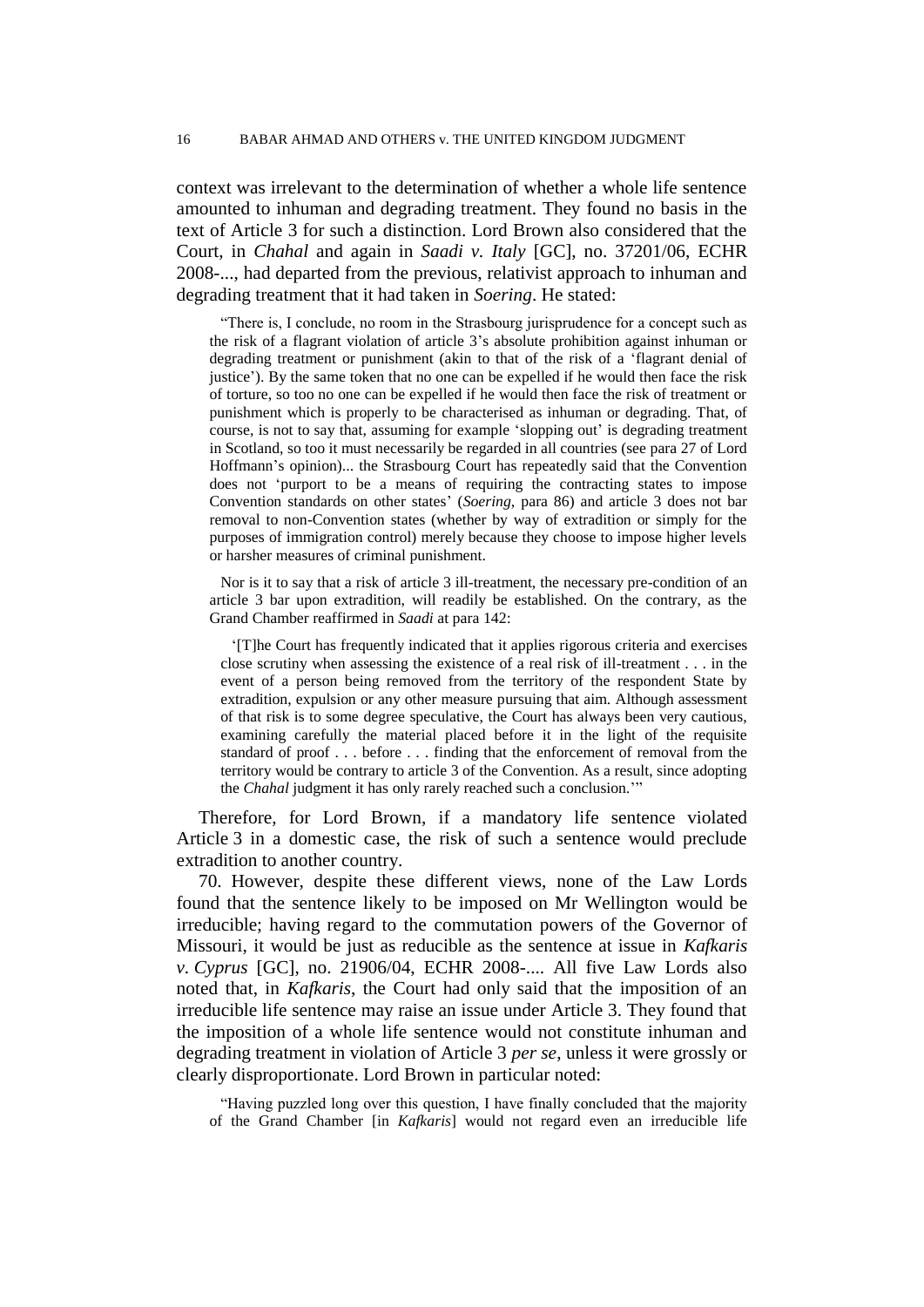context was irrelevant to the determination of whether a whole life sentence amounted to inhuman and degrading treatment. They found no basis in the text of Article 3 for such a distinction. Lord Brown also considered that the Court, in *Chahal* and again in *Saadi v. Italy* [GC], no. 37201/06, ECHR 2008-..., had departed from the previous, relativist approach to inhuman and degrading treatment that it had taken in *Soering*. He stated:

> "There is, I conclude, no room in the Strasbourg jurisprudence for a concept such as the risk of a flagrant violation of article 3's absolute prohibition against inhuman or degrading treatment or punishment (akin to that of the risk of a 'flagrant denial of justice'). By the same token that no one can be expelled if he would then face the risk of torture, so too no one can be expelled if he would then face the risk of treatment or punishment which is properly to be characterised as inhuman or degrading. That, of course, is not to say that, assuming for example 'slopping out' is degrading treatment in Scotland, so too it must necessarily be regarded in all countries (see para 27 of Lord Hoffmann's opinion)... the Strasbourg Court has repeatedly said that the Convention does not 'purport to be a means of requiring the contracting states to impose Convention standards on other states' (*Soering*, para 86) and article 3 does not bar removal to non-Convention states (whether by way of extradition or simply for the purposes of immigration control) merely because they choose to impose higher levels or harsher measures of criminal punishment.
>
> Nor is it to say that a risk of article 3 ill-treatment, the necessary pre-condition of an article 3 bar upon extradition, will readily be established. On the contrary, as the Grand Chamber reaffirmed in *Saadi* at para 142:
>
> > '[T]he Court has frequently indicated that it applies rigorous criteria and exercises close scrutiny when assessing the existence of a real risk of ill-treatment . . . in the event of a person being removed from the territory of the respondent State by extradition, expulsion or any other measure pursuing that aim. Although assessment of that risk is to some degree speculative, the Court has always been very cautious, examining carefully the material placed before it in the light of the requisite standard of proof . . . before . . . finding that the enforcement of removal from the territory would be contrary to article 3 of the Convention. As a result, since adopting the *Chahal* judgment it has only rarely reached such a conclusion.'"

Therefore, for Lord Brown, if a mandatory life sentence violated Article 3 in a domestic case, the risk of such a sentence would preclude extradition to another country.

70. However, despite these different views, none of the Law Lords found that the sentence likely to be imposed on Mr Wellington would be irreducible; having regard to the commutation powers of the Governor of Missouri, it would be just as reducible as the sentence at issue in *Kafkaris v. Cyprus* [GC], no. 21906/04, ECHR 2008-.... All five Law Lords also noted that, in *Kafkaris*, the Court had only said that the imposition of an irreducible life sentence may raise an issue under Article 3. They found that the imposition of a whole life sentence would not constitute inhuman and degrading treatment in violation of Article 3 *per se*, unless it were grossly or clearly disproportionate. Lord Brown in particular noted:

> "Having puzzled long over this question, I have finally concluded that the majority of the Grand Chamber [in *Kafkaris*] would not regard even an irreducible life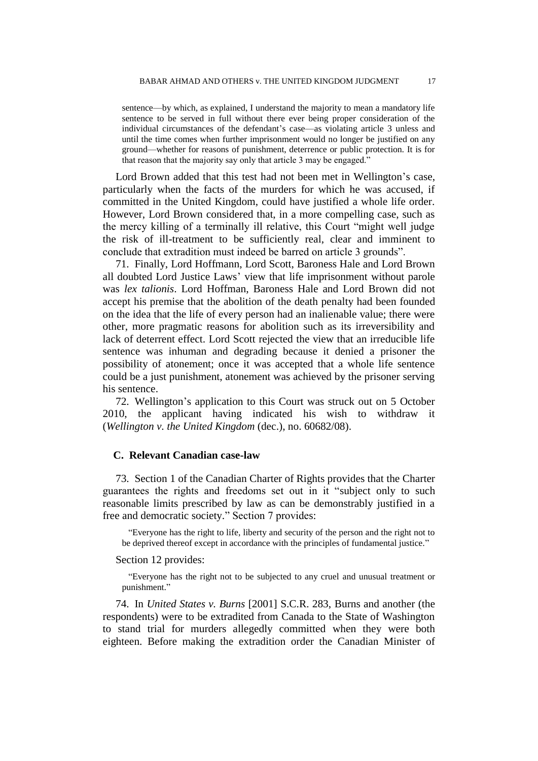> sentence—by which, as explained, I understand the majority to mean a mandatory life sentence to be served in full without there ever being proper consideration of the individual circumstances of the defendant's case—as violating article 3 unless and until the time comes when further imprisonment would no longer be justified on any ground—whether for reasons of punishment, deterrence or public protection. It is for that reason that the majority say only that article 3 may be engaged."

Lord Brown added that this test had not been met in Wellington's case, particularly when the facts of the murders for which he was accused, if committed in the United Kingdom, could have justified a whole life order. However, Lord Brown considered that, in a more compelling case, such as the mercy killing of a terminally ill relative, this Court "might well judge the risk of ill-treatment to be sufficiently real, clear and imminent to conclude that extradition must indeed be barred on article 3 grounds".

71. Finally, Lord Hoffmann, Lord Scott, Baroness Hale and Lord Brown all doubted Lord Justice Laws' view that life imprisonment without parole was *lex talionis*. Lord Hoffman, Baroness Hale and Lord Brown did not accept his premise that the abolition of the death penalty had been founded on the idea that the life of every person had an inalienable value; there were other, more pragmatic reasons for abolition such as its irreversibility and lack of deterrent effect. Lord Scott rejected the view that an irreducible life sentence was inhuman and degrading because it denied a prisoner the possibility of atonement; once it was accepted that a whole life sentence could be a just punishment, atonement was achieved by the prisoner serving his sentence.

72. Wellington's application to this Court was struck out on 5 October 2010, the applicant having indicated his wish to withdraw it (*Wellington v. the United Kingdom* (dec.), no. 60682/08).

## C. Relevant Canadian case-law

73. Section 1 of the Canadian Charter of Rights provides that the Charter guarantees the rights and freedoms set out in it "subject only to such reasonable limits prescribed by law as can be demonstrably justified in a free and democratic society." Section 7 provides:

> "Everyone has the right to life, liberty and security of the person and the right not to be deprived thereof except in accordance with the principles of fundamental justice."

Section 12 provides:

> "Everyone has the right not to be subjected to any cruel and unusual treatment or punishment."

74. In *United States v. Burns* [2001] S.C.R. 283, Burns and another (the respondents) were to be extradited from Canada to the State of Washington to stand trial for murders allegedly committed when they were both eighteen. Before making the extradition order the Canadian Minister of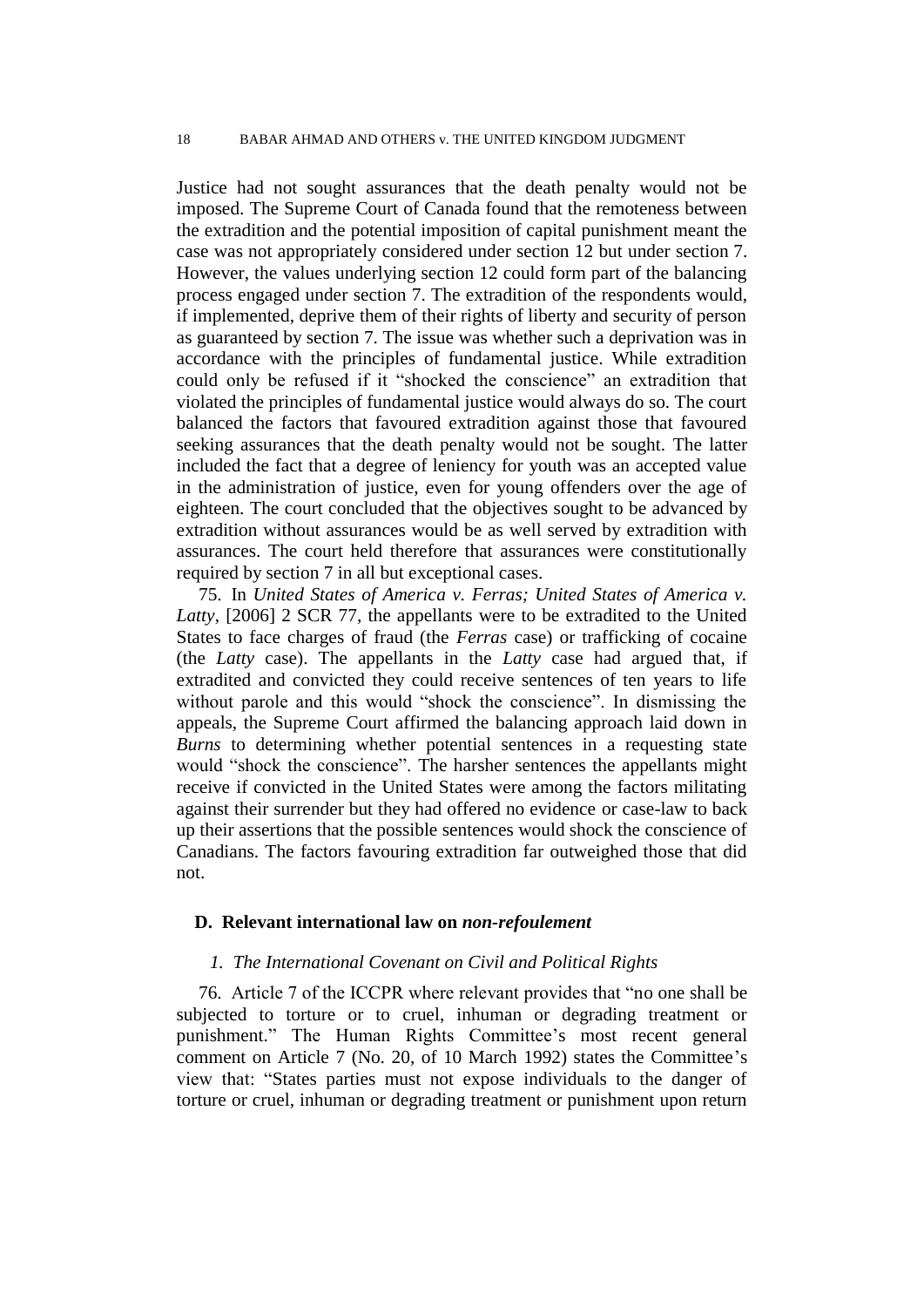Justice had not sought assurances that the death penalty would not be imposed. The Supreme Court of Canada found that the remoteness between the extradition and the potential imposition of capital punishment meant the case was not appropriately considered under section 12 but under section 7. However, the values underlying section 12 could form part of the balancing process engaged under section 7. The extradition of the respondents would, if implemented, deprive them of their rights of liberty and security of person as guaranteed by section 7. The issue was whether such a deprivation was in accordance with the principles of fundamental justice. While extradition could only be refused if it "shocked the conscience" an extradition that violated the principles of fundamental justice would always do so. The court balanced the factors that favoured extradition against those that favoured seeking assurances that the death penalty would not be sought. The latter included the fact that a degree of leniency for youth was an accepted value in the administration of justice, even for young offenders over the age of eighteen. The court concluded that the objectives sought to be advanced by extradition without assurances would be as well served by extradition with assurances. The court held therefore that assurances were constitutionally required by section 7 in all but exceptional cases.

75. In *United States of America v. Ferras; United States of America v. Latty*, [2006] 2 SCR 77, the appellants were to be extradited to the United States to face charges of fraud (the *Ferras* case) or trafficking of cocaine (the *Latty* case). The appellants in the *Latty* case had argued that, if extradited and convicted they could receive sentences of ten years to life without parole and this would "shock the conscience". In dismissing the appeals, the Supreme Court affirmed the balancing approach laid down in *Burns* to determining whether potential sentences in a requesting state would "shock the conscience". The harsher sentences the appellants might receive if convicted in the United States were among the factors militating against their surrender but they had offered no evidence or case-law to back up their assertions that the possible sentences would shock the conscience of Canadians. The factors favouring extradition far outweighed those that did not.

## D. Relevant international law on *non-refoulement*

### *1. The International Covenant on Civil and Political Rights*

76. Article 7 of the ICCPR where relevant provides that "no one shall be subjected to torture or to cruel, inhuman or degrading treatment or punishment." The Human Rights Committee's most recent general comment on Article 7 (No. 20, of 10 March 1992) states the Committee's view that: "States parties must not expose individuals to the danger of torture or cruel, inhuman or degrading treatment or punishment upon return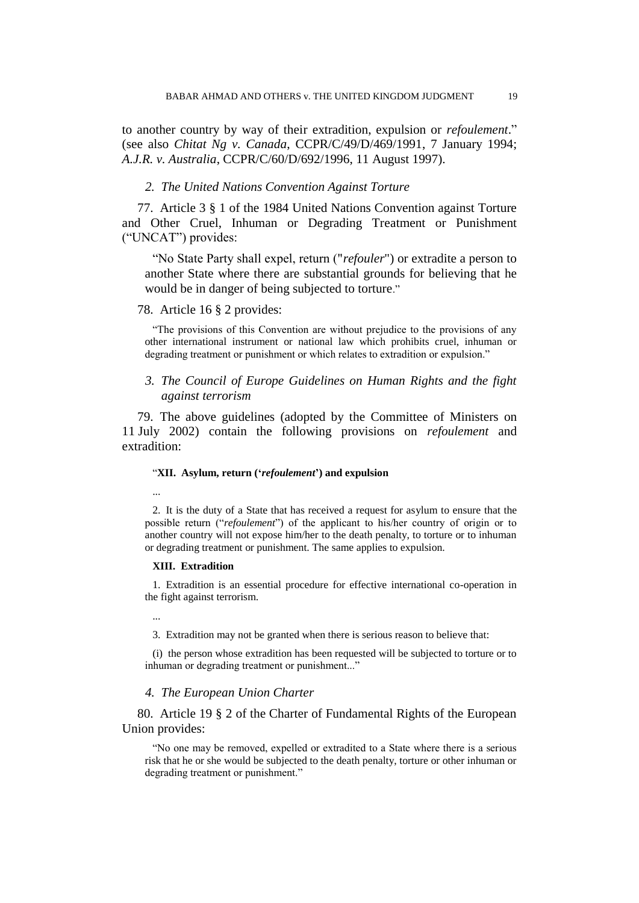to another country by way of their extradition, expulsion or *refoulement*." (see also *Chitat Ng v. Canada*, CCPR/C/49/D/469/1991, 7 January 1994; *A.J.R. v. Australia*, CCPR/C/60/D/692/1996, 11 August 1997).

### *2. The United Nations Convention Against Torture*

77. Article 3 § 1 of the 1984 United Nations Convention against Torture and Other Cruel, Inhuman or Degrading Treatment or Punishment ("UNCAT") provides:

> "No State Party shall expel, return ("*refouler*") or extradite a person to another State where there are substantial grounds for believing that he would be in danger of being subjected to torture."

78. Article 16 § 2 provides:

> "The provisions of this Convention are without prejudice to the provisions of any other international instrument or national law which prohibits cruel, inhuman or degrading treatment or punishment or which relates to extradition or expulsion."

### *3. The Council of Europe Guidelines on Human Rights and the fight against terrorism*

79. The above guidelines (adopted by the Committee of Ministers on 11 July 2002) contain the following provisions on *refoulement* and extradition:

> "**XII. Asylum, return ('*refoulement*') and expulsion**
>
> ...
>
> 2. It is the duty of a State that has received a request for asylum to ensure that the possible return ("*refoulement*") of the applicant to his/her country of origin or to another country will not expose him/her to the death penalty, to torture or to inhuman or degrading treatment or punishment. The same applies to expulsion.
>
> **XIII. Extradition**
>
> 1. Extradition is an essential procedure for effective international co-operation in the fight against terrorism.
>
> ...
>
> 3. Extradition may not be granted when there is serious reason to believe that:
>
> (i) the person whose extradition has been requested will be subjected to torture or to inhuman or degrading treatment or punishment..."

### *4. The European Union Charter*

80. Article 19 § 2 of the Charter of Fundamental Rights of the European Union provides:

> "No one may be removed, expelled or extradited to a State where there is a serious risk that he or she would be subjected to the death penalty, torture or other inhuman or degrading treatment or punishment."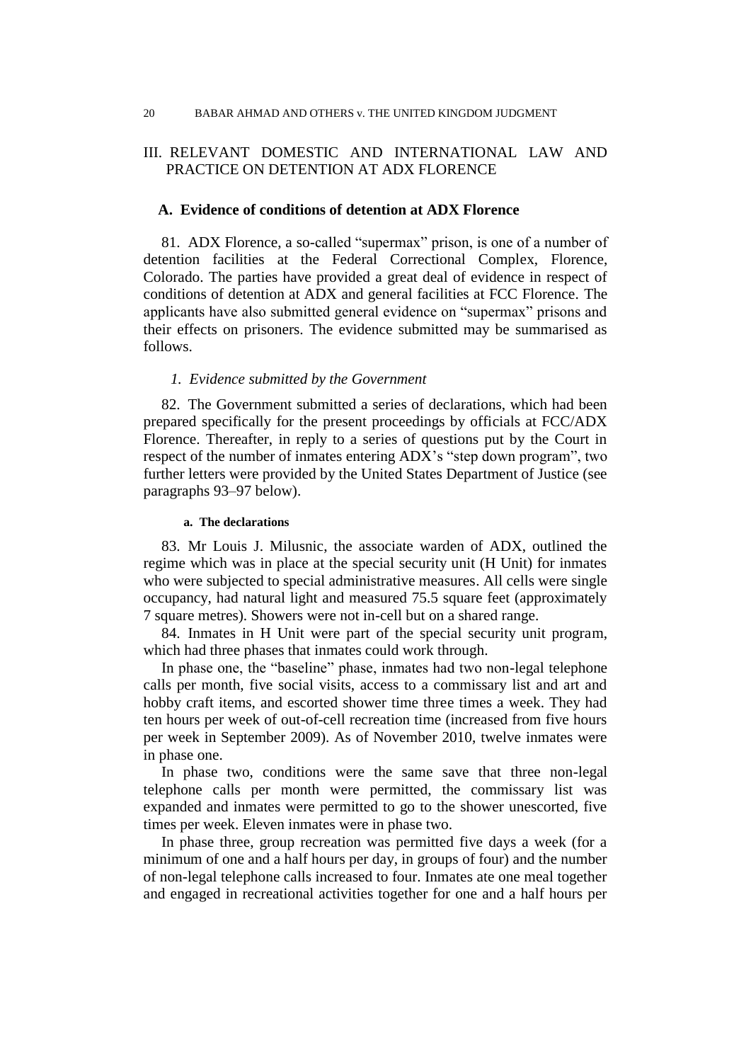## III. RELEVANT DOMESTIC AND INTERNATIONAL LAW AND PRACTICE ON DETENTION AT ADX FLORENCE

### A. Evidence of conditions of detention at ADX Florence

81. ADX Florence, a so-called "supermax" prison, is one of a number of detention facilities at the Federal Correctional Complex, Florence, Colorado. The parties have provided a great deal of evidence in respect of conditions of detention at ADX and general facilities at FCC Florence. The applicants have also submitted general evidence on "supermax" prisons and their effects on prisoners. The evidence submitted may be summarised as follows.

#### *1. Evidence submitted by the Government*

82. The Government submitted a series of declarations, which had been prepared specifically for the present proceedings by officials at FCC/ADX Florence. Thereafter, in reply to a series of questions put by the Court in respect of the number of inmates entering ADX's "step down program", two further letters were provided by the United States Department of Justice (see paragraphs 93–97 below).

##### a. The declarations

83. Mr Louis J. Milusnic, the associate warden of ADX, outlined the regime which was in place at the special security unit (H Unit) for inmates who were subjected to special administrative measures. All cells were single occupancy, had natural light and measured 75.5 square feet (approximately 7 square metres). Showers were not in-cell but on a shared range.

84. Inmates in H Unit were part of the special security unit program, which had three phases that inmates could work through.

In phase one, the "baseline" phase, inmates had two non-legal telephone calls per month, five social visits, access to a commissary list and art and hobby craft items, and escorted shower time three times a week. They had ten hours per week of out-of-cell recreation time (increased from five hours per week in September 2009). As of November 2010, twelve inmates were in phase one.

In phase two, conditions were the same save that three non-legal telephone calls per month were permitted, the commissary list was expanded and inmates were permitted to go to the shower unescorted, five times per week. Eleven inmates were in phase two.

In phase three, group recreation was permitted five days a week (for a minimum of one and a half hours per day, in groups of four) and the number of non-legal telephone calls increased to four. Inmates ate one meal together and engaged in recreational activities together for one and a half hours per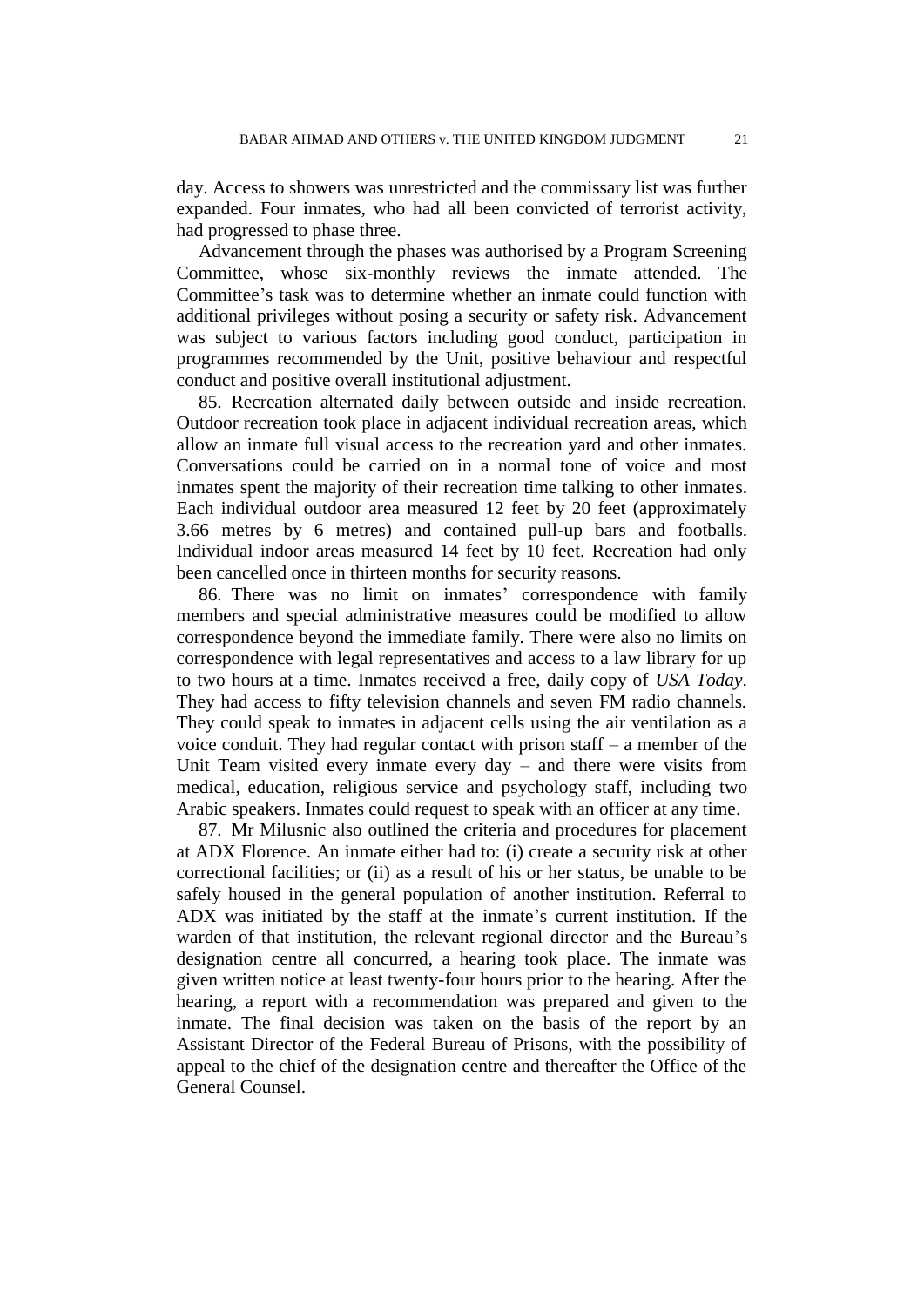day. Access to showers was unrestricted and the commissary list was further expanded. Four inmates, who had all been convicted of terrorist activity, had progressed to phase three.

Advancement through the phases was authorised by a Program Screening Committee, whose six-monthly reviews the inmate attended. The Committee's task was to determine whether an inmate could function with additional privileges without posing a security or safety risk. Advancement was subject to various factors including good conduct, participation in programmes recommended by the Unit, positive behaviour and respectful conduct and positive overall institutional adjustment.

85. Recreation alternated daily between outside and inside recreation. Outdoor recreation took place in adjacent individual recreation areas, which allow an inmate full visual access to the recreation yard and other inmates. Conversations could be carried on in a normal tone of voice and most inmates spent the majority of their recreation time talking to other inmates. Each individual outdoor area measured 12 feet by 20 feet (approximately 3.66 metres by 6 metres) and contained pull-up bars and footballs. Individual indoor areas measured 14 feet by 10 feet. Recreation had only been cancelled once in thirteen months for security reasons.

86. There was no limit on inmates' correspondence with family members and special administrative measures could be modified to allow correspondence beyond the immediate family. There were also no limits on correspondence with legal representatives and access to a law library for up to two hours at a time. Inmates received a free, daily copy of *USA Today*. They had access to fifty television channels and seven FM radio channels. They could speak to inmates in adjacent cells using the air ventilation as a voice conduit. They had regular contact with prison staff – a member of the Unit Team visited every inmate every day – and there were visits from medical, education, religious service and psychology staff, including two Arabic speakers. Inmates could request to speak with an officer at any time.

87. Mr Milusnic also outlined the criteria and procedures for placement at ADX Florence. An inmate either had to: (i) create a security risk at other correctional facilities; or (ii) as a result of his or her status, be unable to be safely housed in the general population of another institution. Referral to ADX was initiated by the staff at the inmate's current institution. If the warden of that institution, the relevant regional director and the Bureau's designation centre all concurred, a hearing took place. The inmate was given written notice at least twenty-four hours prior to the hearing. After the hearing, a report with a recommendation was prepared and given to the inmate. The final decision was taken on the basis of the report by an Assistant Director of the Federal Bureau of Prisons, with the possibility of appeal to the chief of the designation centre and thereafter the Office of the General Counsel.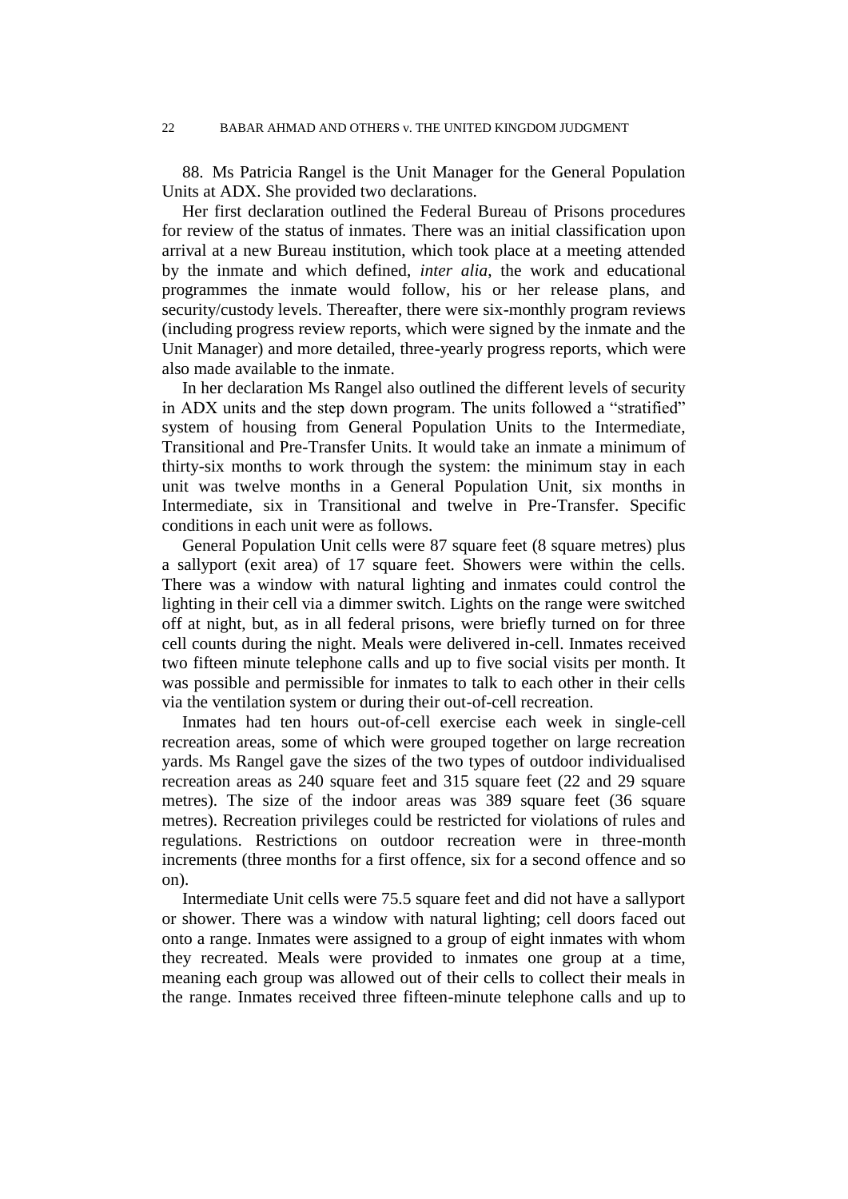88. Ms Patricia Rangel is the Unit Manager for the General Population Units at ADX. She provided two declarations.

Her first declaration outlined the Federal Bureau of Prisons procedures for review of the status of inmates. There was an initial classification upon arrival at a new Bureau institution, which took place at a meeting attended by the inmate and which defined, *inter alia*, the work and educational programmes the inmate would follow, his or her release plans, and security/custody levels. Thereafter, there were six-monthly program reviews (including progress review reports, which were signed by the inmate and the Unit Manager) and more detailed, three-yearly progress reports, which were also made available to the inmate.

In her declaration Ms Rangel also outlined the different levels of security in ADX units and the step down program. The units followed a "stratified" system of housing from General Population Units to the Intermediate, Transitional and Pre-Transfer Units. It would take an inmate a minimum of thirty-six months to work through the system: the minimum stay in each unit was twelve months in a General Population Unit, six months in Intermediate, six in Transitional and twelve in Pre-Transfer. Specific conditions in each unit were as follows.

General Population Unit cells were 87 square feet (8 square metres) plus a sallyport (exit area) of 17 square feet. Showers were within the cells. There was a window with natural lighting and inmates could control the lighting in their cell via a dimmer switch. Lights on the range were switched off at night, but, as in all federal prisons, were briefly turned on for three cell counts during the night. Meals were delivered in-cell. Inmates received two fifteen minute telephone calls and up to five social visits per month. It was possible and permissible for inmates to talk to each other in their cells via the ventilation system or during their out-of-cell recreation.

Inmates had ten hours out-of-cell exercise each week in single-cell recreation areas, some of which were grouped together on large recreation yards. Ms Rangel gave the sizes of the two types of outdoor individualised recreation areas as 240 square feet and 315 square feet (22 and 29 square metres). The size of the indoor areas was 389 square feet (36 square metres). Recreation privileges could be restricted for violations of rules and regulations. Restrictions on outdoor recreation were in three-month increments (three months for a first offence, six for a second offence and so on).

Intermediate Unit cells were 75.5 square feet and did not have a sallyport or shower. There was a window with natural lighting; cell doors faced out onto a range. Inmates were assigned to a group of eight inmates with whom they recreated. Meals were provided to inmates one group at a time, meaning each group was allowed out of their cells to collect their meals in the range. Inmates received three fifteen-minute telephone calls and up to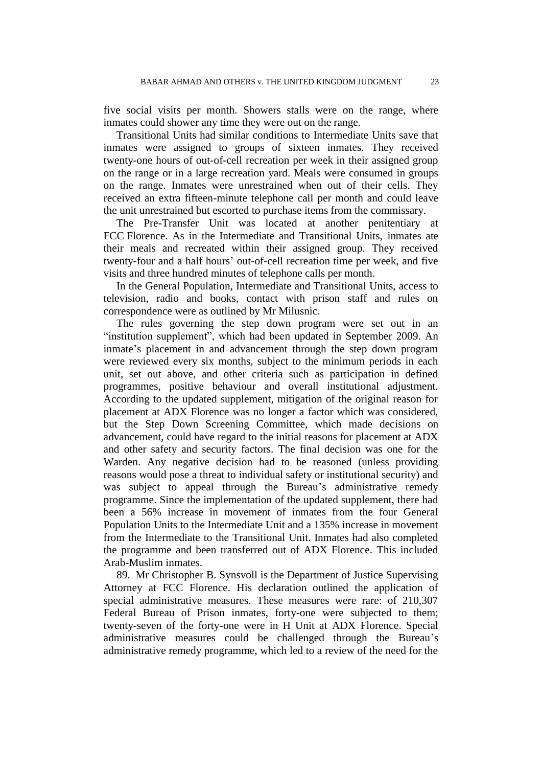five social visits per month. Showers stalls were on the range, where inmates could shower any time they were out on the range.

Transitional Units had similar conditions to Intermediate Units save that inmates were assigned to groups of sixteen inmates. They received twenty-one hours of out-of-cell recreation per week in their assigned group on the range or in a large recreation yard. Meals were consumed in groups on the range. Inmates were unrestrained when out of their cells. They received an extra fifteen-minute telephone call per month and could leave the unit unrestrained but escorted to purchase items from the commissary.

The Pre-Transfer Unit was located at another penitentiary at FCC Florence. As in the Intermediate and Transitional Units, inmates ate their meals and recreated within their assigned group. They received twenty-four and a half hours' out-of-cell recreation time per week, and five visits and three hundred minutes of telephone calls per month.

In the General Population, Intermediate and Transitional Units, access to television, radio and books, contact with prison staff and rules on correspondence were as outlined by Mr Milusnic.

The rules governing the step down program were set out in an "institution supplement", which had been updated in September 2009. An inmate's placement in and advancement through the step down program were reviewed every six months, subject to the minimum periods in each unit, set out above, and other criteria such as participation in defined programmes, positive behaviour and overall institutional adjustment. According to the updated supplement, mitigation of the original reason for placement at ADX Florence was no longer a factor which was considered, but the Step Down Screening Committee, which made decisions on advancement, could have regard to the initial reasons for placement at ADX and other safety and security factors. The final decision was one for the Warden. Any negative decision had to be reasoned (unless providing reasons would pose a threat to individual safety or institutional security) and was subject to appeal through the Bureau's administrative remedy programme. Since the implementation of the updated supplement, there had been a 56% increase in movement of inmates from the four General Population Units to the Intermediate Unit and a 135% increase in movement from the Intermediate to the Transitional Unit. Inmates had also completed the programme and been transferred out of ADX Florence. This included Arab-Muslim inmates.

89. Mr Christopher B. Synsvoll is the Department of Justice Supervising Attorney at FCC Florence. His declaration outlined the application of special administrative measures. These measures were rare: of 210,307 Federal Bureau of Prison inmates, forty-one were subjected to them; twenty-seven of the forty-one were in H Unit at ADX Florence. Special administrative measures could be challenged through the Bureau's administrative remedy programme, which led to a review of the need for the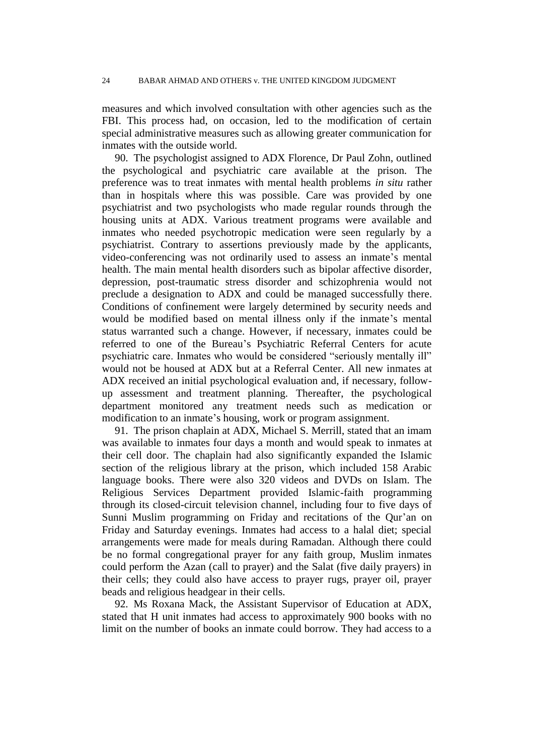measures and which involved consultation with other agencies such as the FBI. This process had, on occasion, led to the modification of certain special administrative measures such as allowing greater communication for inmates with the outside world.

90. The psychologist assigned to ADX Florence, Dr Paul Zohn, outlined the psychological and psychiatric care available at the prison. The preference was to treat inmates with mental health problems *in situ* rather than in hospitals where this was possible. Care was provided by one psychiatrist and two psychologists who made regular rounds through the housing units at ADX. Various treatment programs were available and inmates who needed psychotropic medication were seen regularly by a psychiatrist. Contrary to assertions previously made by the applicants, video-conferencing was not ordinarily used to assess an inmate's mental health. The main mental health disorders such as bipolar affective disorder, depression, post-traumatic stress disorder and schizophrenia would not preclude a designation to ADX and could be managed successfully there. Conditions of confinement were largely determined by security needs and would be modified based on mental illness only if the inmate's mental status warranted such a change. However, if necessary, inmates could be referred to one of the Bureau's Psychiatric Referral Centers for acute psychiatric care. Inmates who would be considered "seriously mentally ill" would not be housed at ADX but at a Referral Center. All new inmates at ADX received an initial psychological evaluation and, if necessary, follow-up assessment and treatment planning. Thereafter, the psychological department monitored any treatment needs such as medication or modification to an inmate's housing, work or program assignment.

91. The prison chaplain at ADX, Michael S. Merrill, stated that an imam was available to inmates four days a month and would speak to inmates at their cell door. The chaplain had also significantly expanded the Islamic section of the religious library at the prison, which included 158 Arabic language books. There were also 320 videos and DVDs on Islam. The Religious Services Department provided Islamic-faith programming through its closed-circuit television channel, including four to five days of Sunni Muslim programming on Friday and recitations of the Qur'an on Friday and Saturday evenings. Inmates had access to a halal diet; special arrangements were made for meals during Ramadan. Although there could be no formal congregational prayer for any faith group, Muslim inmates could perform the Azan (call to prayer) and the Salat (five daily prayers) in their cells; they could also have access to prayer rugs, prayer oil, prayer beads and religious headgear in their cells.

92. Ms Roxana Mack, the Assistant Supervisor of Education at ADX, stated that H unit inmates had access to approximately 900 books with no limit on the number of books an inmate could borrow. They had access to a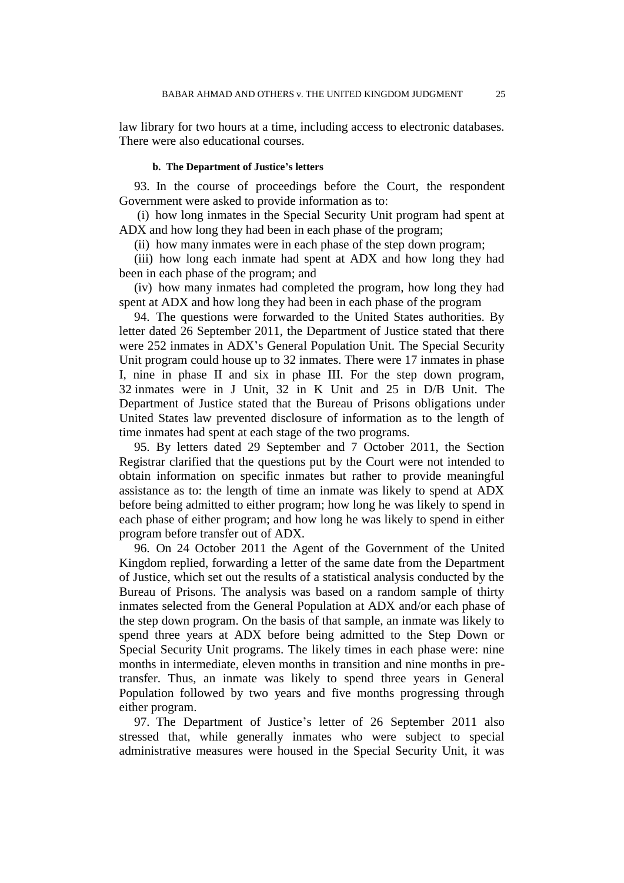law library for two hours at a time, including access to electronic databases. There were also educational courses.

#### b. The Department of Justice's letters

93. In the course of proceedings before the Court, the respondent Government were asked to provide information as to:

(i) how long inmates in the Special Security Unit program had spent at ADX and how long they had been in each phase of the program;

(ii) how many inmates were in each phase of the step down program;

(iii) how long each inmate had spent at ADX and how long they had been in each phase of the program; and

(iv) how many inmates had completed the program, how long they had spent at ADX and how long they had been in each phase of the program

94. The questions were forwarded to the United States authorities. By letter dated 26 September 2011, the Department of Justice stated that there were 252 inmates in ADX's General Population Unit. The Special Security Unit program could house up to 32 inmates. There were 17 inmates in phase I, nine in phase II and six in phase III. For the step down program, 32 inmates were in J Unit, 32 in K Unit and 25 in D/B Unit. The Department of Justice stated that the Bureau of Prisons obligations under United States law prevented disclosure of information as to the length of time inmates had spent at each stage of the two programs.

95. By letters dated 29 September and 7 October 2011, the Section Registrar clarified that the questions put by the Court were not intended to obtain information on specific inmates but rather to provide meaningful assistance as to: the length of time an inmate was likely to spend at ADX before being admitted to either program; how long he was likely to spend in each phase of either program; and how long he was likely to spend in either program before transfer out of ADX.

96. On 24 October 2011 the Agent of the Government of the United Kingdom replied, forwarding a letter of the same date from the Department of Justice, which set out the results of a statistical analysis conducted by the Bureau of Prisons. The analysis was based on a random sample of thirty inmates selected from the General Population at ADX and/or each phase of the step down program. On the basis of that sample, an inmate was likely to spend three years at ADX before being admitted to the Step Down or Special Security Unit programs. The likely times in each phase were: nine months in intermediate, eleven months in transition and nine months in pre-transfer. Thus, an inmate was likely to spend three years in General Population followed by two years and five months progressing through either program.

97. The Department of Justice's letter of 26 September 2011 also stressed that, while generally inmates who were subject to special administrative measures were housed in the Special Security Unit, it was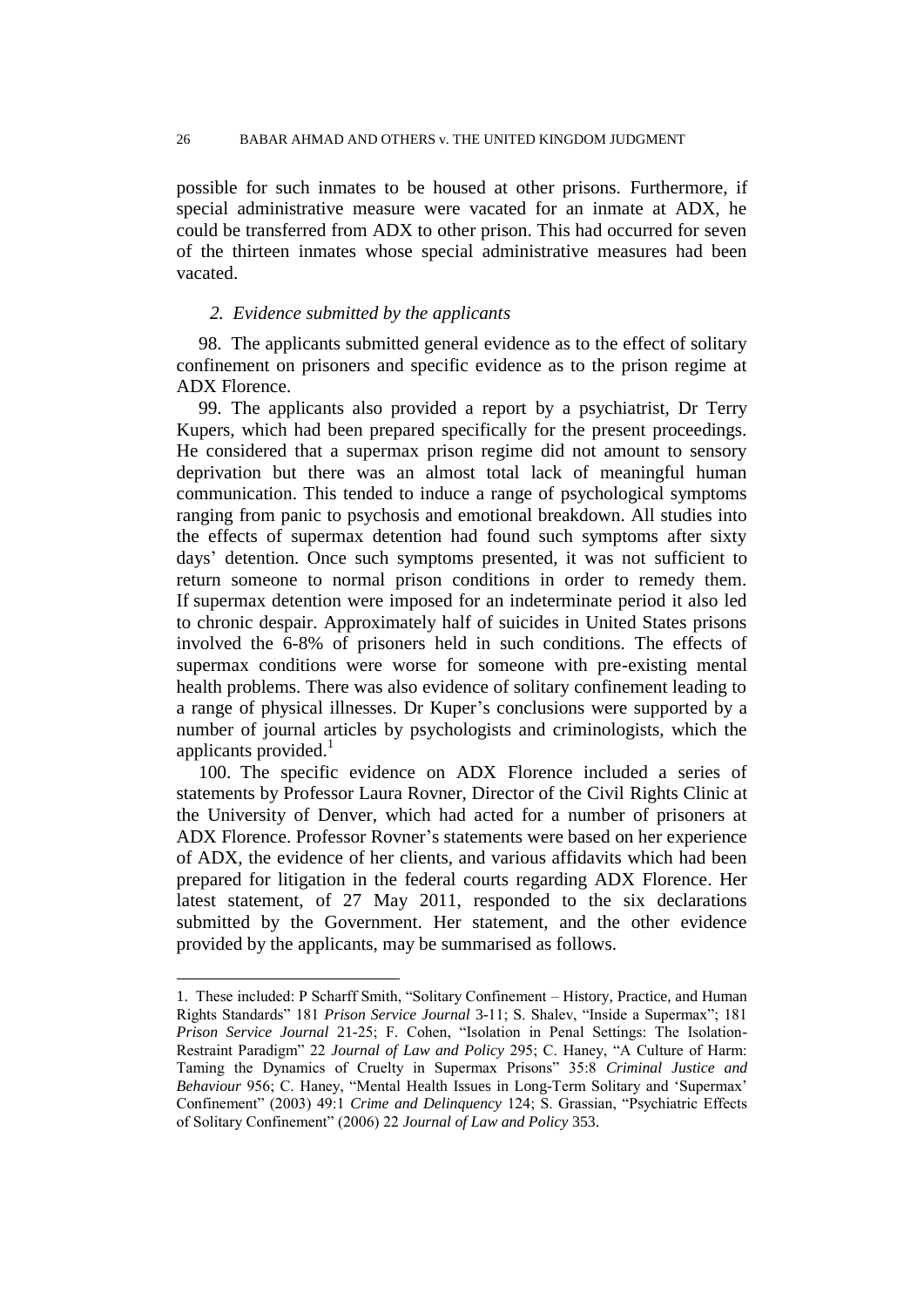possible for such inmates to be housed at other prisons. Furthermore, if special administrative measure were vacated for an inmate at ADX, he could be transferred from ADX to other prison. This had occurred for seven of the thirteen inmates whose special administrative measures had been vacated.

### *2. Evidence submitted by the applicants*

98. The applicants submitted general evidence as to the effect of solitary confinement on prisoners and specific evidence as to the prison regime at ADX Florence.

99. The applicants also provided a report by a psychiatrist, Dr Terry Kupers, which had been prepared specifically for the present proceedings. He considered that a supermax prison regime did not amount to sensory deprivation but there was an almost total lack of meaningful human communication. This tended to induce a range of psychological symptoms ranging from panic to psychosis and emotional breakdown. All studies into the effects of supermax detention had found such symptoms after sixty days' detention. Once such symptoms presented, it was not sufficient to return someone to normal prison conditions in order to remedy them. If supermax detention were imposed for an indeterminate period it also led to chronic despair. Approximately half of suicides in United States prisons involved the 6-8% of prisoners held in such conditions. The effects of supermax conditions were worse for someone with pre-existing mental health problems. There was also evidence of solitary confinement leading to a range of physical illnesses. Dr Kuper's conclusions were supported by a number of journal articles by psychologists and criminologists, which the applicants provided.[1]

100. The specific evidence on ADX Florence included a series of statements by Professor Laura Rovner, Director of the Civil Rights Clinic at the University of Denver, which had acted for a number of prisoners at ADX Florence. Professor Rovner's statements were based on her experience of ADX, the evidence of her clients, and various affidavits which had been prepared for litigation in the federal courts regarding ADX Florence. Her latest statement, of 27 May 2011, responded to the six declarations submitted by the Government. Her statement, and the other evidence provided by the applicants, may be summarised as follows.

---

1. These included: P Scharff Smith, "Solitary Confinement – History, Practice, and Human Rights Standards" 181 *Prison Service Journal* 3-11; S. Shalev, "Inside a Supermax"; 181 *Prison Service Journal* 21-25; F. Cohen, "Isolation in Penal Settings: The Isolation-Restraint Paradigm" 22 *Journal of Law and Policy* 295; C. Haney, "A Culture of Harm: Taming the Dynamics of Cruelty in Supermax Prisons" 35:8 *Criminal Justice and Behaviour* 956; C. Haney, "Mental Health Issues in Long-Term Solitary and 'Supermax' Confinement" (2003) 49:1 *Crime and Delinquency* 124; S. Grassian, "Psychiatric Effects of Solitary Confinement" (2006) 22 *Journal of Law and Policy* 353.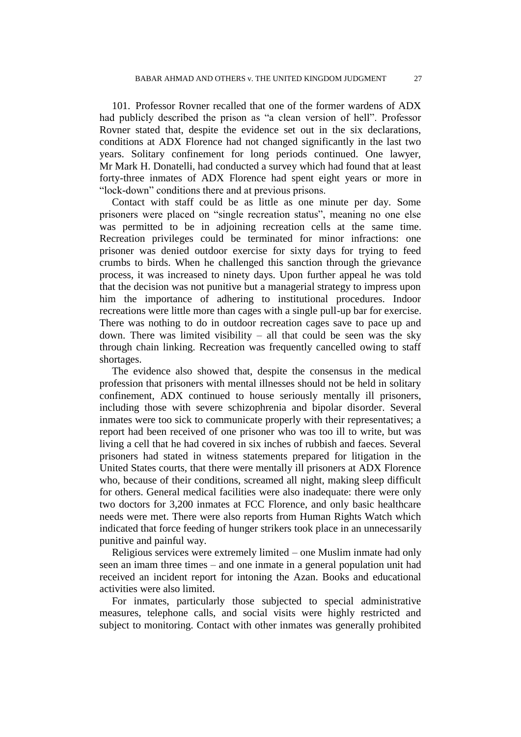101. Professor Rovner recalled that one of the former wardens of ADX had publicly described the prison as "a clean version of hell". Professor Rovner stated that, despite the evidence set out in the six declarations, conditions at ADX Florence had not changed significantly in the last two years. Solitary confinement for long periods continued. One lawyer, Mr Mark H. Donatelli, had conducted a survey which had found that at least forty-three inmates of ADX Florence had spent eight years or more in "lock-down" conditions there and at previous prisons.

Contact with staff could be as little as one minute per day. Some prisoners were placed on "single recreation status", meaning no one else was permitted to be in adjoining recreation cells at the same time. Recreation privileges could be terminated for minor infractions: one prisoner was denied outdoor exercise for sixty days for trying to feed crumbs to birds. When he challenged this sanction through the grievance process, it was increased to ninety days. Upon further appeal he was told that the decision was not punitive but a managerial strategy to impress upon him the importance of adhering to institutional procedures. Indoor recreations were little more than cages with a single pull-up bar for exercise. There was nothing to do in outdoor recreation cages save to pace up and down. There was limited visibility – all that could be seen was the sky through chain linking. Recreation was frequently cancelled owing to staff shortages.

The evidence also showed that, despite the consensus in the medical profession that prisoners with mental illnesses should not be held in solitary confinement, ADX continued to house seriously mentally ill prisoners, including those with severe schizophrenia and bipolar disorder. Several inmates were too sick to communicate properly with their representatives; a report had been received of one prisoner who was too ill to write, but was living a cell that he had covered in six inches of rubbish and faeces. Several prisoners had stated in witness statements prepared for litigation in the United States courts, that there were mentally ill prisoners at ADX Florence who, because of their conditions, screamed all night, making sleep difficult for others. General medical facilities were also inadequate: there were only two doctors for 3,200 inmates at FCC Florence, and only basic healthcare needs were met. There were also reports from Human Rights Watch which indicated that force feeding of hunger strikers took place in an unnecessarily punitive and painful way.

Religious services were extremely limited – one Muslim inmate had only seen an imam three times – and one inmate in a general population unit had received an incident report for intoning the Azan. Books and educational activities were also limited.

For inmates, particularly those subjected to special administrative measures, telephone calls, and social visits were highly restricted and subject to monitoring. Contact with other inmates was generally prohibited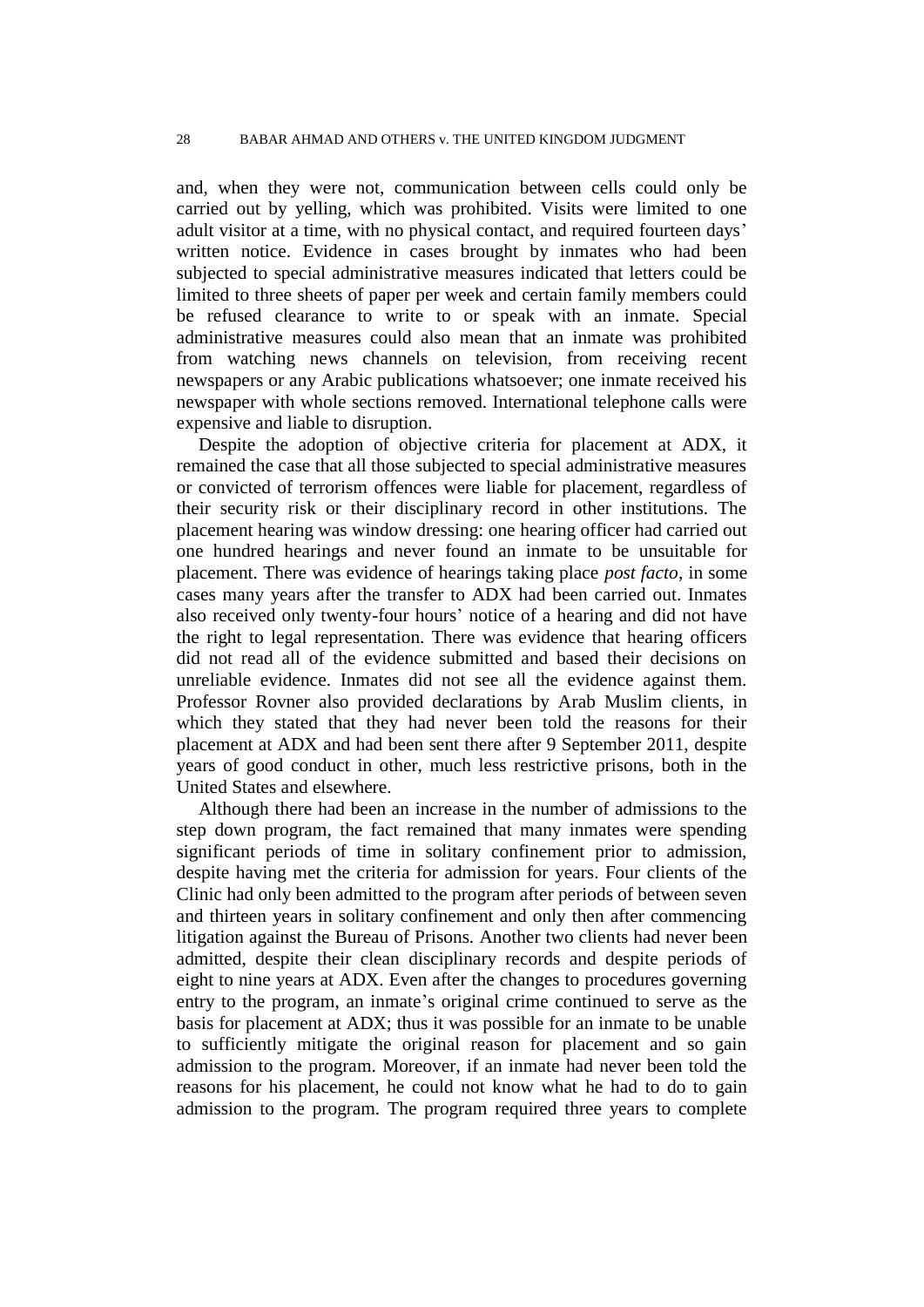and, when they were not, communication between cells could only be carried out by yelling, which was prohibited. Visits were limited to one adult visitor at a time, with no physical contact, and required fourteen days' written notice. Evidence in cases brought by inmates who had been subjected to special administrative measures indicated that letters could be limited to three sheets of paper per week and certain family members could be refused clearance to write to or speak with an inmate. Special administrative measures could also mean that an inmate was prohibited from watching news channels on television, from receiving recent newspapers or any Arabic publications whatsoever; one inmate received his newspaper with whole sections removed. International telephone calls were expensive and liable to disruption.

Despite the adoption of objective criteria for placement at ADX, it remained the case that all those subjected to special administrative measures or convicted of terrorism offences were liable for placement, regardless of their security risk or their disciplinary record in other institutions. The placement hearing was window dressing: one hearing officer had carried out one hundred hearings and never found an inmate to be unsuitable for placement. There was evidence of hearings taking place *post facto*, in some cases many years after the transfer to ADX had been carried out. Inmates also received only twenty-four hours' notice of a hearing and did not have the right to legal representation. There was evidence that hearing officers did not read all of the evidence submitted and based their decisions on unreliable evidence. Inmates did not see all the evidence against them. Professor Rovner also provided declarations by Arab Muslim clients, in which they stated that they had never been told the reasons for their placement at ADX and had been sent there after 9 September 2011, despite years of good conduct in other, much less restrictive prisons, both in the United States and elsewhere.

Although there had been an increase in the number of admissions to the step down program, the fact remained that many inmates were spending significant periods of time in solitary confinement prior to admission, despite having met the criteria for admission for years. Four clients of the Clinic had only been admitted to the program after periods of between seven and thirteen years in solitary confinement and only then after commencing litigation against the Bureau of Prisons. Another two clients had never been admitted, despite their clean disciplinary records and despite periods of eight to nine years at ADX. Even after the changes to procedures governing entry to the program, an inmate's original crime continued to serve as the basis for placement at ADX; thus it was possible for an inmate to be unable to sufficiently mitigate the original reason for placement and so gain admission to the program. Moreover, if an inmate had never been told the reasons for his placement, he could not know what he had to do to gain admission to the program. The program required three years to complete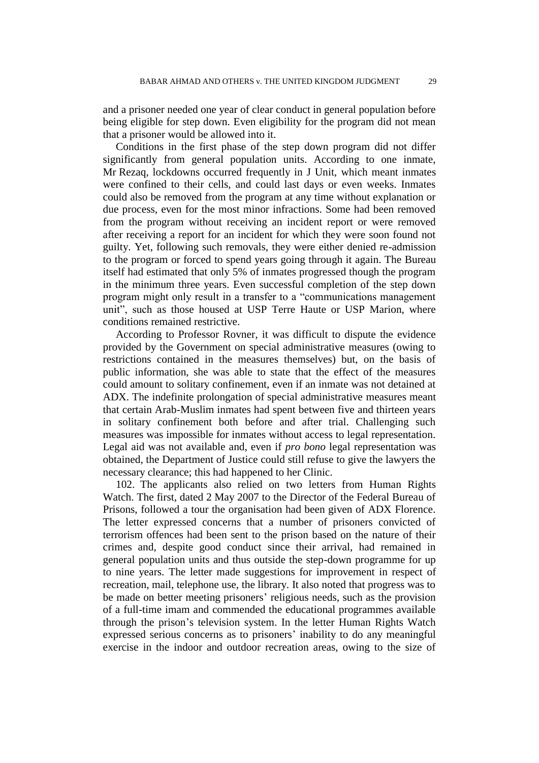and a prisoner needed one year of clear conduct in general population before being eligible for step down. Even eligibility for the program did not mean that a prisoner would be allowed into it.

Conditions in the first phase of the step down program did not differ significantly from general population units. According to one inmate, Mr Rezaq, lockdowns occurred frequently in J Unit, which meant inmates were confined to their cells, and could last days or even weeks. Inmates could also be removed from the program at any time without explanation or due process, even for the most minor infractions. Some had been removed from the program without receiving an incident report or were removed after receiving a report for an incident for which they were soon found not guilty. Yet, following such removals, they were either denied re-admission to the program or forced to spend years going through it again. The Bureau itself had estimated that only 5% of inmates progressed though the program in the minimum three years. Even successful completion of the step down program might only result in a transfer to a "communications management unit", such as those housed at USP Terre Haute or USP Marion, where conditions remained restrictive.

According to Professor Rovner, it was difficult to dispute the evidence provided by the Government on special administrative measures (owing to restrictions contained in the measures themselves) but, on the basis of public information, she was able to state that the effect of the measures could amount to solitary confinement, even if an inmate was not detained at ADX. The indefinite prolongation of special administrative measures meant that certain Arab-Muslim inmates had spent between five and thirteen years in solitary confinement both before and after trial. Challenging such measures was impossible for inmates without access to legal representation. Legal aid was not available and, even if *pro bono* legal representation was obtained, the Department of Justice could still refuse to give the lawyers the necessary clearance; this had happened to her Clinic.

102. The applicants also relied on two letters from Human Rights Watch. The first, dated 2 May 2007 to the Director of the Federal Bureau of Prisons, followed a tour the organisation had been given of ADX Florence. The letter expressed concerns that a number of prisoners convicted of terrorism offences had been sent to the prison based on the nature of their crimes and, despite good conduct since their arrival, had remained in general population units and thus outside the step-down programme for up to nine years. The letter made suggestions for improvement in respect of recreation, mail, telephone use, the library. It also noted that progress was to be made on better meeting prisoners' religious needs, such as the provision of a full-time imam and commended the educational programmes available through the prison's television system. In the letter Human Rights Watch expressed serious concerns as to prisoners' inability to do any meaningful exercise in the indoor and outdoor recreation areas, owing to the size of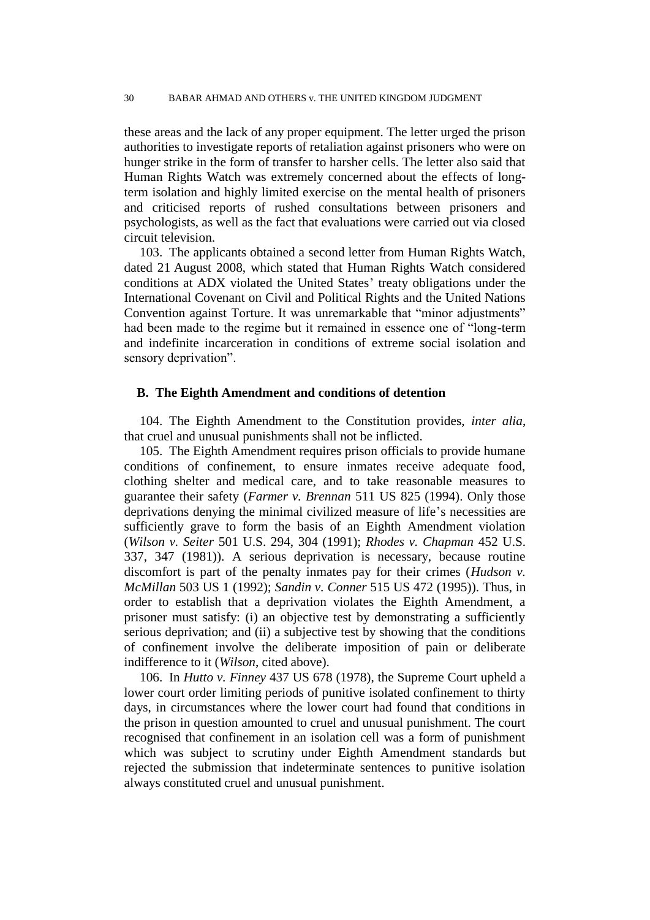these areas and the lack of any proper equipment. The letter urged the prison authorities to investigate reports of retaliation against prisoners who were on hunger strike in the form of transfer to harsher cells. The letter also said that Human Rights Watch was extremely concerned about the effects of long-term isolation and highly limited exercise on the mental health of prisoners and criticised reports of rushed consultations between prisoners and psychologists, as well as the fact that evaluations were carried out via closed circuit television.

103. The applicants obtained a second letter from Human Rights Watch, dated 21 August 2008, which stated that Human Rights Watch considered conditions at ADX violated the United States' treaty obligations under the International Covenant on Civil and Political Rights and the United Nations Convention against Torture. It was unremarkable that "minor adjustments" had been made to the regime but it remained in essence one of "long-term and indefinite incarceration in conditions of extreme social isolation and sensory deprivation".

### B. The Eighth Amendment and conditions of detention

104. The Eighth Amendment to the Constitution provides, *inter alia*, that cruel and unusual punishments shall not be inflicted.

105. The Eighth Amendment requires prison officials to provide humane conditions of confinement, to ensure inmates receive adequate food, clothing shelter and medical care, and to take reasonable measures to guarantee their safety (*Farmer v. Brennan* 511 US 825 (1994). Only those deprivations denying the minimal civilized measure of life's necessities are sufficiently grave to form the basis of an Eighth Amendment violation (*Wilson v. Seiter* 501 U.S. 294, 304 (1991); *Rhodes v. Chapman* 452 U.S. 337, 347 (1981)). A serious deprivation is necessary, because routine discomfort is part of the penalty inmates pay for their crimes (*Hudson v. McMillan* 503 US 1 (1992); *Sandin v. Conner* 515 US 472 (1995)). Thus, in order to establish that a deprivation violates the Eighth Amendment, a prisoner must satisfy: (i) an objective test by demonstrating a sufficiently serious deprivation; and (ii) a subjective test by showing that the conditions of confinement involve the deliberate imposition of pain or deliberate indifference to it (*Wilson*, cited above).

106. In *Hutto v. Finney* 437 US 678 (1978), the Supreme Court upheld a lower court order limiting periods of punitive isolated confinement to thirty days, in circumstances where the lower court had found that conditions in the prison in question amounted to cruel and unusual punishment. The court recognised that confinement in an isolation cell was a form of punishment which was subject to scrutiny under Eighth Amendment standards but rejected the submission that indeterminate sentences to punitive isolation always constituted cruel and unusual punishment.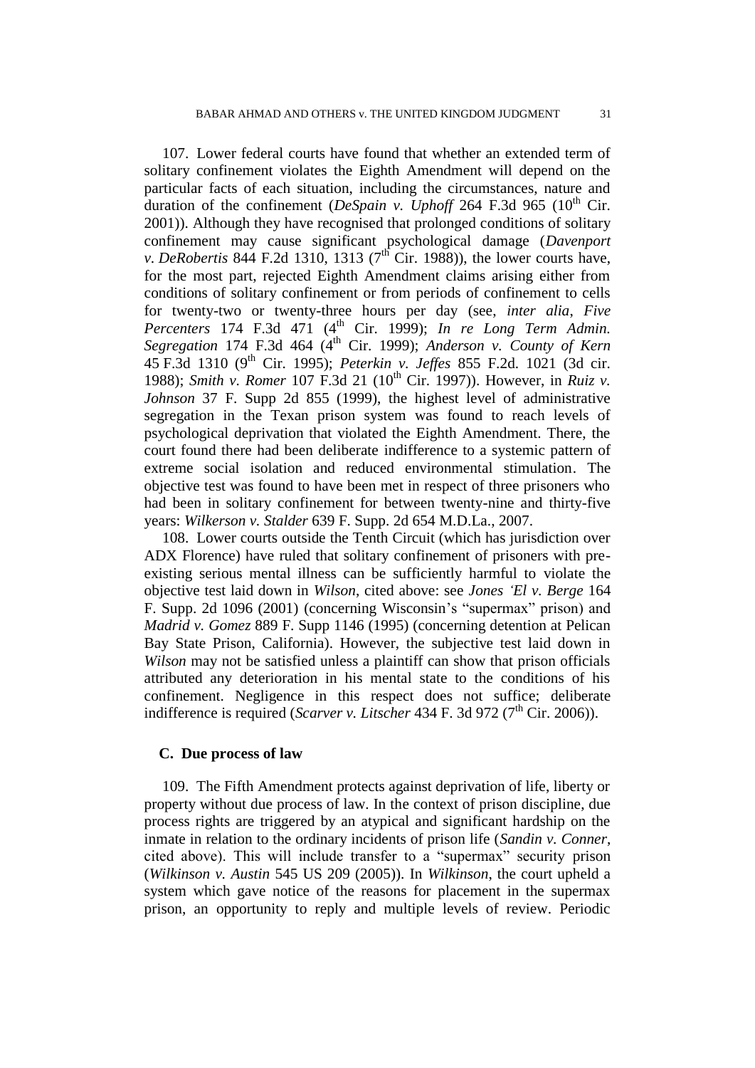107. Lower federal courts have found that whether an extended term of solitary confinement violates the Eighth Amendment will depend on the particular facts of each situation, including the circumstances, nature and duration of the confinement (*DeSpain v. Uphoff* 264 F.3d 965 (10th Cir. 2001)). Although they have recognised that prolonged conditions of solitary confinement may cause significant psychological damage (*Davenport v. DeRobertis* 844 F.2d 1310, 1313 (7th Cir. 1988)), the lower courts have, for the most part, rejected Eighth Amendment claims arising either from conditions of solitary confinement or from periods of confinement to cells for twenty-two or twenty-three hours per day (see, *inter alia*, *Five Percenters* 174 F.3d 471 (4th Cir. 1999); *In re Long Term Admin. Segregation* 174 F.3d 464 (4th Cir. 1999); *Anderson v. County of Kern* 45 F.3d 1310 (9th Cir. 1995); *Peterkin v. Jeffes* 855 F.2d. 1021 (3d cir. 1988); *Smith v. Romer* 107 F.3d 21 (10th Cir. 1997)). However, in *Ruiz v. Johnson* 37 F. Supp 2d 855 (1999), the highest level of administrative segregation in the Texan prison system was found to reach levels of psychological deprivation that violated the Eighth Amendment. There, the court found there had been deliberate indifference to a systemic pattern of extreme social isolation and reduced environmental stimulation. The objective test was found to have been met in respect of three prisoners who had been in solitary confinement for between twenty-nine and thirty-five years: *Wilkerson v. Stalder* 639 F. Supp. 2d 654 M.D.La., 2007.

108. Lower courts outside the Tenth Circuit (which has jurisdiction over ADX Florence) have ruled that solitary confinement of prisoners with pre-existing serious mental illness can be sufficiently harmful to violate the objective test laid down in *Wilson*, cited above: see *Jones 'El v. Berge* 164 F. Supp. 2d 1096 (2001) (concerning Wisconsin's "supermax" prison) and *Madrid v. Gomez* 889 F. Supp 1146 (1995) (concerning detention at Pelican Bay State Prison, California). However, the subjective test laid down in *Wilson* may not be satisfied unless a plaintiff can show that prison officials attributed any deterioration in his mental state to the conditions of his confinement. Negligence in this respect does not suffice; deliberate indifference is required (*Scarver v. Litscher* 434 F. 3d 972 (7th Cir. 2006)).

## C. Due process of law

109. The Fifth Amendment protects against deprivation of life, liberty or property without due process of law. In the context of prison discipline, due process rights are triggered by an atypical and significant hardship on the inmate in relation to the ordinary incidents of prison life (*Sandin v. Conner*, cited above). This will include transfer to a "supermax" security prison (*Wilkinson v. Austin* 545 US 209 (2005)). In *Wilkinson*, the court upheld a system which gave notice of the reasons for placement in the supermax prison, an opportunity to reply and multiple levels of review. Periodic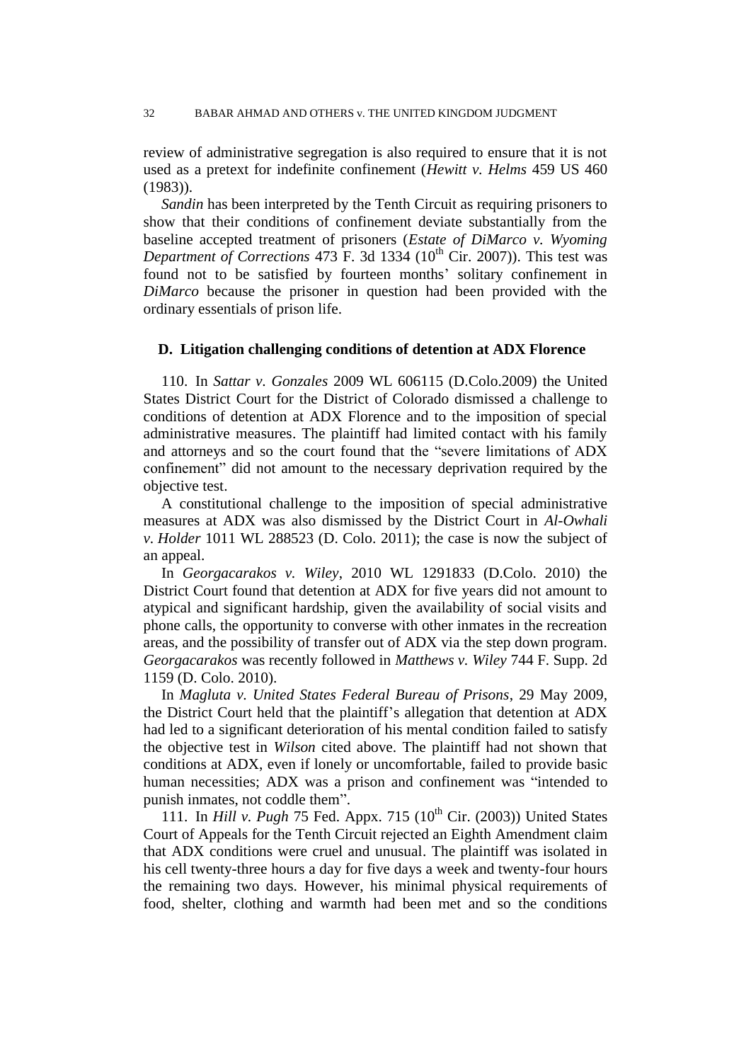review of administrative segregation is also required to ensure that it is not used as a pretext for indefinite confinement (*Hewitt v. Helms* 459 US 460 (1983)).

*Sandin* has been interpreted by the Tenth Circuit as requiring prisoners to show that their conditions of confinement deviate substantially from the baseline accepted treatment of prisoners (*Estate of DiMarco v. Wyoming Department of Corrections* 473 F. 3d 1334 (10th Cir. 2007)). This test was found not to be satisfied by fourteen months' solitary confinement in *DiMarco* because the prisoner in question had been provided with the ordinary essentials of prison life.

### D. Litigation challenging conditions of detention at ADX Florence

110. In *Sattar v. Gonzales* 2009 WL 606115 (D.Colo.2009) the United States District Court for the District of Colorado dismissed a challenge to conditions of detention at ADX Florence and to the imposition of special administrative measures. The plaintiff had limited contact with his family and attorneys and so the court found that the "severe limitations of ADX confinement" did not amount to the necessary deprivation required by the objective test.

A constitutional challenge to the imposition of special administrative measures at ADX was also dismissed by the District Court in *Al-Owhali v. Holder* 1011 WL 288523 (D. Colo. 2011); the case is now the subject of an appeal.

In *Georgacarakos v. Wiley*, 2010 WL 1291833 (D.Colo. 2010) the District Court found that detention at ADX for five years did not amount to atypical and significant hardship, given the availability of social visits and phone calls, the opportunity to converse with other inmates in the recreation areas, and the possibility of transfer out of ADX via the step down program. *Georgacarakos* was recently followed in *Matthews v. Wiley* 744 F. Supp. 2d 1159 (D. Colo. 2010).

In *Magluta v. United States Federal Bureau of Prisons*, 29 May 2009, the District Court held that the plaintiff's allegation that detention at ADX had led to a significant deterioration of his mental condition failed to satisfy the objective test in *Wilson* cited above. The plaintiff had not shown that conditions at ADX, even if lonely or uncomfortable, failed to provide basic human necessities; ADX was a prison and confinement was "intended to punish inmates, not coddle them".

111. In *Hill v. Pugh* 75 Fed. Appx. 715 (10th Cir. (2003)) United States Court of Appeals for the Tenth Circuit rejected an Eighth Amendment claim that ADX conditions were cruel and unusual. The plaintiff was isolated in his cell twenty-three hours a day for five days a week and twenty-four hours the remaining two days. However, his minimal physical requirements of food, shelter, clothing and warmth had been met and so the conditions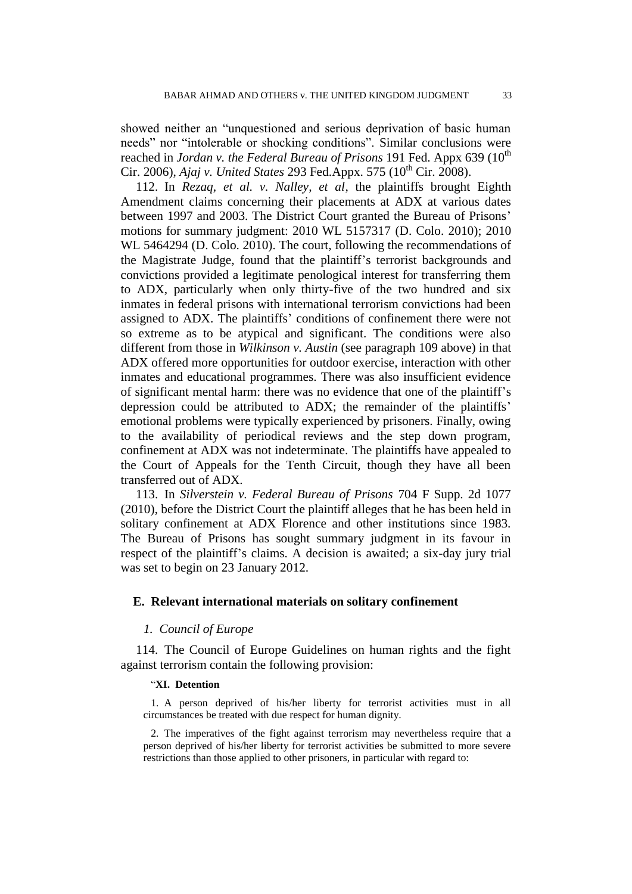showed neither an "unquestioned and serious deprivation of basic human needs" nor "intolerable or shocking conditions". Similar conclusions were reached in *Jordan v. the Federal Bureau of Prisons* 191 Fed. Appx 639 (10th Cir. 2006), *Ajaj v. United States* 293 Fed.Appx. 575 (10th Cir. 2008).

112. In *Rezaq, et al. v. Nalley, et al*, the plaintiffs brought Eighth Amendment claims concerning their placements at ADX at various dates between 1997 and 2003. The District Court granted the Bureau of Prisons' motions for summary judgment: 2010 WL 5157317 (D. Colo. 2010); 2010 WL 5464294 (D. Colo. 2010). The court, following the recommendations of the Magistrate Judge, found that the plaintiff's terrorist backgrounds and convictions provided a legitimate penological interest for transferring them to ADX, particularly when only thirty-five of the two hundred and six inmates in federal prisons with international terrorism convictions had been assigned to ADX. The plaintiffs' conditions of confinement there were not so extreme as to be atypical and significant. The conditions were also different from those in *Wilkinson v. Austin* (see paragraph 109 above) in that ADX offered more opportunities for outdoor exercise, interaction with other inmates and educational programmes. There was also insufficient evidence of significant mental harm: there was no evidence that one of the plaintiff's depression could be attributed to ADX; the remainder of the plaintiffs' emotional problems were typically experienced by prisoners. Finally, owing to the availability of periodical reviews and the step down program, confinement at ADX was not indeterminate. The plaintiffs have appealed to the Court of Appeals for the Tenth Circuit, though they have all been transferred out of ADX.

113. In *Silverstein v. Federal Bureau of Prisons* 704 F Supp. 2d 1077 (2010), before the District Court the plaintiff alleges that he has been held in solitary confinement at ADX Florence and other institutions since 1983. The Bureau of Prisons has sought summary judgment in its favour in respect of the plaintiff's claims. A decision is awaited; a six-day jury trial was set to begin on 23 January 2012.

## E. Relevant international materials on solitary confinement

### *1. Council of Europe*

114. The Council of Europe Guidelines on human rights and the fight against terrorism contain the following provision:

> "**XI. Detention**
>
> 1. A person deprived of his/her liberty for terrorist activities must in all circumstances be treated with due respect for human dignity.
>
> 2. The imperatives of the fight against terrorism may nevertheless require that a person deprived of his/her liberty for terrorist activities be submitted to more severe restrictions than those applied to other prisoners, in particular with regard to: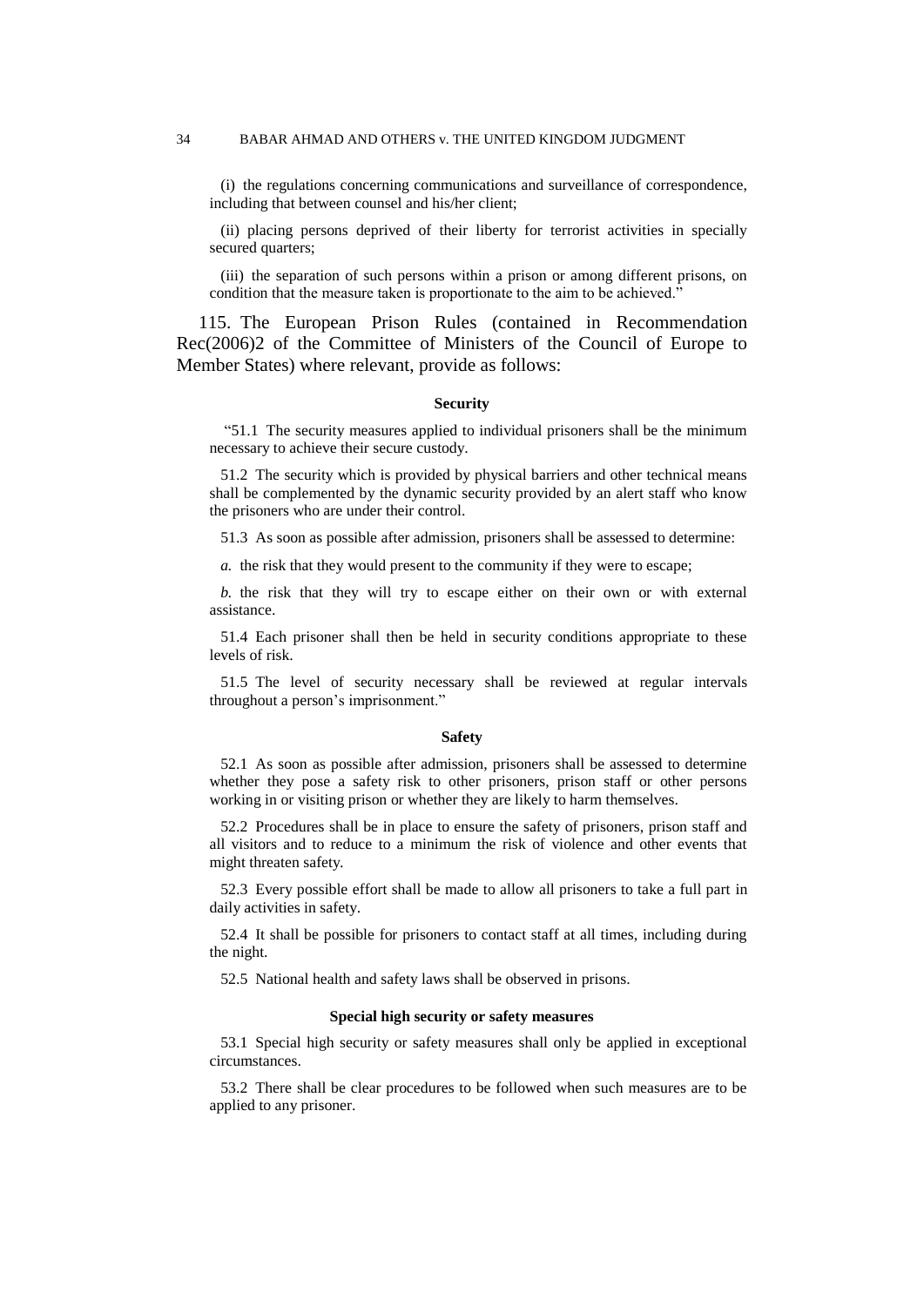(i) the regulations concerning communications and surveillance of correspondence, including that between counsel and his/her client;

(ii) placing persons deprived of their liberty for terrorist activities in specially secured quarters;

(iii) the separation of such persons within a prison or among different prisons, on condition that the measure taken is proportionate to the aim to be achieved."

115. The European Prison Rules (contained in Recommendation Rec(2006)2 of the Committee of Ministers of the Council of Europe to Member States) where relevant, provide as follows:

**Security**

"51.1 The security measures applied to individual prisoners shall be the minimum necessary to achieve their secure custody.

51.2 The security which is provided by physical barriers and other technical means shall be complemented by the dynamic security provided by an alert staff who know the prisoners who are under their control.

51.3 As soon as possible after admission, prisoners shall be assessed to determine:

*a.* the risk that they would present to the community if they were to escape;

*b.* the risk that they will try to escape either on their own or with external assistance.

51.4 Each prisoner shall then be held in security conditions appropriate to these levels of risk.

51.5 The level of security necessary shall be reviewed at regular intervals throughout a person's imprisonment."

**Safety**

52.1 As soon as possible after admission, prisoners shall be assessed to determine whether they pose a safety risk to other prisoners, prison staff or other persons working in or visiting prison or whether they are likely to harm themselves.

52.2 Procedures shall be in place to ensure the safety of prisoners, prison staff and all visitors and to reduce to a minimum the risk of violence and other events that might threaten safety.

52.3 Every possible effort shall be made to allow all prisoners to take a full part in daily activities in safety.

52.4 It shall be possible for prisoners to contact staff at all times, including during the night.

52.5 National health and safety laws shall be observed in prisons.

**Special high security or safety measures**

53.1 Special high security or safety measures shall only be applied in exceptional circumstances.

53.2 There shall be clear procedures to be followed when such measures are to be applied to any prisoner.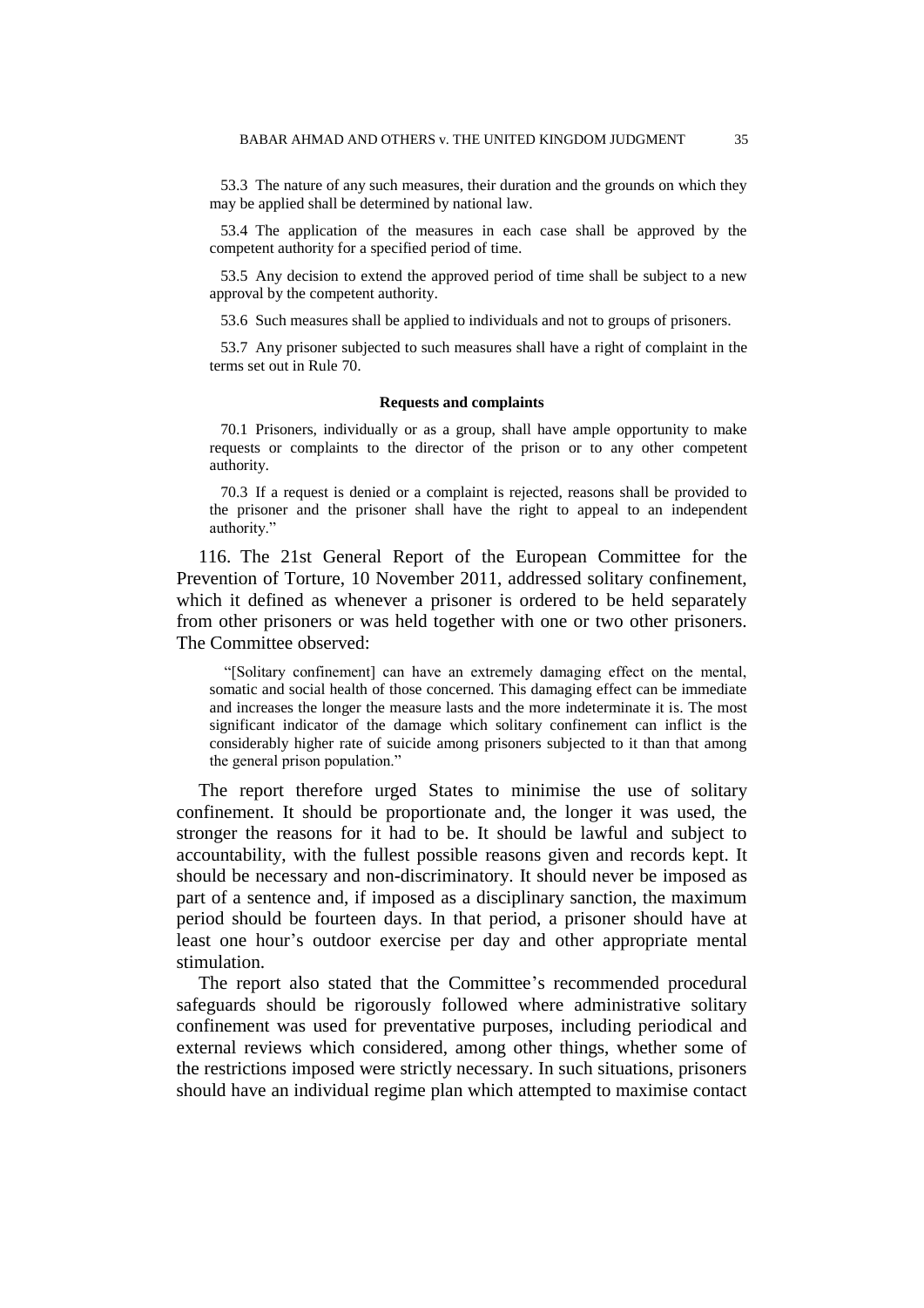53.3 The nature of any such measures, their duration and the grounds on which they may be applied shall be determined by national law.

53.4 The application of the measures in each case shall be approved by the competent authority for a specified period of time.

53.5 Any decision to extend the approved period of time shall be subject to a new approval by the competent authority.

53.6 Such measures shall be applied to individuals and not to groups of prisoners.

53.7 Any prisoner subjected to such measures shall have a right of complaint in the terms set out in Rule 70.

**Requests and complaints**

70.1 Prisoners, individually or as a group, shall have ample opportunity to make requests or complaints to the director of the prison or to any other competent authority.

70.3 If a request is denied or a complaint is rejected, reasons shall be provided to the prisoner and the prisoner shall have the right to appeal to an independent authority."

116. The 21st General Report of the European Committee for the Prevention of Torture, 10 November 2011, addressed solitary confinement, which it defined as whenever a prisoner is ordered to be held separately from other prisoners or was held together with one or two other prisoners. The Committee observed:

> "[Solitary confinement] can have an extremely damaging effect on the mental, somatic and social health of those concerned. This damaging effect can be immediate and increases the longer the measure lasts and the more indeterminate it is. The most significant indicator of the damage which solitary confinement can inflict is the considerably higher rate of suicide among prisoners subjected to it than that among the general prison population."

The report therefore urged States to minimise the use of solitary confinement. It should be proportionate and, the longer it was used, the stronger the reasons for it had to be. It should be lawful and subject to accountability, with the fullest possible reasons given and records kept. It should be necessary and non-discriminatory. It should never be imposed as part of a sentence and, if imposed as a disciplinary sanction, the maximum period should be fourteen days. In that period, a prisoner should have at least one hour's outdoor exercise per day and other appropriate mental stimulation.

The report also stated that the Committee's recommended procedural safeguards should be rigorously followed where administrative solitary confinement was used for preventative purposes, including periodical and external reviews which considered, among other things, whether some of the restrictions imposed were strictly necessary. In such situations, prisoners should have an individual regime plan which attempted to maximise contact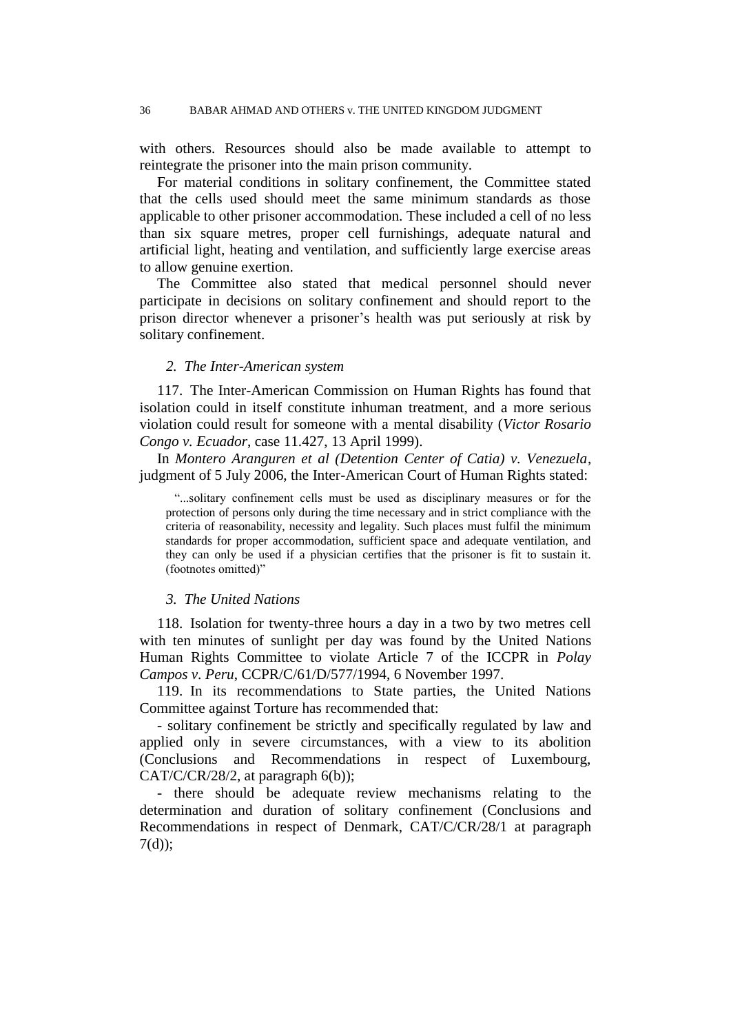with others. Resources should also be made available to attempt to reintegrate the prisoner into the main prison community.

For material conditions in solitary confinement, the Committee stated that the cells used should meet the same minimum standards as those applicable to other prisoner accommodation. These included a cell of no less than six square metres, proper cell furnishings, adequate natural and artificial light, heating and ventilation, and sufficiently large exercise areas to allow genuine exertion.

The Committee also stated that medical personnel should never participate in decisions on solitary confinement and should report to the prison director whenever a prisoner's health was put seriously at risk by solitary confinement.

### *2. The Inter-American system*

117. The Inter-American Commission on Human Rights has found that isolation could in itself constitute inhuman treatment, and a more serious violation could result for someone with a mental disability (*Victor Rosario Congo v. Ecuador*, case 11.427, 13 April 1999).

In *Montero Aranguren et al (Detention Center of Catia) v. Venezuela*, judgment of 5 July 2006, the Inter-American Court of Human Rights stated:

> "...solitary confinement cells must be used as disciplinary measures or for the protection of persons only during the time necessary and in strict compliance with the criteria of reasonability, necessity and legality. Such places must fulfil the minimum standards for proper accommodation, sufficient space and adequate ventilation, and they can only be used if a physician certifies that the prisoner is fit to sustain it. (footnotes omitted)"

### *3. The United Nations*

118. Isolation for twenty-three hours a day in a two by two metres cell with ten minutes of sunlight per day was found by the United Nations Human Rights Committee to violate Article 7 of the ICCPR in *Polay Campos v. Peru*, CCPR/C/61/D/577/1994, 6 November 1997.

119. In its recommendations to State parties, the United Nations Committee against Torture has recommended that:

- solitary confinement be strictly and specifically regulated by law and applied only in severe circumstances, with a view to its abolition (Conclusions and Recommendations in respect of Luxembourg, CAT/C/CR/28/2, at paragraph 6(b));

- there should be adequate review mechanisms relating to the determination and duration of solitary confinement (Conclusions and Recommendations in respect of Denmark, CAT/C/CR/28/1 at paragraph 7(d));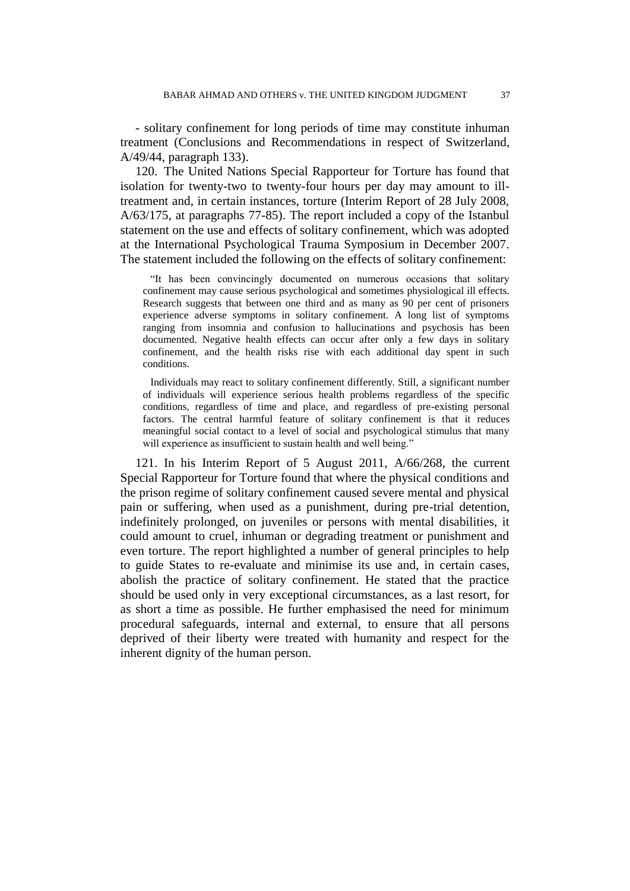- solitary confinement for long periods of time may constitute inhuman treatment (Conclusions and Recommendations in respect of Switzerland, A/49/44, paragraph 133).

120. The United Nations Special Rapporteur for Torture has found that isolation for twenty-two to twenty-four hours per day may amount to ill-treatment and, in certain instances, torture (Interim Report of 28 July 2008, A/63/175, at paragraphs 77-85). The report included a copy of the Istanbul statement on the use and effects of solitary confinement, which was adopted at the International Psychological Trauma Symposium in December 2007. The statement included the following on the effects of solitary confinement:

> "It has been convincingly documented on numerous occasions that solitary confinement may cause serious psychological and sometimes physiological ill effects. Research suggests that between one third and as many as 90 per cent of prisoners experience adverse symptoms in solitary confinement. A long list of symptoms ranging from insomnia and confusion to hallucinations and psychosis has been documented. Negative health effects can occur after only a few days in solitary confinement, and the health risks rise with each additional day spent in such conditions.
>
> Individuals may react to solitary confinement differently. Still, a significant number of individuals will experience serious health problems regardless of the specific conditions, regardless of time and place, and regardless of pre-existing personal factors. The central harmful feature of solitary confinement is that it reduces meaningful social contact to a level of social and psychological stimulus that many will experience as insufficient to sustain health and well being."

121. In his Interim Report of 5 August 2011, A/66/268, the current Special Rapporteur for Torture found that where the physical conditions and the prison regime of solitary confinement caused severe mental and physical pain or suffering, when used as a punishment, during pre-trial detention, indefinitely prolonged, on juveniles or persons with mental disabilities, it could amount to cruel, inhuman or degrading treatment or punishment and even torture. The report highlighted a number of general principles to help to guide States to re-evaluate and minimise its use and, in certain cases, abolish the practice of solitary confinement. He stated that the practice should be used only in very exceptional circumstances, as a last resort, for as short a time as possible. He further emphasised the need for minimum procedural safeguards, internal and external, to ensure that all persons deprived of their liberty were treated with humanity and respect for the inherent dignity of the human person.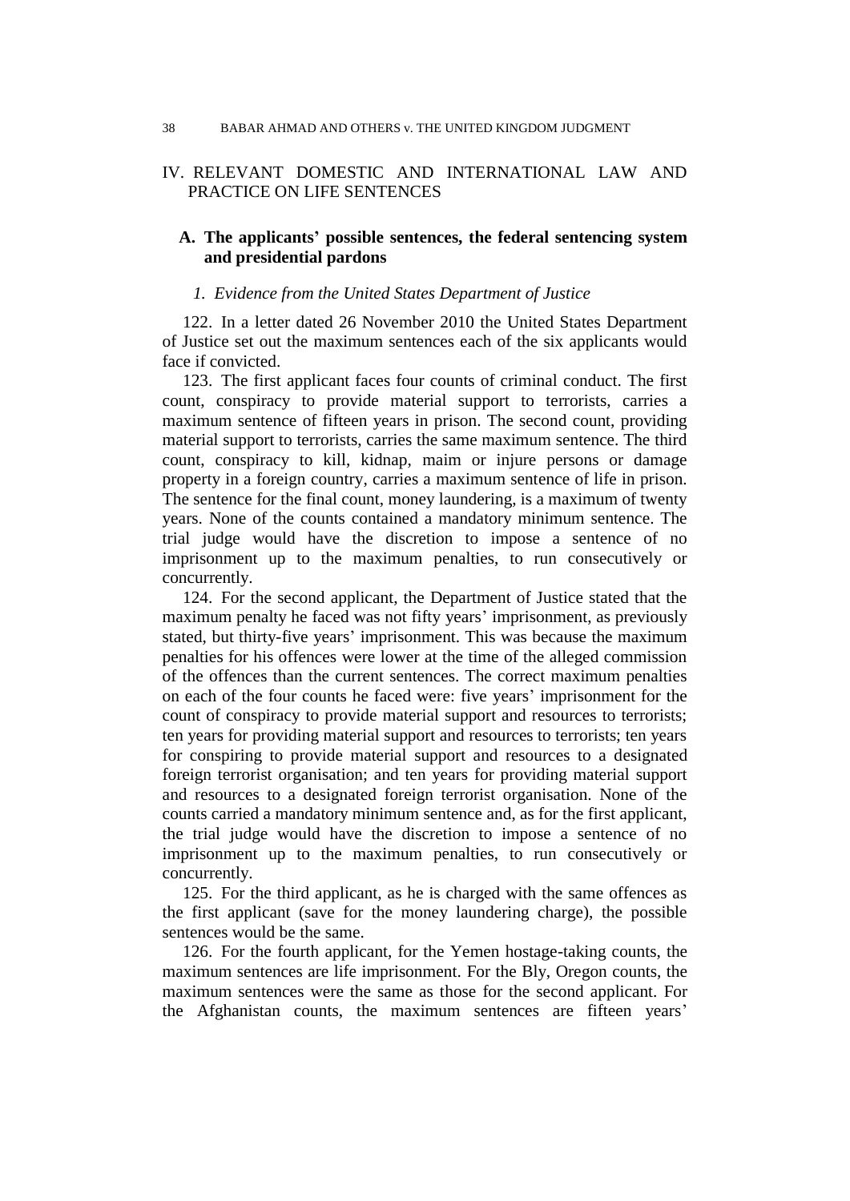## IV. RELEVANT DOMESTIC AND INTERNATIONAL LAW AND PRACTICE ON LIFE SENTENCES

### A. The applicants' possible sentences, the federal sentencing system and presidential pardons

#### *1. Evidence from the United States Department of Justice*

122. In a letter dated 26 November 2010 the United States Department of Justice set out the maximum sentences each of the six applicants would face if convicted.

123. The first applicant faces four counts of criminal conduct. The first count, conspiracy to provide material support to terrorists, carries a maximum sentence of fifteen years in prison. The second count, providing material support to terrorists, carries the same maximum sentence. The third count, conspiracy to kill, kidnap, maim or injure persons or damage property in a foreign country, carries a maximum sentence of life in prison. The sentence for the final count, money laundering, is a maximum of twenty years. None of the counts contained a mandatory minimum sentence. The trial judge would have the discretion to impose a sentence of no imprisonment up to the maximum penalties, to run consecutively or concurrently.

124. For the second applicant, the Department of Justice stated that the maximum penalty he faced was not fifty years' imprisonment, as previously stated, but thirty-five years' imprisonment. This was because the maximum penalties for his offences were lower at the time of the alleged commission of the offences than the current sentences. The correct maximum penalties on each of the four counts he faced were: five years' imprisonment for the count of conspiracy to provide material support and resources to terrorists; ten years for providing material support and resources to terrorists; ten years for conspiring to provide material support and resources to a designated foreign terrorist organisation; and ten years for providing material support and resources to a designated foreign terrorist organisation. None of the counts carried a mandatory minimum sentence and, as for the first applicant, the trial judge would have the discretion to impose a sentence of no imprisonment up to the maximum penalties, to run consecutively or concurrently.

125. For the third applicant, as he is charged with the same offences as the first applicant (save for the money laundering charge), the possible sentences would be the same.

126. For the fourth applicant, for the Yemen hostage-taking counts, the maximum sentences are life imprisonment. For the Bly, Oregon counts, the maximum sentences were the same as those for the second applicant. For the Afghanistan counts, the maximum sentences are fifteen years'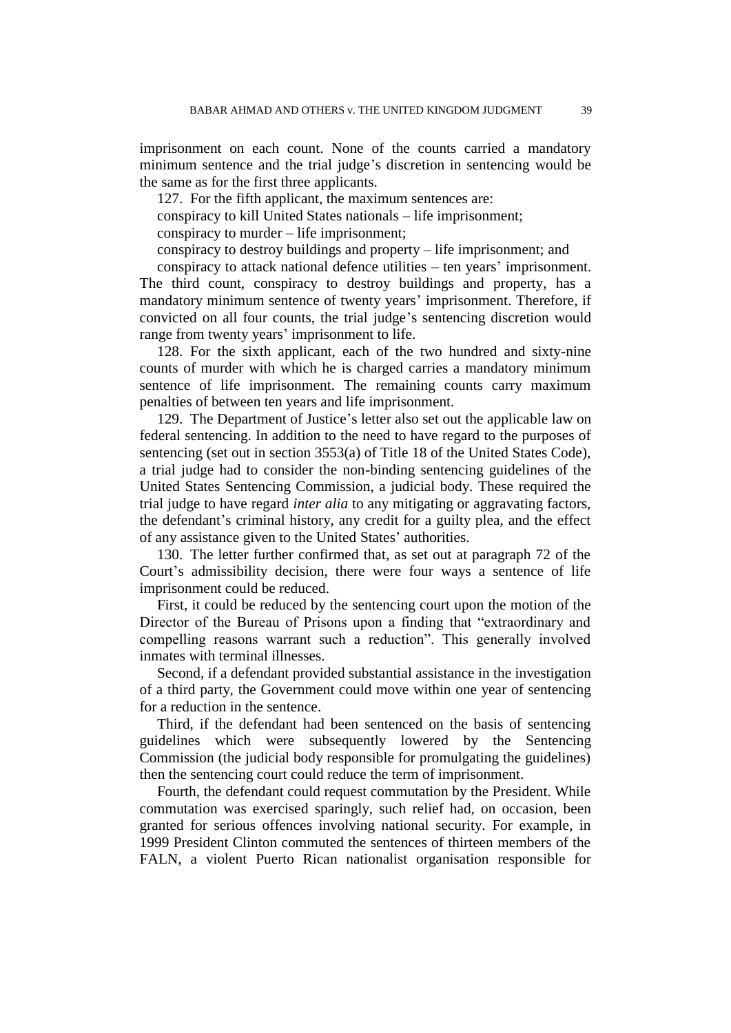imprisonment on each count. None of the counts carried a mandatory minimum sentence and the trial judge's discretion in sentencing would be the same as for the first three applicants.

127. For the fifth applicant, the maximum sentences are:

conspiracy to kill United States nationals – life imprisonment;

conspiracy to murder – life imprisonment;

conspiracy to destroy buildings and property – life imprisonment; and

conspiracy to attack national defence utilities – ten years' imprisonment. The third count, conspiracy to destroy buildings and property, has a mandatory minimum sentence of twenty years' imprisonment. Therefore, if convicted on all four counts, the trial judge's sentencing discretion would range from twenty years' imprisonment to life.

128. For the sixth applicant, each of the two hundred and sixty-nine counts of murder with which he is charged carries a mandatory minimum sentence of life imprisonment. The remaining counts carry maximum penalties of between ten years and life imprisonment.

129. The Department of Justice's letter also set out the applicable law on federal sentencing. In addition to the need to have regard to the purposes of sentencing (set out in section 3553(a) of Title 18 of the United States Code), a trial judge had to consider the non-binding sentencing guidelines of the United States Sentencing Commission, a judicial body. These required the trial judge to have regard *inter alia* to any mitigating or aggravating factors, the defendant's criminal history, any credit for a guilty plea, and the effect of any assistance given to the United States' authorities.

130. The letter further confirmed that, as set out at paragraph 72 of the Court's admissibility decision, there were four ways a sentence of life imprisonment could be reduced.

First, it could be reduced by the sentencing court upon the motion of the Director of the Bureau of Prisons upon a finding that "extraordinary and compelling reasons warrant such a reduction". This generally involved inmates with terminal illnesses.

Second, if a defendant provided substantial assistance in the investigation of a third party, the Government could move within one year of sentencing for a reduction in the sentence.

Third, if the defendant had been sentenced on the basis of sentencing guidelines which were subsequently lowered by the Sentencing Commission (the judicial body responsible for promulgating the guidelines) then the sentencing court could reduce the term of imprisonment.

Fourth, the defendant could request commutation by the President. While commutation was exercised sparingly, such relief had, on occasion, been granted for serious offences involving national security. For example, in 1999 President Clinton commuted the sentences of thirteen members of the FALN, a violent Puerto Rican nationalist organisation responsible for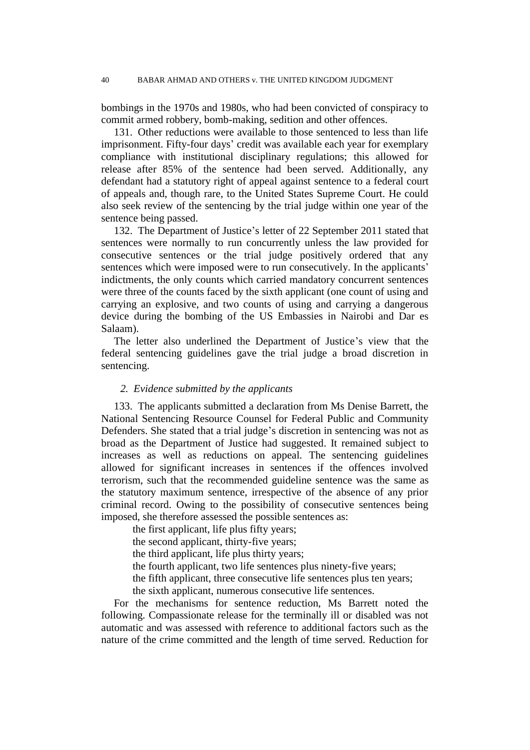bombings in the 1970s and 1980s, who had been convicted of conspiracy to commit armed robbery, bomb-making, sedition and other offences.

131. Other reductions were available to those sentenced to less than life imprisonment. Fifty-four days' credit was available each year for exemplary compliance with institutional disciplinary regulations; this allowed for release after 85% of the sentence had been served. Additionally, any defendant had a statutory right of appeal against sentence to a federal court of appeals and, though rare, to the United States Supreme Court. He could also seek review of the sentencing by the trial judge within one year of the sentence being passed.

132. The Department of Justice's letter of 22 September 2011 stated that sentences were normally to run concurrently unless the law provided for consecutive sentences or the trial judge positively ordered that any sentences which were imposed were to run consecutively. In the applicants' indictments, the only counts which carried mandatory concurrent sentences were three of the counts faced by the sixth applicant (one count of using and carrying an explosive, and two counts of using and carrying a dangerous device during the bombing of the US Embassies in Nairobi and Dar es Salaam).

The letter also underlined the Department of Justice's view that the federal sentencing guidelines gave the trial judge a broad discretion in sentencing.

### *2. Evidence submitted by the applicants*

133. The applicants submitted a declaration from Ms Denise Barrett, the National Sentencing Resource Counsel for Federal Public and Community Defenders. She stated that a trial judge's discretion in sentencing was not as broad as the Department of Justice had suggested. It remained subject to increases as well as reductions on appeal. The sentencing guidelines allowed for significant increases in sentences if the offences involved terrorism, such that the recommended guideline sentence was the same as the statutory maximum sentence, irrespective of the absence of any prior criminal record. Owing to the possibility of consecutive sentences being imposed, she therefore assessed the possible sentences as:

the first applicant, life plus fifty years;

the second applicant, thirty-five years;

the third applicant, life plus thirty years;

the fourth applicant, two life sentences plus ninety-five years;

the fifth applicant, three consecutive life sentences plus ten years;

the sixth applicant, numerous consecutive life sentences.

For the mechanisms for sentence reduction, Ms Barrett noted the following. Compassionate release for the terminally ill or disabled was not automatic and was assessed with reference to additional factors such as the nature of the crime committed and the length of time served. Reduction for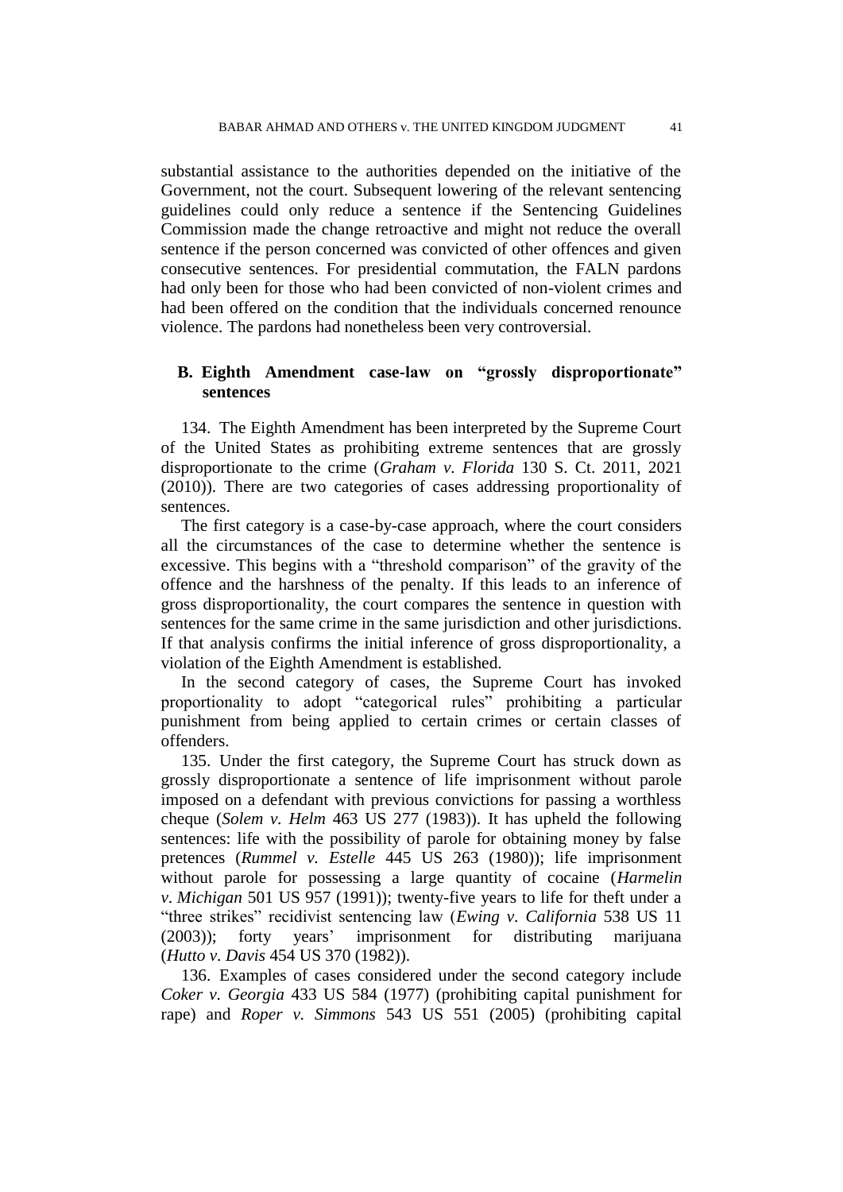substantial assistance to the authorities depended on the initiative of the Government, not the court. Subsequent lowering of the relevant sentencing guidelines could only reduce a sentence if the Sentencing Guidelines Commission made the change retroactive and might not reduce the overall sentence if the person concerned was convicted of other offences and given consecutive sentences. For presidential commutation, the FALN pardons had only been for those who had been convicted of non-violent crimes and had been offered on the condition that the individuals concerned renounce violence. The pardons had nonetheless been very controversial.

## B. Eighth Amendment case-law on "grossly disproportionate" sentences

134. The Eighth Amendment has been interpreted by the Supreme Court of the United States as prohibiting extreme sentences that are grossly disproportionate to the crime (*Graham v. Florida* 130 S. Ct. 2011, 2021 (2010)). There are two categories of cases addressing proportionality of sentences.

The first category is a case-by-case approach, where the court considers all the circumstances of the case to determine whether the sentence is excessive. This begins with a "threshold comparison" of the gravity of the offence and the harshness of the penalty. If this leads to an inference of gross disproportionality, the court compares the sentence in question with sentences for the same crime in the same jurisdiction and other jurisdictions. If that analysis confirms the initial inference of gross disproportionality, a violation of the Eighth Amendment is established.

In the second category of cases, the Supreme Court has invoked proportionality to adopt "categorical rules" prohibiting a particular punishment from being applied to certain crimes or certain classes of offenders.

135. Under the first category, the Supreme Court has struck down as grossly disproportionate a sentence of life imprisonment without parole imposed on a defendant with previous convictions for passing a worthless cheque (*Solem v. Helm* 463 US 277 (1983)). It has upheld the following sentences: life with the possibility of parole for obtaining money by false pretences (*Rummel v. Estelle* 445 US 263 (1980)); life imprisonment without parole for possessing a large quantity of cocaine (*Harmelin v. Michigan* 501 US 957 (1991)); twenty-five years to life for theft under a "three strikes" recidivist sentencing law (*Ewing v. California* 538 US 11 (2003)); forty years' imprisonment for distributing marijuana (*Hutto v. Davis* 454 US 370 (1982)).

136. Examples of cases considered under the second category include *Coker v. Georgia* 433 US 584 (1977) (prohibiting capital punishment for rape) and *Roper v. Simmons* 543 US 551 (2005) (prohibiting capital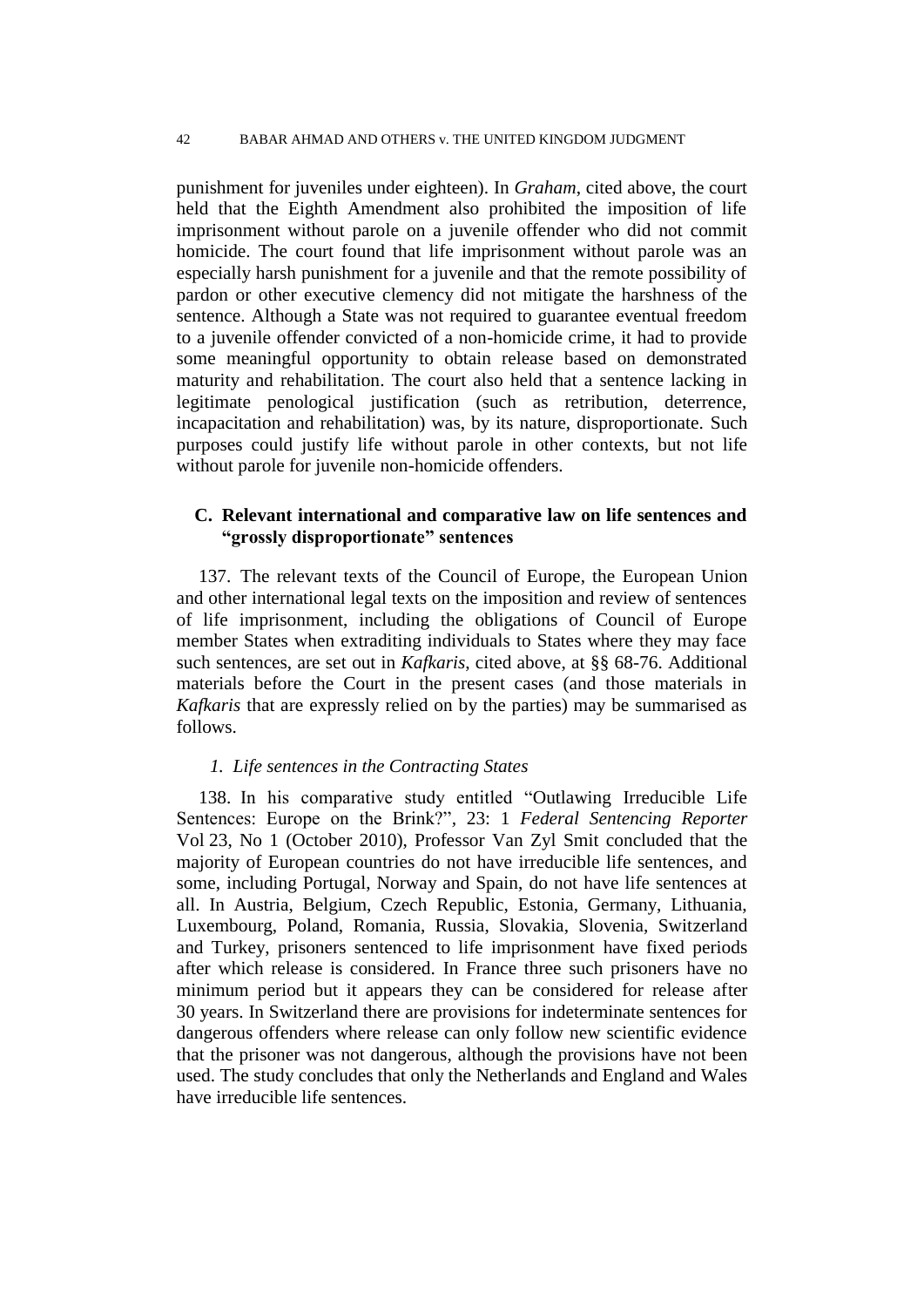punishment for juveniles under eighteen). In *Graham*, cited above, the court held that the Eighth Amendment also prohibited the imposition of life imprisonment without parole on a juvenile offender who did not commit homicide. The court found that life imprisonment without parole was an especially harsh punishment for a juvenile and that the remote possibility of pardon or other executive clemency did not mitigate the harshness of the sentence. Although a State was not required to guarantee eventual freedom to a juvenile offender convicted of a non-homicide crime, it had to provide some meaningful opportunity to obtain release based on demonstrated maturity and rehabilitation. The court also held that a sentence lacking in legitimate penological justification (such as retribution, deterrence, incapacitation and rehabilitation) was, by its nature, disproportionate. Such purposes could justify life without parole in other contexts, but not life without parole for juvenile non-homicide offenders.

### C. Relevant international and comparative law on life sentences and "grossly disproportionate" sentences

137. The relevant texts of the Council of Europe, the European Union and other international legal texts on the imposition and review of sentences of life imprisonment, including the obligations of Council of Europe member States when extraditing individuals to States where they may face such sentences, are set out in *Kafkaris*, cited above, at §§ 68-76. Additional materials before the Court in the present cases (and those materials in *Kafkaris* that are expressly relied on by the parties) may be summarised as follows.

#### *1. Life sentences in the Contracting States*

138. In his comparative study entitled "Outlawing Irreducible Life Sentences: Europe on the Brink?", 23: 1 *Federal Sentencing Reporter* Vol 23, No 1 (October 2010), Professor Van Zyl Smit concluded that the majority of European countries do not have irreducible life sentences, and some, including Portugal, Norway and Spain, do not have life sentences at all. In Austria, Belgium, Czech Republic, Estonia, Germany, Lithuania, Luxembourg, Poland, Romania, Russia, Slovakia, Slovenia, Switzerland and Turkey, prisoners sentenced to life imprisonment have fixed periods after which release is considered. In France three such prisoners have no minimum period but it appears they can be considered for release after 30 years. In Switzerland there are provisions for indeterminate sentences for dangerous offenders where release can only follow new scientific evidence that the prisoner was not dangerous, although the provisions have not been used. The study concludes that only the Netherlands and England and Wales have irreducible life sentences.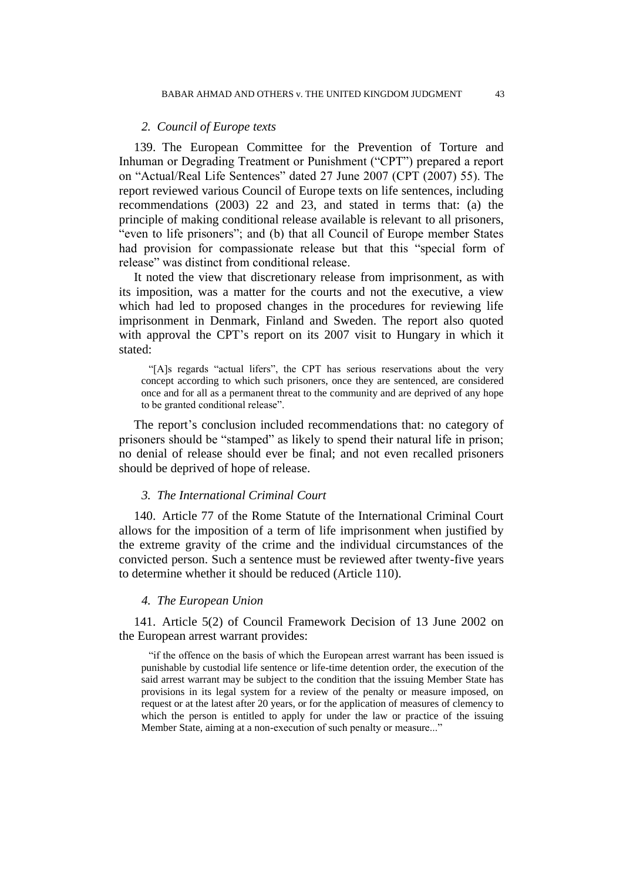### *2. Council of Europe texts*

139. The European Committee for the Prevention of Torture and Inhuman or Degrading Treatment or Punishment ("CPT") prepared a report on "Actual/Real Life Sentences" dated 27 June 2007 (CPT (2007) 55). The report reviewed various Council of Europe texts on life sentences, including recommendations (2003) 22 and 23, and stated in terms that: (a) the principle of making conditional release available is relevant to all prisoners, "even to life prisoners"; and (b) that all Council of Europe member States had provision for compassionate release but that this "special form of release" was distinct from conditional release.

It noted the view that discretionary release from imprisonment, as with its imposition, was a matter for the courts and not the executive, a view which had led to proposed changes in the procedures for reviewing life imprisonment in Denmark, Finland and Sweden. The report also quoted with approval the CPT's report on its 2007 visit to Hungary in which it stated:

> "[A]s regards "actual lifers", the CPT has serious reservations about the very concept according to which such prisoners, once they are sentenced, are considered once and for all as a permanent threat to the community and are deprived of any hope to be granted conditional release".

The report's conclusion included recommendations that: no category of prisoners should be "stamped" as likely to spend their natural life in prison; no denial of release should ever be final; and not even recalled prisoners should be deprived of hope of release.

### *3. The International Criminal Court*

140. Article 77 of the Rome Statute of the International Criminal Court allows for the imposition of a term of life imprisonment when justified by the extreme gravity of the crime and the individual circumstances of the convicted person. Such a sentence must be reviewed after twenty-five years to determine whether it should be reduced (Article 110).

### *4. The European Union*

141. Article 5(2) of Council Framework Decision of 13 June 2002 on the European arrest warrant provides:

> "if the offence on the basis of which the European arrest warrant has been issued is punishable by custodial life sentence or life-time detention order, the execution of the said arrest warrant may be subject to the condition that the issuing Member State has provisions in its legal system for a review of the penalty or measure imposed, on request or at the latest after 20 years, or for the application of measures of clemency to which the person is entitled to apply for under the law or practice of the issuing Member State, aiming at a non-execution of such penalty or measure..."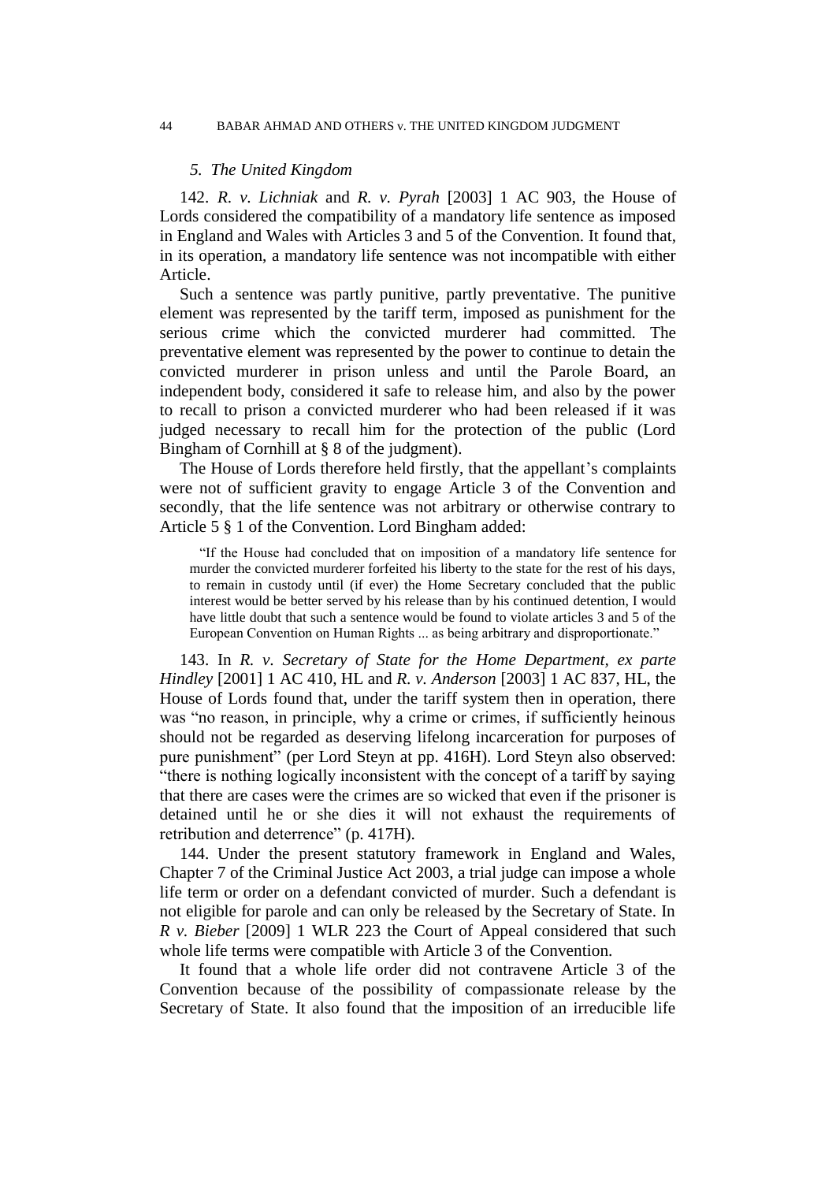*5. The United Kingdom*

142. *R. v. Lichniak* and *R. v. Pyrah* [2003] 1 AC 903, the House of Lords considered the compatibility of a mandatory life sentence as imposed in England and Wales with Articles 3 and 5 of the Convention. It found that, in its operation, a mandatory life sentence was not incompatible with either Article.

Such a sentence was partly punitive, partly preventative. The punitive element was represented by the tariff term, imposed as punishment for the serious crime which the convicted murderer had committed. The preventative element was represented by the power to continue to detain the convicted murderer in prison unless and until the Parole Board, an independent body, considered it safe to release him, and also by the power to recall to prison a convicted murderer who had been released if it was judged necessary to recall him for the protection of the public (Lord Bingham of Cornhill at § 8 of the judgment).

The House of Lords therefore held firstly, that the appellant's complaints were not of sufficient gravity to engage Article 3 of the Convention and secondly, that the life sentence was not arbitrary or otherwise contrary to Article 5 § 1 of the Convention. Lord Bingham added:

> "If the House had concluded that on imposition of a mandatory life sentence for murder the convicted murderer forfeited his liberty to the state for the rest of his days, to remain in custody until (if ever) the Home Secretary concluded that the public interest would be better served by his release than by his continued detention, I would have little doubt that such a sentence would be found to violate articles 3 and 5 of the European Convention on Human Rights ... as being arbitrary and disproportionate."

143. In *R. v. Secretary of State for the Home Department, ex parte Hindley* [2001] 1 AC 410, HL and *R. v. Anderson* [2003] 1 AC 837, HL, the House of Lords found that, under the tariff system then in operation, there was "no reason, in principle, why a crime or crimes, if sufficiently heinous should not be regarded as deserving lifelong incarceration for purposes of pure punishment" (per Lord Steyn at pp. 416H). Lord Steyn also observed: "there is nothing logically inconsistent with the concept of a tariff by saying that there are cases were the crimes are so wicked that even if the prisoner is detained until he or she dies it will not exhaust the requirements of retribution and deterrence" (p. 417H).

144. Under the present statutory framework in England and Wales, Chapter 7 of the Criminal Justice Act 2003, a trial judge can impose a whole life term or order on a defendant convicted of murder. Such a defendant is not eligible for parole and can only be released by the Secretary of State. In *R v. Bieber* [2009] 1 WLR 223 the Court of Appeal considered that such whole life terms were compatible with Article 3 of the Convention.

It found that a whole life order did not contravene Article 3 of the Convention because of the possibility of compassionate release by the Secretary of State. It also found that the imposition of an irreducible life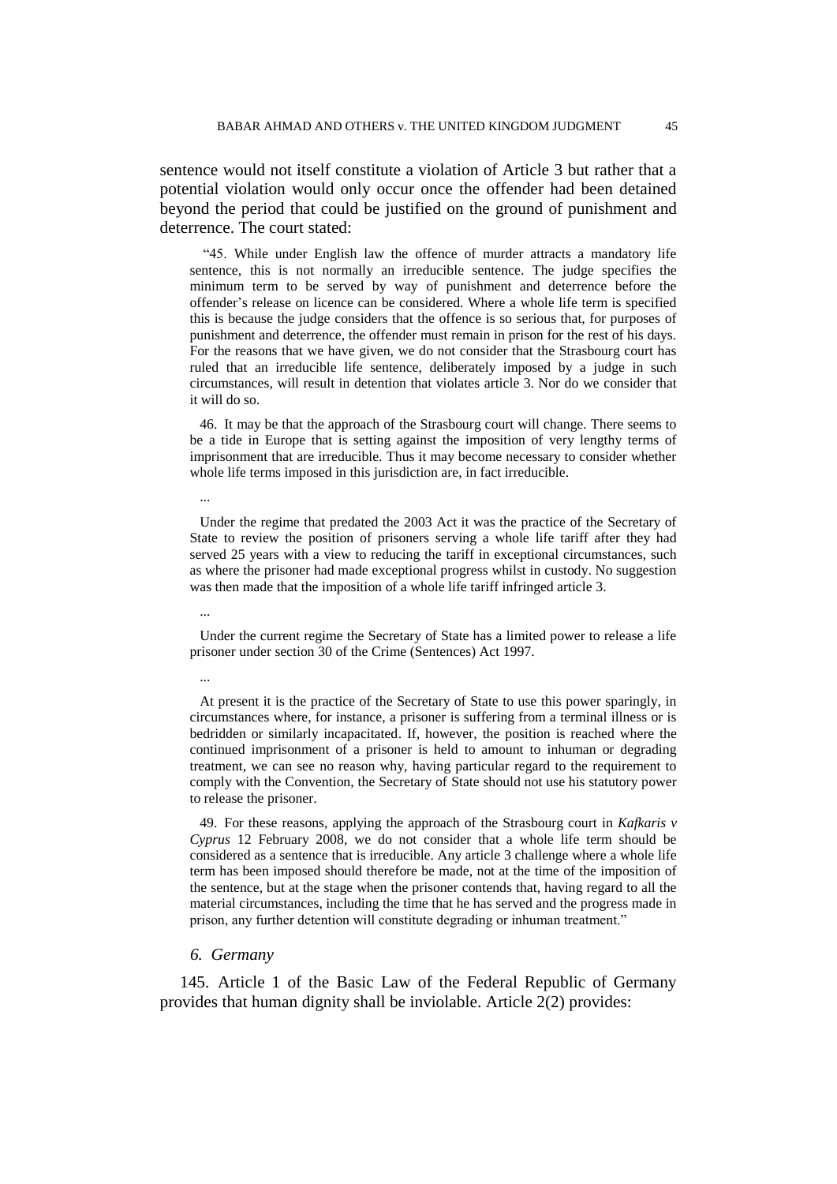sentence would not itself constitute a violation of Article 3 but rather that a potential violation would only occur once the offender had been detained beyond the period that could be justified on the ground of punishment and deterrence. The court stated:

> "45. While under English law the offence of murder attracts a mandatory life sentence, this is not normally an irreducible sentence. The judge specifies the minimum term to be served by way of punishment and deterrence before the offender's release on licence can be considered. Where a whole life term is specified this is because the judge considers that the offence is so serious that, for purposes of punishment and deterrence, the offender must remain in prison for the rest of his days. For the reasons that we have given, we do not consider that the Strasbourg court has ruled that an irreducible life sentence, deliberately imposed by a judge in such circumstances, will result in detention that violates article 3. Nor do we consider that it will do so.
>
> 46. It may be that the approach of the Strasbourg court will change. There seems to be a tide in Europe that is setting against the imposition of very lengthy terms of imprisonment that are irreducible. Thus it may become necessary to consider whether whole life terms imposed in this jurisdiction are, in fact irreducible.
>
> ...
>
> Under the regime that predated the 2003 Act it was the practice of the Secretary of State to review the position of prisoners serving a whole life tariff after they had served 25 years with a view to reducing the tariff in exceptional circumstances, such as where the prisoner had made exceptional progress whilst in custody. No suggestion was then made that the imposition of a whole life tariff infringed article 3.
>
> ...
>
> Under the current regime the Secretary of State has a limited power to release a life prisoner under section 30 of the Crime (Sentences) Act 1997.
>
> ...
>
> At present it is the practice of the Secretary of State to use this power sparingly, in circumstances where, for instance, a prisoner is suffering from a terminal illness or is bedridden or similarly incapacitated. If, however, the position is reached where the continued imprisonment of a prisoner is held to amount to inhuman or degrading treatment, we can see no reason why, having particular regard to the requirement to comply with the Convention, the Secretary of State should not use his statutory power to release the prisoner.
>
> 49. For these reasons, applying the approach of the Strasbourg court in *Kafkaris v Cyprus* 12 February 2008, we do not consider that a whole life term should be considered as a sentence that is irreducible. Any article 3 challenge where a whole life term has been imposed should therefore be made, not at the time of the imposition of the sentence, but at the stage when the prisoner contends that, having regard to all the material circumstances, including the time that he has served and the progress made in prison, any further detention will constitute degrading or inhuman treatment."

### *6. Germany*

145. Article 1 of the Basic Law of the Federal Republic of Germany provides that human dignity shall be inviolable. Article 2(2) provides: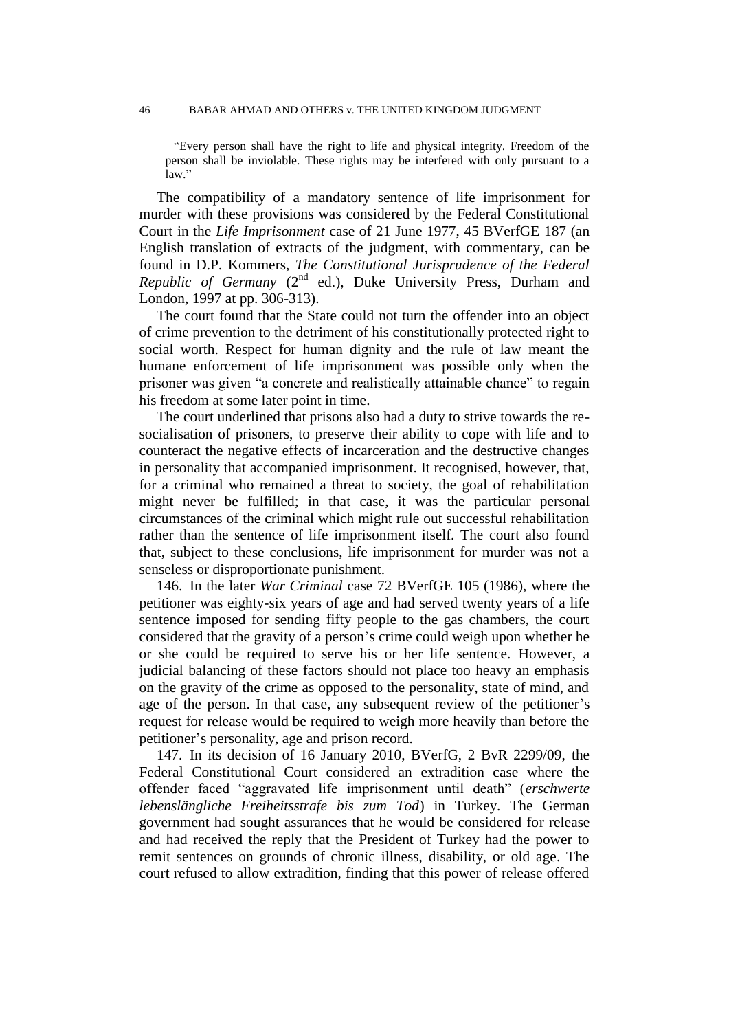"Every person shall have the right to life and physical integrity. Freedom of the person shall be inviolable. These rights may be interfered with only pursuant to a law."

The compatibility of a mandatory sentence of life imprisonment for murder with these provisions was considered by the Federal Constitutional Court in the *Life Imprisonment* case of 21 June 1977, 45 BVerfGE 187 (an English translation of extracts of the judgment, with commentary, can be found in D.P. Kommers, *The Constitutional Jurisprudence of the Federal Republic of Germany* (2nd ed.), Duke University Press, Durham and London, 1997 at pp. 306-313).

The court found that the State could not turn the offender into an object of crime prevention to the detriment of his constitutionally protected right to social worth. Respect for human dignity and the rule of law meant the humane enforcement of life imprisonment was possible only when the prisoner was given "a concrete and realistically attainable chance" to regain his freedom at some later point in time.

The court underlined that prisons also had a duty to strive towards the re-socialisation of prisoners, to preserve their ability to cope with life and to counteract the negative effects of incarceration and the destructive changes in personality that accompanied imprisonment. It recognised, however, that, for a criminal who remained a threat to society, the goal of rehabilitation might never be fulfilled; in that case, it was the particular personal circumstances of the criminal which might rule out successful rehabilitation rather than the sentence of life imprisonment itself. The court also found that, subject to these conclusions, life imprisonment for murder was not a senseless or disproportionate punishment.

146. In the later *War Criminal* case 72 BVerfGE 105 (1986), where the petitioner was eighty-six years of age and had served twenty years of a life sentence imposed for sending fifty people to the gas chambers, the court considered that the gravity of a person's crime could weigh upon whether he or she could be required to serve his or her life sentence. However, a judicial balancing of these factors should not place too heavy an emphasis on the gravity of the crime as opposed to the personality, state of mind, and age of the person. In that case, any subsequent review of the petitioner's request for release would be required to weigh more heavily than before the petitioner's personality, age and prison record.

147. In its decision of 16 January 2010, BVerfG, 2 BvR 2299/09, the Federal Constitutional Court considered an extradition case where the offender faced "aggravated life imprisonment until death" (*erschwerte lebenslängliche Freiheitsstrafe bis zum Tod*) in Turkey. The German government had sought assurances that he would be considered for release and had received the reply that the President of Turkey had the power to remit sentences on grounds of chronic illness, disability, or old age. The court refused to allow extradition, finding that this power of release offered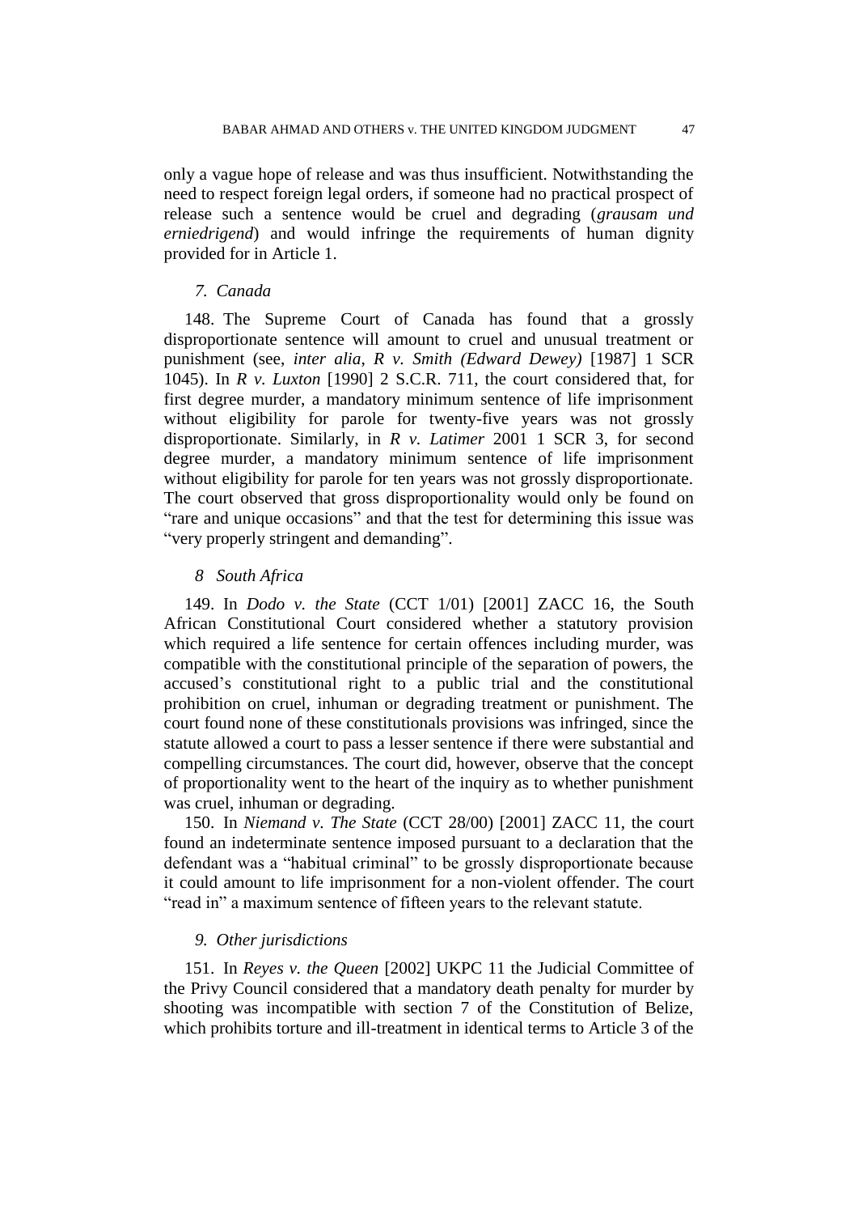only a vague hope of release and was thus insufficient. Notwithstanding the need to respect foreign legal orders, if someone had no practical prospect of release such a sentence would be cruel and degrading (*grausam und erniedrigend*) and would infringe the requirements of human dignity provided for in Article 1.

### *7. Canada*

148. The Supreme Court of Canada has found that a grossly disproportionate sentence will amount to cruel and unusual treatment or punishment (see, *inter alia*, *R v. Smith (Edward Dewey)* [1987] 1 SCR 1045). In *R v. Luxton* [1990] 2 S.C.R. 711, the court considered that, for first degree murder, a mandatory minimum sentence of life imprisonment without eligibility for parole for twenty-five years was not grossly disproportionate. Similarly, in *R v. Latimer* 2001 1 SCR 3, for second degree murder, a mandatory minimum sentence of life imprisonment without eligibility for parole for ten years was not grossly disproportionate. The court observed that gross disproportionality would only be found on "rare and unique occasions" and that the test for determining this issue was "very properly stringent and demanding".

### *8 South Africa*

149. In *Dodo v. the State* (CCT 1/01) [2001] ZACC 16, the South African Constitutional Court considered whether a statutory provision which required a life sentence for certain offences including murder, was compatible with the constitutional principle of the separation of powers, the accused's constitutional right to a public trial and the constitutional prohibition on cruel, inhuman or degrading treatment or punishment. The court found none of these constitutionals provisions was infringed, since the statute allowed a court to pass a lesser sentence if there were substantial and compelling circumstances. The court did, however, observe that the concept of proportionality went to the heart of the inquiry as to whether punishment was cruel, inhuman or degrading.

150. In *Niemand v. The State* (CCT 28/00) [2001] ZACC 11, the court found an indeterminate sentence imposed pursuant to a declaration that the defendant was a "habitual criminal" to be grossly disproportionate because it could amount to life imprisonment for a non-violent offender. The court "read in" a maximum sentence of fifteen years to the relevant statute.

### *9. Other jurisdictions*

151. In *Reyes v. the Queen* [2002] UKPC 11 the Judicial Committee of the Privy Council considered that a mandatory death penalty for murder by shooting was incompatible with section 7 of the Constitution of Belize, which prohibits torture and ill-treatment in identical terms to Article 3 of the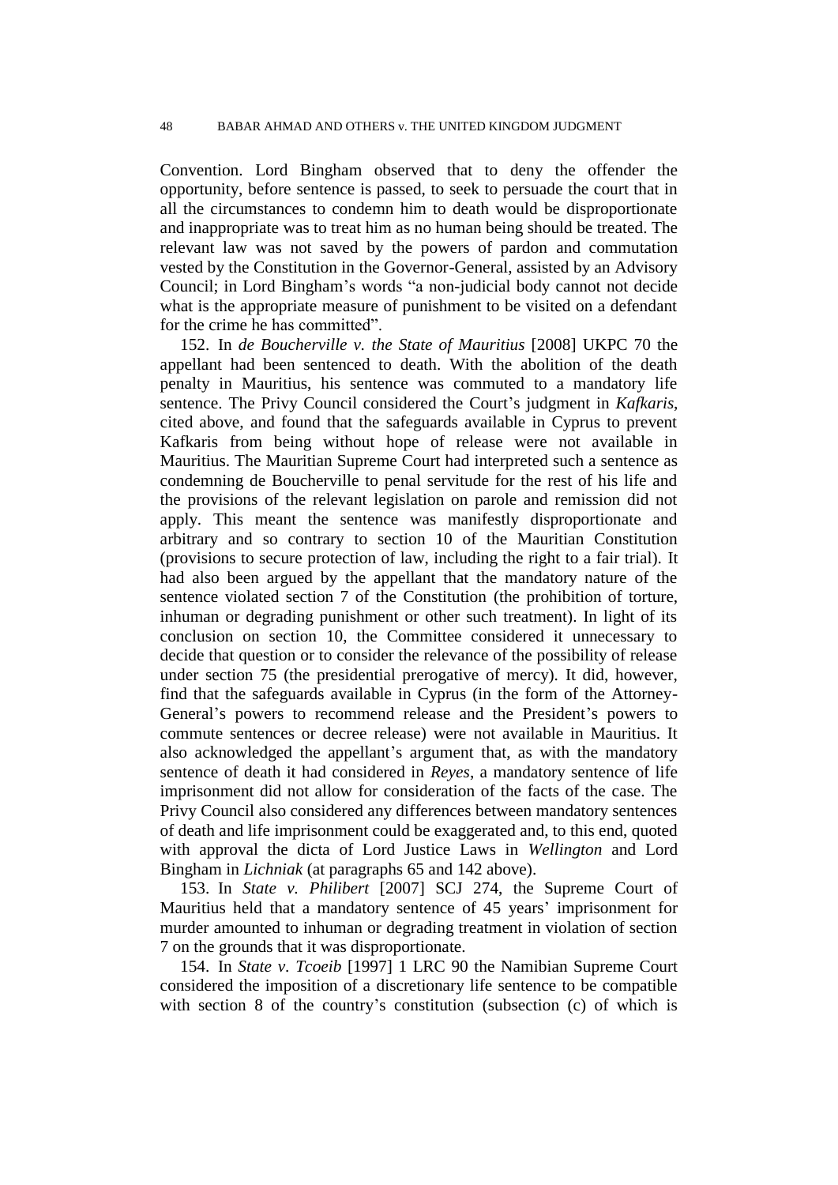Convention. Lord Bingham observed that to deny the offender the opportunity, before sentence is passed, to seek to persuade the court that in all the circumstances to condemn him to death would be disproportionate and inappropriate was to treat him as no human being should be treated. The relevant law was not saved by the powers of pardon and commutation vested by the Constitution in the Governor-General, assisted by an Advisory Council; in Lord Bingham's words "a non-judicial body cannot not decide what is the appropriate measure of punishment to be visited on a defendant for the crime he has committed".

152. In *de Boucherville v. the State of Mauritius* [2008] UKPC 70 the appellant had been sentenced to death. With the abolition of the death penalty in Mauritius, his sentence was commuted to a mandatory life sentence. The Privy Council considered the Court's judgment in *Kafkaris*, cited above, and found that the safeguards available in Cyprus to prevent Kafkaris from being without hope of release were not available in Mauritius. The Mauritian Supreme Court had interpreted such a sentence as condemning de Boucherville to penal servitude for the rest of his life and the provisions of the relevant legislation on parole and remission did not apply. This meant the sentence was manifestly disproportionate and arbitrary and so contrary to section 10 of the Mauritian Constitution (provisions to secure protection of law, including the right to a fair trial). It had also been argued by the appellant that the mandatory nature of the sentence violated section 7 of the Constitution (the prohibition of torture, inhuman or degrading punishment or other such treatment). In light of its conclusion on section 10, the Committee considered it unnecessary to decide that question or to consider the relevance of the possibility of release under section 75 (the presidential prerogative of mercy). It did, however, find that the safeguards available in Cyprus (in the form of the Attorney-General's powers to recommend release and the President's powers to commute sentences or decree release) were not available in Mauritius. It also acknowledged the appellant's argument that, as with the mandatory sentence of death it had considered in *Reyes*, a mandatory sentence of life imprisonment did not allow for consideration of the facts of the case. The Privy Council also considered any differences between mandatory sentences of death and life imprisonment could be exaggerated and, to this end, quoted with approval the dicta of Lord Justice Laws in *Wellington* and Lord Bingham in *Lichniak* (at paragraphs 65 and 142 above).

153. In *State v. Philibert* [2007] SCJ 274, the Supreme Court of Mauritius held that a mandatory sentence of 45 years' imprisonment for murder amounted to inhuman or degrading treatment in violation of section 7 on the grounds that it was disproportionate.

154. In *State v. Tcoeib* [1997] 1 LRC 90 the Namibian Supreme Court considered the imposition of a discretionary life sentence to be compatible with section 8 of the country's constitution (subsection (c) of which is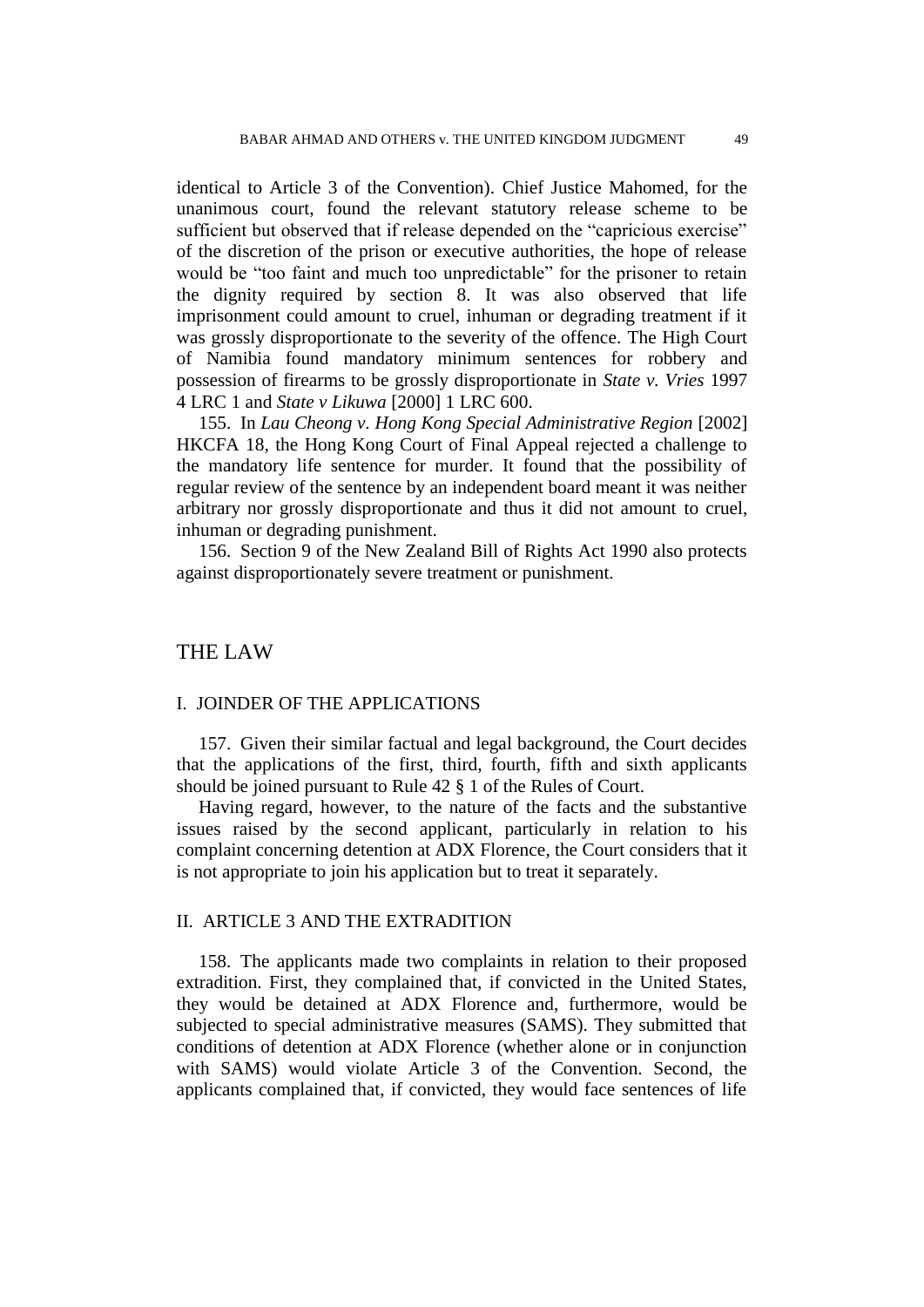identical to Article 3 of the Convention). Chief Justice Mahomed, for the unanimous court, found the relevant statutory release scheme to be sufficient but observed that if release depended on the "capricious exercise" of the discretion of the prison or executive authorities, the hope of release would be "too faint and much too unpredictable" for the prisoner to retain the dignity required by section 8. It was also observed that life imprisonment could amount to cruel, inhuman or degrading treatment if it was grossly disproportionate to the severity of the offence. The High Court of Namibia found mandatory minimum sentences for robbery and possession of firearms to be grossly disproportionate in *State v. Vries* 1997 4 LRC 1 and *State v Likuwa* [2000] 1 LRC 600.

155. In *Lau Cheong v. Hong Kong Special Administrative Region* [2002] HKCFA 18, the Hong Kong Court of Final Appeal rejected a challenge to the mandatory life sentence for murder. It found that the possibility of regular review of the sentence by an independent board meant it was neither arbitrary nor grossly disproportionate and thus it did not amount to cruel, inhuman or degrading punishment.

156. Section 9 of the New Zealand Bill of Rights Act 1990 also protects against disproportionately severe treatment or punishment.

# THE LAW

## I. JOINDER OF THE APPLICATIONS

157. Given their similar factual and legal background, the Court decides that the applications of the first, third, fourth, fifth and sixth applicants should be joined pursuant to Rule 42 § 1 of the Rules of Court.

Having regard, however, to the nature of the facts and the substantive issues raised by the second applicant, particularly in relation to his complaint concerning detention at ADX Florence, the Court considers that it is not appropriate to join his application but to treat it separately.

## II. ARTICLE 3 AND THE EXTRADITION

158. The applicants made two complaints in relation to their proposed extradition. First, they complained that, if convicted in the United States, they would be detained at ADX Florence and, furthermore, would be subjected to special administrative measures (SAMS). They submitted that conditions of detention at ADX Florence (whether alone or in conjunction with SAMS) would violate Article 3 of the Convention. Second, the applicants complained that, if convicted, they would face sentences of life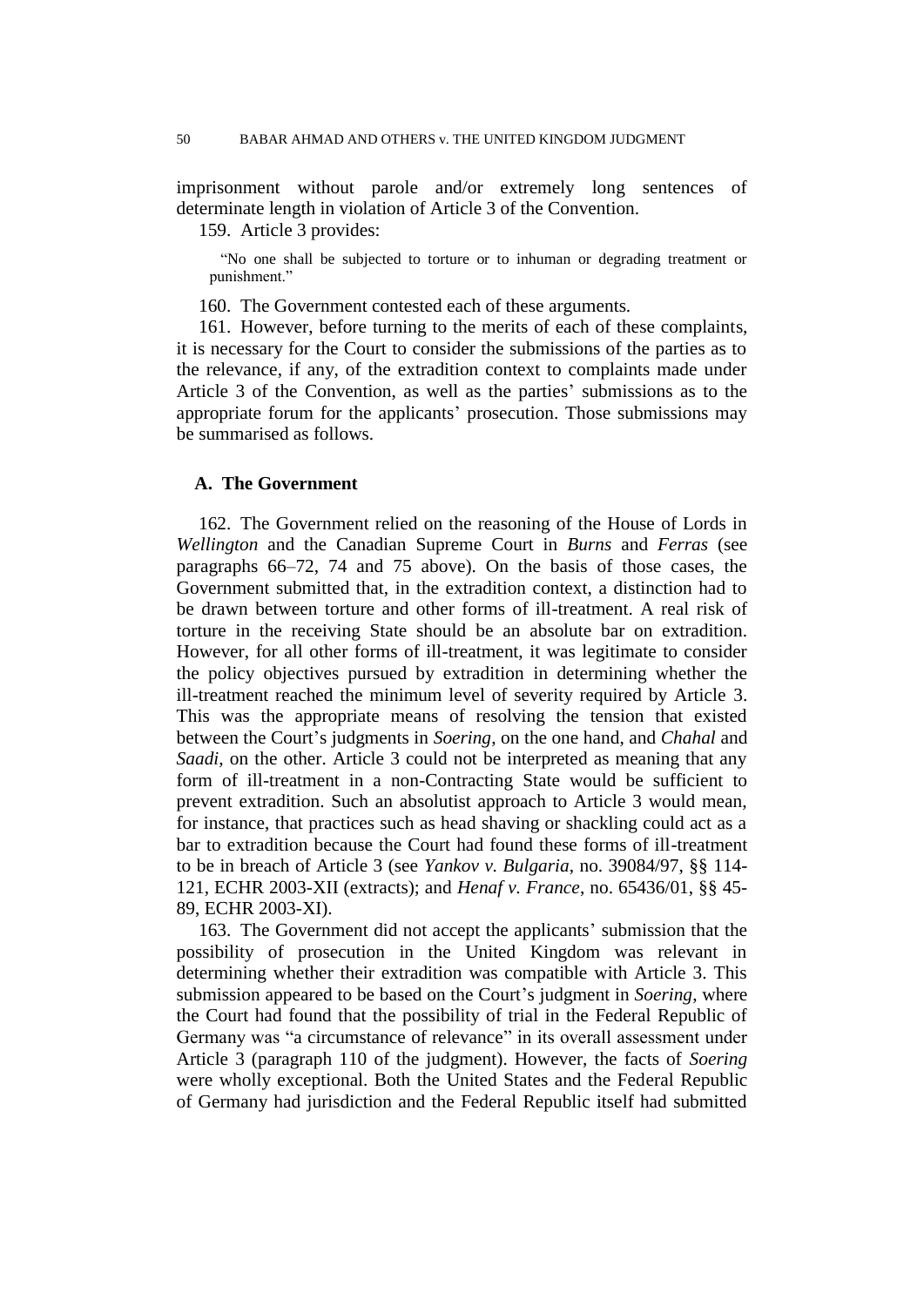imprisonment without parole and/or extremely long sentences of determinate length in violation of Article 3 of the Convention.

159. Article 3 provides:

> "No one shall be subjected to torture or to inhuman or degrading treatment or punishment."

160. The Government contested each of these arguments.

161. However, before turning to the merits of each of these complaints, it is necessary for the Court to consider the submissions of the parties as to the relevance, if any, of the extradition context to complaints made under Article 3 of the Convention, as well as the parties' submissions as to the appropriate forum for the applicants' prosecution. Those submissions may be summarised as follows.

### A. The Government

162. The Government relied on the reasoning of the House of Lords in *Wellington* and the Canadian Supreme Court in *Burns* and *Ferras* (see paragraphs 66–72, 74 and 75 above). On the basis of those cases, the Government submitted that, in the extradition context, a distinction had to be drawn between torture and other forms of ill-treatment. A real risk of torture in the receiving State should be an absolute bar on extradition. However, for all other forms of ill-treatment, it was legitimate to consider the policy objectives pursued by extradition in determining whether the ill-treatment reached the minimum level of severity required by Article 3. This was the appropriate means of resolving the tension that existed between the Court's judgments in *Soering*, on the one hand, and *Chahal* and *Saadi*, on the other. Article 3 could not be interpreted as meaning that any form of ill-treatment in a non-Contracting State would be sufficient to prevent extradition. Such an absolutist approach to Article 3 would mean, for instance, that practices such as head shaving or shackling could act as a bar to extradition because the Court had found these forms of ill-treatment to be in breach of Article 3 (see *Yankov v. Bulgaria*, no. 39084/97, §§ 114-121, ECHR 2003-XII (extracts); and *Henaf v. France*, no. 65436/01, §§ 45-89, ECHR 2003-XI).

163. The Government did not accept the applicants' submission that the possibility of prosecution in the United Kingdom was relevant in determining whether their extradition was compatible with Article 3. This submission appeared to be based on the Court's judgment in *Soering*, where the Court had found that the possibility of trial in the Federal Republic of Germany was "a circumstance of relevance" in its overall assessment under Article 3 (paragraph 110 of the judgment). However, the facts of *Soering* were wholly exceptional. Both the United States and the Federal Republic of Germany had jurisdiction and the Federal Republic itself had submitted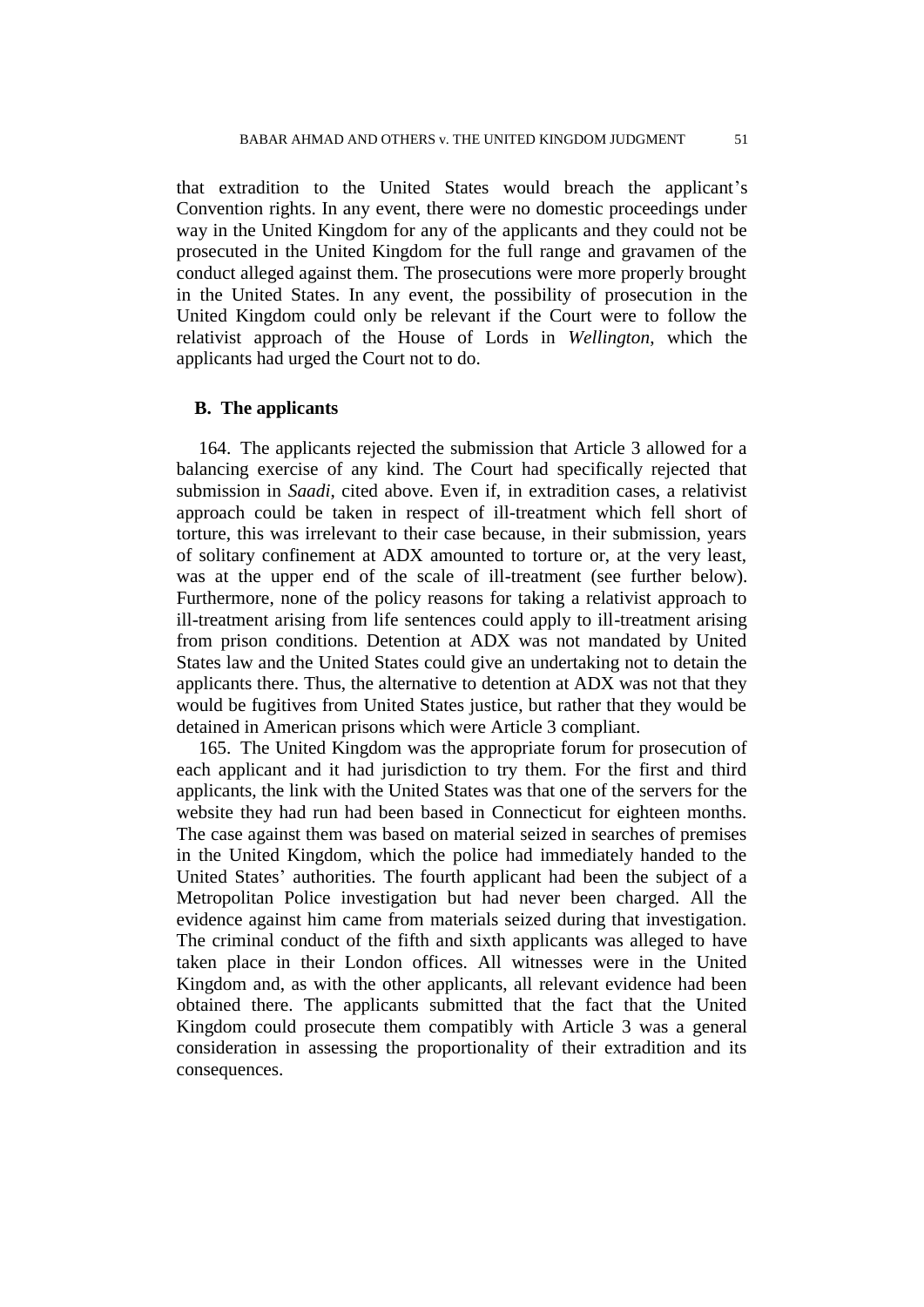that extradition to the United States would breach the applicant's Convention rights. In any event, there were no domestic proceedings under way in the United Kingdom for any of the applicants and they could not be prosecuted in the United Kingdom for the full range and gravamen of the conduct alleged against them. The prosecutions were more properly brought in the United States. In any event, the possibility of prosecution in the United Kingdom could only be relevant if the Court were to follow the relativist approach of the House of Lords in *Wellington*, which the applicants had urged the Court not to do.

**B. The applicants**

164. The applicants rejected the submission that Article 3 allowed for a balancing exercise of any kind. The Court had specifically rejected that submission in *Saadi*, cited above. Even if, in extradition cases, a relativist approach could be taken in respect of ill-treatment which fell short of torture, this was irrelevant to their case because, in their submission, years of solitary confinement at ADX amounted to torture or, at the very least, was at the upper end of the scale of ill-treatment (see further below). Furthermore, none of the policy reasons for taking a relativist approach to ill-treatment arising from life sentences could apply to ill-treatment arising from prison conditions. Detention at ADX was not mandated by United States law and the United States could give an undertaking not to detain the applicants there. Thus, the alternative to detention at ADX was not that they would be fugitives from United States justice, but rather that they would be detained in American prisons which were Article 3 compliant.

165. The United Kingdom was the appropriate forum for prosecution of each applicant and it had jurisdiction to try them. For the first and third applicants, the link with the United States was that one of the servers for the website they had run had been based in Connecticut for eighteen months. The case against them was based on material seized in searches of premises in the United Kingdom, which the police had immediately handed to the United States' authorities. The fourth applicant had been the subject of a Metropolitan Police investigation but had never been charged. All the evidence against him came from materials seized during that investigation. The criminal conduct of the fifth and sixth applicants was alleged to have taken place in their London offices. All witnesses were in the United Kingdom and, as with the other applicants, all relevant evidence had been obtained there. The applicants submitted that the fact that the United Kingdom could prosecute them compatibly with Article 3 was a general consideration in assessing the proportionality of their extradition and its consequences.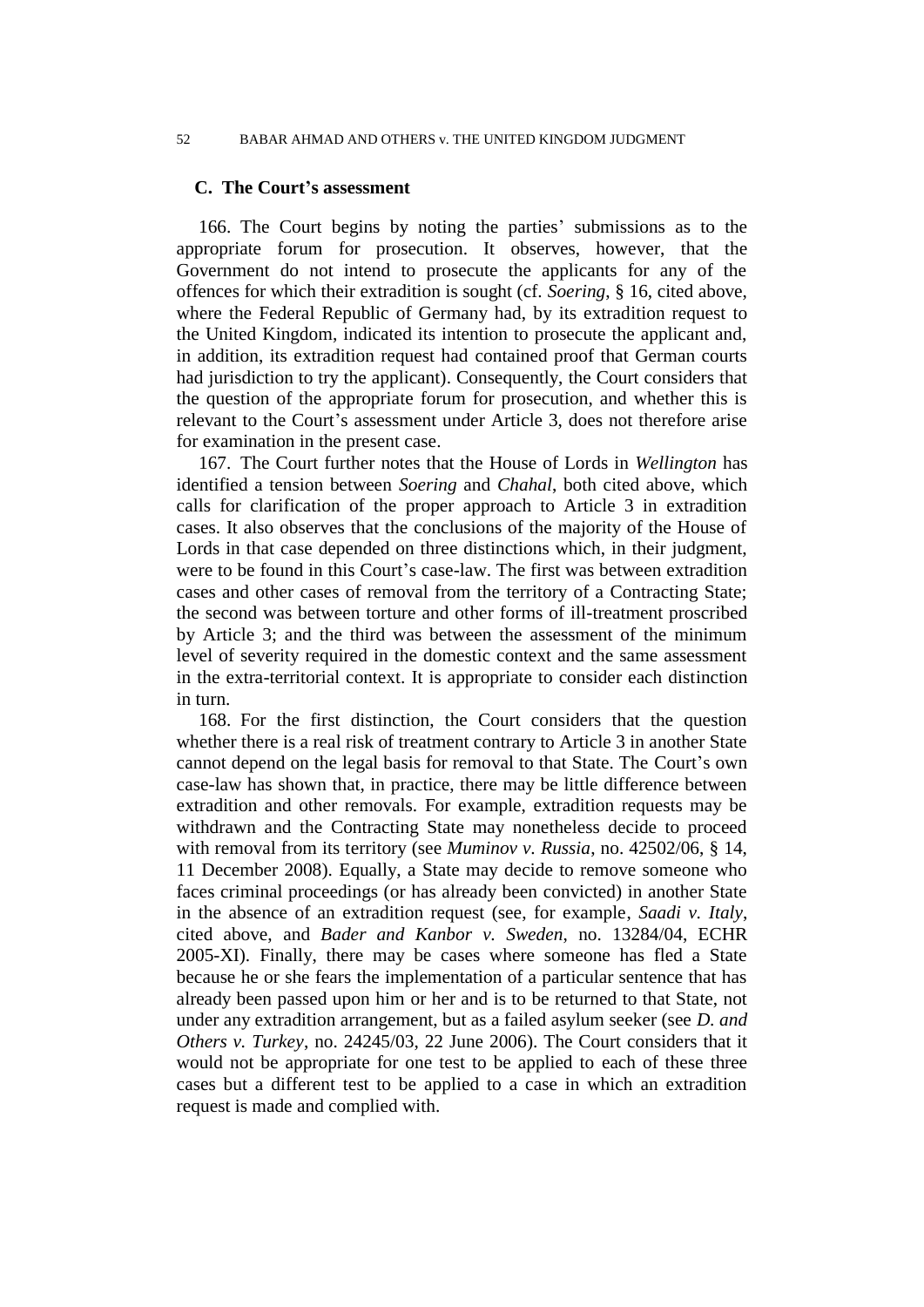### C. The Court's assessment

166. The Court begins by noting the parties' submissions as to the appropriate forum for prosecution. It observes, however, that the Government do not intend to prosecute the applicants for any of the offences for which their extradition is sought (cf. *Soering*, § 16, cited above, where the Federal Republic of Germany had, by its extradition request to the United Kingdom, indicated its intention to prosecute the applicant and, in addition, its extradition request had contained proof that German courts had jurisdiction to try the applicant). Consequently, the Court considers that the question of the appropriate forum for prosecution, and whether this is relevant to the Court's assessment under Article 3, does not therefore arise for examination in the present case.

167. The Court further notes that the House of Lords in *Wellington* has identified a tension between *Soering* and *Chahal*, both cited above, which calls for clarification of the proper approach to Article 3 in extradition cases. It also observes that the conclusions of the majority of the House of Lords in that case depended on three distinctions which, in their judgment, were to be found in this Court's case-law. The first was between extradition cases and other cases of removal from the territory of a Contracting State; the second was between torture and other forms of ill-treatment proscribed by Article 3; and the third was between the assessment of the minimum level of severity required in the domestic context and the same assessment in the extra-territorial context. It is appropriate to consider each distinction in turn.

168. For the first distinction, the Court considers that the question whether there is a real risk of treatment contrary to Article 3 in another State cannot depend on the legal basis for removal to that State. The Court's own case-law has shown that, in practice, there may be little difference between extradition and other removals. For example, extradition requests may be withdrawn and the Contracting State may nonetheless decide to proceed with removal from its territory (see *Muminov v. Russia*, no. 42502/06, § 14, 11 December 2008). Equally, a State may decide to remove someone who faces criminal proceedings (or has already been convicted) in another State in the absence of an extradition request (see, for example, *Saadi v. Italy*, cited above, and *Bader and Kanbor v. Sweden*, no. 13284/04, ECHR 2005-XI). Finally, there may be cases where someone has fled a State because he or she fears the implementation of a particular sentence that has already been passed upon him or her and is to be returned to that State, not under any extradition arrangement, but as a failed asylum seeker (see *D. and Others v. Turkey*, no. 24245/03, 22 June 2006). The Court considers that it would not be appropriate for one test to be applied to each of these three cases but a different test to be applied to a case in which an extradition request is made and complied with.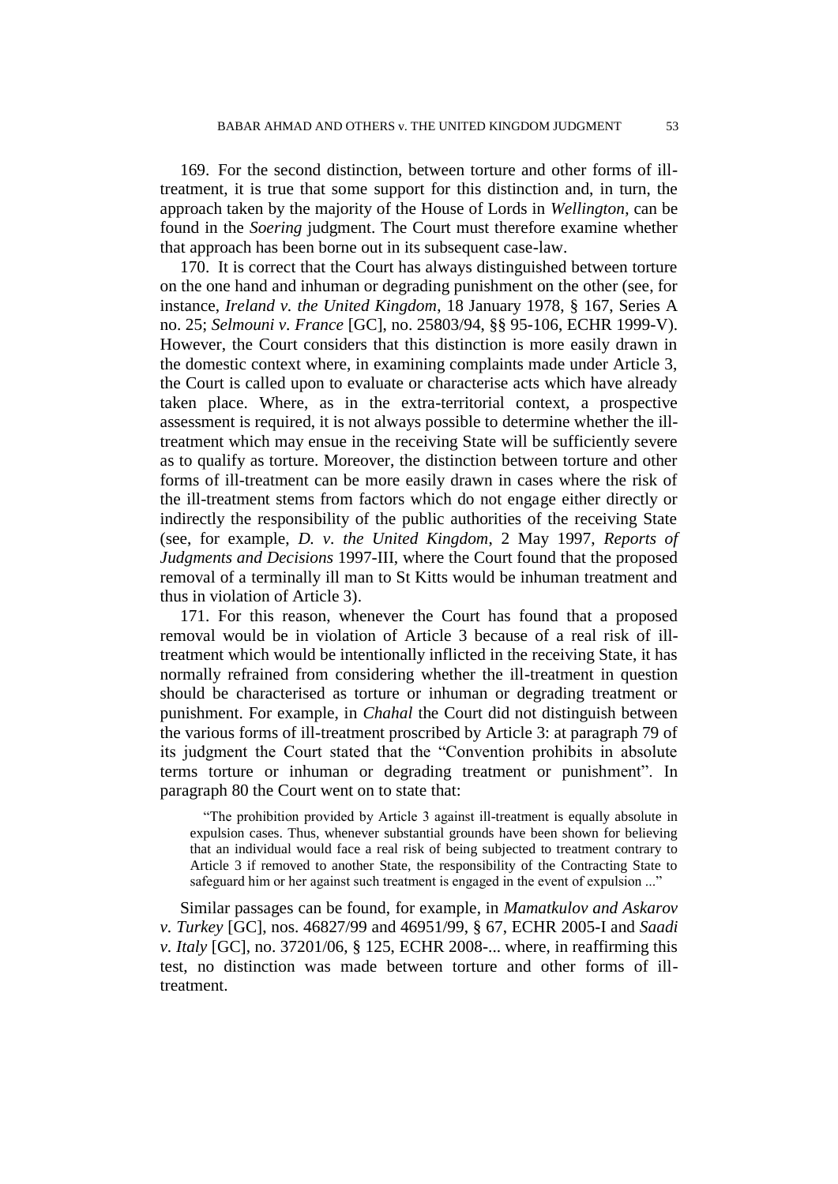169. For the second distinction, between torture and other forms of ill-treatment, it is true that some support for this distinction and, in turn, the approach taken by the majority of the House of Lords in *Wellington*, can be found in the *Soering* judgment. The Court must therefore examine whether that approach has been borne out in its subsequent case-law.

170. It is correct that the Court has always distinguished between torture on the one hand and inhuman or degrading punishment on the other (see, for instance, *Ireland v. the United Kingdom*, 18 January 1978, § 167, Series A no. 25; *Selmouni v. France* [GC], no. 25803/94, §§ 95-106, ECHR 1999-V). However, the Court considers that this distinction is more easily drawn in the domestic context where, in examining complaints made under Article 3, the Court is called upon to evaluate or characterise acts which have already taken place. Where, as in the extra-territorial context, a prospective assessment is required, it is not always possible to determine whether the ill-treatment which may ensue in the receiving State will be sufficiently severe as to qualify as torture. Moreover, the distinction between torture and other forms of ill-treatment can be more easily drawn in cases where the risk of the ill-treatment stems from factors which do not engage either directly or indirectly the responsibility of the public authorities of the receiving State (see, for example, *D. v. the United Kingdom*, 2 May 1997, *Reports of Judgments and Decisions* 1997-III, where the Court found that the proposed removal of a terminally ill man to St Kitts would be inhuman treatment and thus in violation of Article 3).

171. For this reason, whenever the Court has found that a proposed removal would be in violation of Article 3 because of a real risk of ill-treatment which would be intentionally inflicted in the receiving State, it has normally refrained from considering whether the ill-treatment in question should be characterised as torture or inhuman or degrading treatment or punishment. For example, in *Chahal* the Court did not distinguish between the various forms of ill-treatment proscribed by Article 3: at paragraph 79 of its judgment the Court stated that the "Convention prohibits in absolute terms torture or inhuman or degrading treatment or punishment". In paragraph 80 the Court went on to state that:

> "The prohibition provided by Article 3 against ill-treatment is equally absolute in expulsion cases. Thus, whenever substantial grounds have been shown for believing that an individual would face a real risk of being subjected to treatment contrary to Article 3 if removed to another State, the responsibility of the Contracting State to safeguard him or her against such treatment is engaged in the event of expulsion ..."

Similar passages can be found, for example, in *Mamatkulov and Askarov v. Turkey* [GC], nos. 46827/99 and 46951/99, § 67, ECHR 2005-I and *Saadi v. Italy* [GC], no. 37201/06, § 125, ECHR 2008-... where, in reaffirming this test, no distinction was made between torture and other forms of ill-treatment.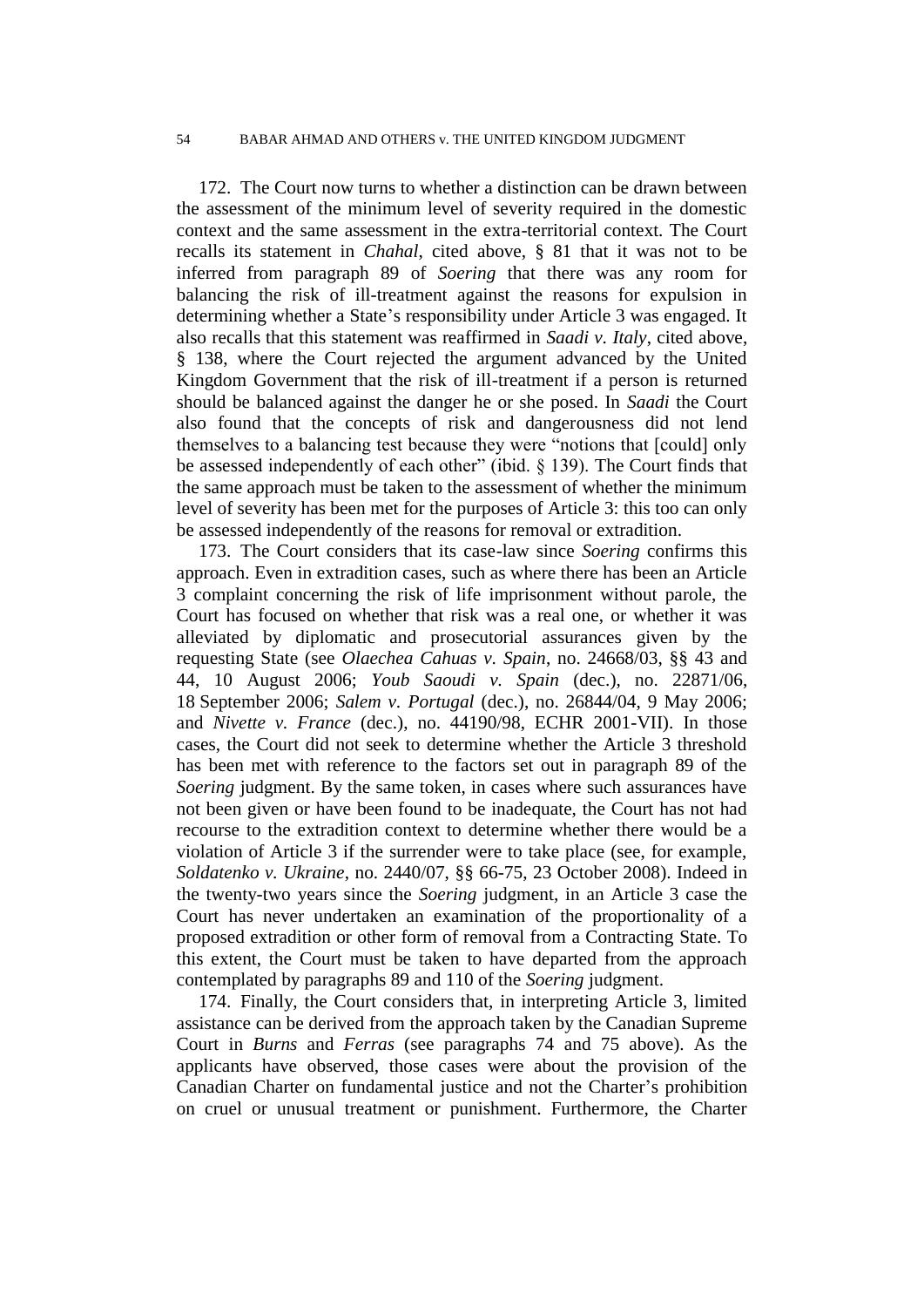172. The Court now turns to whether a distinction can be drawn between the assessment of the minimum level of severity required in the domestic context and the same assessment in the extra-territorial context. The Court recalls its statement in *Chahal*, cited above, § 81 that it was not to be inferred from paragraph 89 of *Soering* that there was any room for balancing the risk of ill-treatment against the reasons for expulsion in determining whether a State's responsibility under Article 3 was engaged. It also recalls that this statement was reaffirmed in *Saadi v. Italy*, cited above, § 138, where the Court rejected the argument advanced by the United Kingdom Government that the risk of ill-treatment if a person is returned should be balanced against the danger he or she posed. In *Saadi* the Court also found that the concepts of risk and dangerousness did not lend themselves to a balancing test because they were "notions that [could] only be assessed independently of each other" (ibid. § 139). The Court finds that the same approach must be taken to the assessment of whether the minimum level of severity has been met for the purposes of Article 3: this too can only be assessed independently of the reasons for removal or extradition.

173. The Court considers that its case-law since *Soering* confirms this approach. Even in extradition cases, such as where there has been an Article 3 complaint concerning the risk of life imprisonment without parole, the Court has focused on whether that risk was a real one, or whether it was alleviated by diplomatic and prosecutorial assurances given by the requesting State (see *Olaechea Cahuas v. Spain*, no. 24668/03, §§ 43 and 44, 10 August 2006; *Youb Saoudi v. Spain* (dec.), no. 22871/06, 18 September 2006; *Salem v. Portugal* (dec.), no. 26844/04, 9 May 2006; and *Nivette v. France* (dec.), no. 44190/98, ECHR 2001-VII). In those cases, the Court did not seek to determine whether the Article 3 threshold has been met with reference to the factors set out in paragraph 89 of the *Soering* judgment. By the same token, in cases where such assurances have not been given or have been found to be inadequate, the Court has not had recourse to the extradition context to determine whether there would be a violation of Article 3 if the surrender were to take place (see, for example, *Soldatenko v. Ukraine*, no. 2440/07, §§ 66-75, 23 October 2008). Indeed in the twenty-two years since the *Soering* judgment, in an Article 3 case the Court has never undertaken an examination of the proportionality of a proposed extradition or other form of removal from a Contracting State. To this extent, the Court must be taken to have departed from the approach contemplated by paragraphs 89 and 110 of the *Soering* judgment.

174. Finally, the Court considers that, in interpreting Article 3, limited assistance can be derived from the approach taken by the Canadian Supreme Court in *Burns* and *Ferras* (see paragraphs 74 and 75 above). As the applicants have observed, those cases were about the provision of the Canadian Charter on fundamental justice and not the Charter's prohibition on cruel or unusual treatment or punishment. Furthermore, the Charter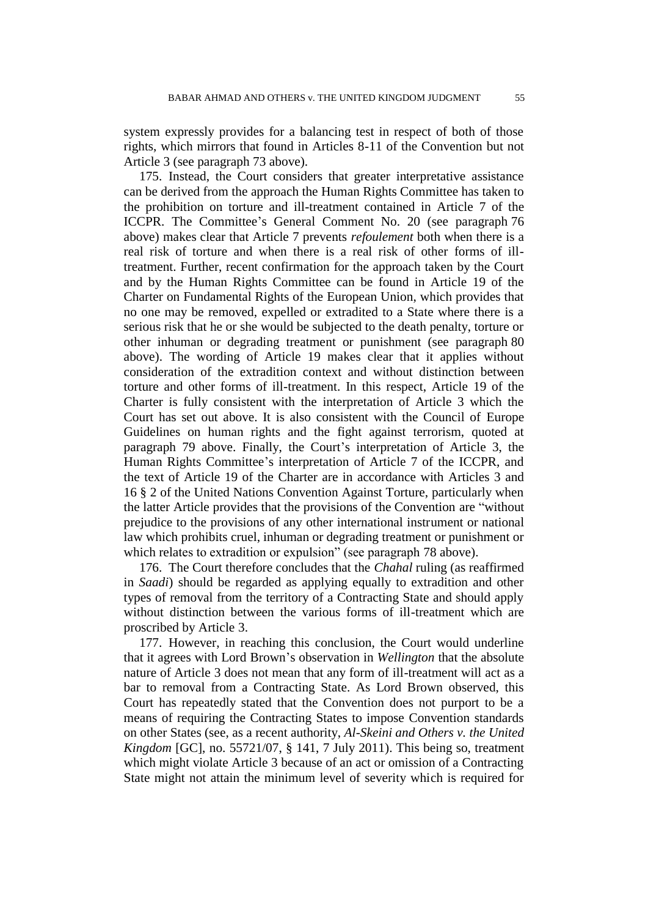system expressly provides for a balancing test in respect of both of those rights, which mirrors that found in Articles 8-11 of the Convention but not Article 3 (see paragraph 73 above).

175. Instead, the Court considers that greater interpretative assistance can be derived from the approach the Human Rights Committee has taken to the prohibition on torture and ill-treatment contained in Article 7 of the ICCPR. The Committee's General Comment No. 20 (see paragraph 76 above) makes clear that Article 7 prevents *refoulement* both when there is a real risk of torture and when there is a real risk of other forms of ill-treatment. Further, recent confirmation for the approach taken by the Court and by the Human Rights Committee can be found in Article 19 of the Charter on Fundamental Rights of the European Union, which provides that no one may be removed, expelled or extradited to a State where there is a serious risk that he or she would be subjected to the death penalty, torture or other inhuman or degrading treatment or punishment (see paragraph 80 above). The wording of Article 19 makes clear that it applies without consideration of the extradition context and without distinction between torture and other forms of ill-treatment. In this respect, Article 19 of the Charter is fully consistent with the interpretation of Article 3 which the Court has set out above. It is also consistent with the Council of Europe Guidelines on human rights and the fight against terrorism, quoted at paragraph 79 above. Finally, the Court's interpretation of Article 3, the Human Rights Committee's interpretation of Article 7 of the ICCPR, and the text of Article 19 of the Charter are in accordance with Articles 3 and 16 § 2 of the United Nations Convention Against Torture, particularly when the latter Article provides that the provisions of the Convention are "without prejudice to the provisions of any other international instrument or national law which prohibits cruel, inhuman or degrading treatment or punishment or which relates to extradition or expulsion" (see paragraph 78 above).

176. The Court therefore concludes that the *Chahal* ruling (as reaffirmed in *Saadi*) should be regarded as applying equally to extradition and other types of removal from the territory of a Contracting State and should apply without distinction between the various forms of ill-treatment which are proscribed by Article 3.

177. However, in reaching this conclusion, the Court would underline that it agrees with Lord Brown's observation in *Wellington* that the absolute nature of Article 3 does not mean that any form of ill-treatment will act as a bar to removal from a Contracting State. As Lord Brown observed, this Court has repeatedly stated that the Convention does not purport to be a means of requiring the Contracting States to impose Convention standards on other States (see, as a recent authority, *Al-Skeini and Others v. the United Kingdom* [GC], no. 55721/07, § 141, 7 July 2011). This being so, treatment which might violate Article 3 because of an act or omission of a Contracting State might not attain the minimum level of severity which is required for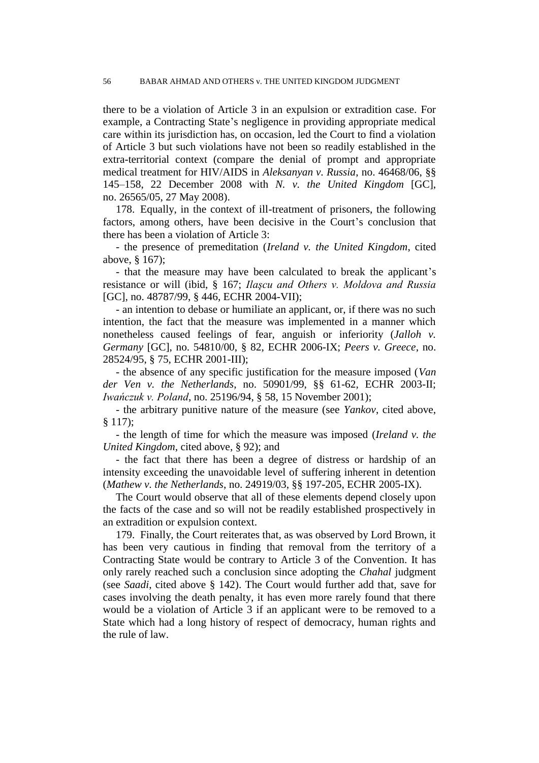there to be a violation of Article 3 in an expulsion or extradition case. For example, a Contracting State's negligence in providing appropriate medical care within its jurisdiction has, on occasion, led the Court to find a violation of Article 3 but such violations have not been so readily established in the extra-territorial context (compare the denial of prompt and appropriate medical treatment for HIV/AIDS in *Aleksanyan v. Russia*, no. 46468/06, §§ 145–158, 22 December 2008 with *N. v. the United Kingdom* [GC], no. 26565/05, 27 May 2008).

178. Equally, in the context of ill-treatment of prisoners, the following factors, among others, have been decisive in the Court's conclusion that there has been a violation of Article 3:

- the presence of premeditation (*Ireland v. the United Kingdom*, cited above, § 167);

- that the measure may have been calculated to break the applicant's resistance or will (ibid, § 167; *Ilaşcu and Others v. Moldova and Russia* [GC], no. 48787/99, § 446, ECHR 2004-VII);

- an intention to debase or humiliate an applicant, or, if there was no such intention, the fact that the measure was implemented in a manner which nonetheless caused feelings of fear, anguish or inferiority (*Jalloh v. Germany* [GC], no. 54810/00, § 82, ECHR 2006-IX; *Peers v. Greece*, no. 28524/95, § 75, ECHR 2001-III);

- the absence of any specific justification for the measure imposed (*Van der Ven v. the Netherlands*, no. 50901/99, §§ 61-62, ECHR 2003-II; *Iwańczuk v. Poland*, no. 25196/94, § 58, 15 November 2001);

- the arbitrary punitive nature of the measure (see *Yankov*, cited above, § 117);

- the length of time for which the measure was imposed (*Ireland v. the United Kingdom*, cited above, § 92); and

- the fact that there has been a degree of distress or hardship of an intensity exceeding the unavoidable level of suffering inherent in detention (*Mathew v. the Netherlands*, no. 24919/03, §§ 197-205, ECHR 2005-IX).

The Court would observe that all of these elements depend closely upon the facts of the case and so will not be readily established prospectively in an extradition or expulsion context.

179. Finally, the Court reiterates that, as was observed by Lord Brown, it has been very cautious in finding that removal from the territory of a Contracting State would be contrary to Article 3 of the Convention. It has only rarely reached such a conclusion since adopting the *Chahal* judgment (see *Saadi*, cited above § 142). The Court would further add that, save for cases involving the death penalty, it has even more rarely found that there would be a violation of Article 3 if an applicant were to be removed to a State which had a long history of respect of democracy, human rights and the rule of law.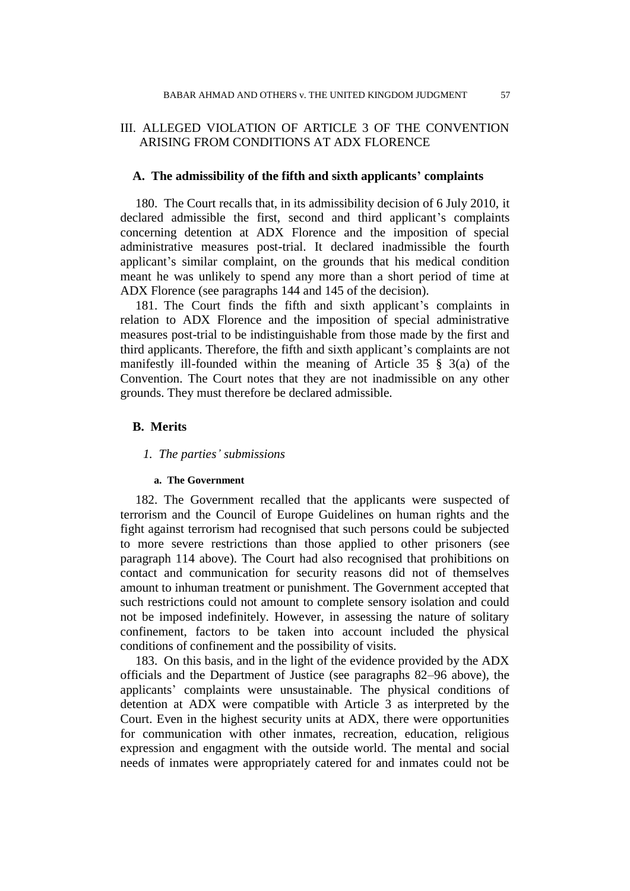## III. ALLEGED VIOLATION OF ARTICLE 3 OF THE CONVENTION ARISING FROM CONDITIONS AT ADX FLORENCE

### A. The admissibility of the fifth and sixth applicants' complaints

180. The Court recalls that, in its admissibility decision of 6 July 2010, it declared admissible the first, second and third applicant's complaints concerning detention at ADX Florence and the imposition of special administrative measures post-trial. It declared inadmissible the fourth applicant's similar complaint, on the grounds that his medical condition meant he was unlikely to spend any more than a short period of time at ADX Florence (see paragraphs 144 and 145 of the decision).

181. The Court finds the fifth and sixth applicant's complaints in relation to ADX Florence and the imposition of special administrative measures post-trial to be indistinguishable from those made by the first and third applicants. Therefore, the fifth and sixth applicant's complaints are not manifestly ill-founded within the meaning of Article 35 § 3(a) of the Convention. The Court notes that they are not inadmissible on any other grounds. They must therefore be declared admissible.

### B. Merits

#### *1. The parties' submissions*

##### a. The Government

182. The Government recalled that the applicants were suspected of terrorism and the Council of Europe Guidelines on human rights and the fight against terrorism had recognised that such persons could be subjected to more severe restrictions than those applied to other prisoners (see paragraph 114 above). The Court had also recognised that prohibitions on contact and communication for security reasons did not of themselves amount to inhuman treatment or punishment. The Government accepted that such restrictions could not amount to complete sensory isolation and could not be imposed indefinitely. However, in assessing the nature of solitary confinement, factors to be taken into account included the physical conditions of confinement and the possibility of visits.

183. On this basis, and in the light of the evidence provided by the ADX officials and the Department of Justice (see paragraphs 82–96 above), the applicants' complaints were unsustainable. The physical conditions of detention at ADX were compatible with Article 3 as interpreted by the Court. Even in the highest security units at ADX, there were opportunities for communication with other inmates, recreation, education, religious expression and engagment with the outside world. The mental and social needs of inmates were appropriately catered for and inmates could not be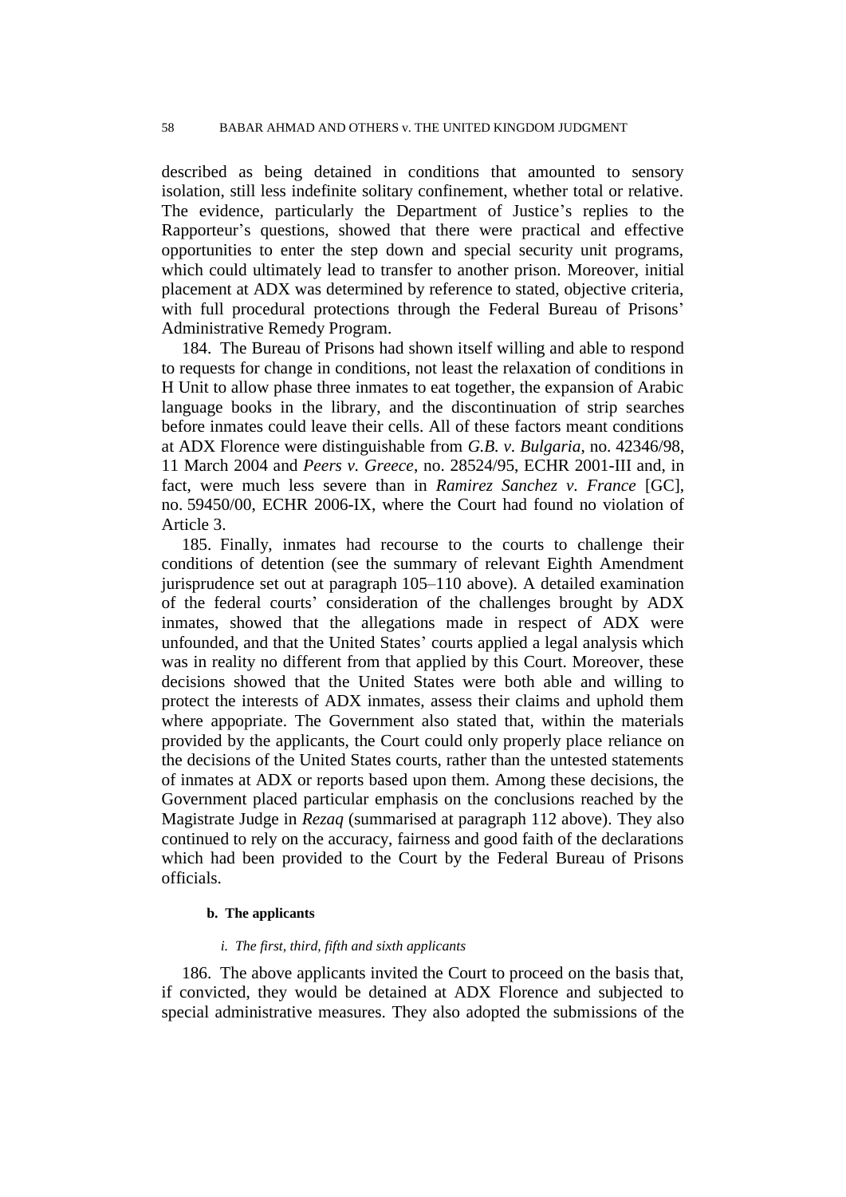described as being detained in conditions that amounted to sensory isolation, still less indefinite solitary confinement, whether total or relative. The evidence, particularly the Department of Justice's replies to the Rapporteur's questions, showed that there were practical and effective opportunities to enter the step down and special security unit programs, which could ultimately lead to transfer to another prison. Moreover, initial placement at ADX was determined by reference to stated, objective criteria, with full procedural protections through the Federal Bureau of Prisons' Administrative Remedy Program.

184. The Bureau of Prisons had shown itself willing and able to respond to requests for change in conditions, not least the relaxation of conditions in H Unit to allow phase three inmates to eat together, the expansion of Arabic language books in the library, and the discontinuation of strip searches before inmates could leave their cells. All of these factors meant conditions at ADX Florence were distinguishable from *G.B. v. Bulgaria*, no. 42346/98, 11 March 2004 and *Peers v. Greece*, no. 28524/95, ECHR 2001-III and, in fact, were much less severe than in *Ramirez Sanchez v. France* [GC], no. 59450/00, ECHR 2006-IX, where the Court had found no violation of Article 3.

185. Finally, inmates had recourse to the courts to challenge their conditions of detention (see the summary of relevant Eighth Amendment jurisprudence set out at paragraph 105–110 above). A detailed examination of the federal courts' consideration of the challenges brought by ADX inmates, showed that the allegations made in respect of ADX were unfounded, and that the United States' courts applied a legal analysis which was in reality no different from that applied by this Court. Moreover, these decisions showed that the United States were both able and willing to protect the interests of ADX inmates, assess their claims and uphold them where appopriate. The Government also stated that, within the materials provided by the applicants, the Court could only properly place reliance on the decisions of the United States courts, rather than the untested statements of inmates at ADX or reports based upon them. Among these decisions, the Government placed particular emphasis on the conclusions reached by the Magistrate Judge in *Rezaq* (summarised at paragraph 112 above). They also continued to rely on the accuracy, fairness and good faith of the declarations which had been provided to the Court by the Federal Bureau of Prisons officials.

#### b. The applicants

##### *i. The first, third, fifth and sixth applicants*

186. The above applicants invited the Court to proceed on the basis that, if convicted, they would be detained at ADX Florence and subjected to special administrative measures. They also adopted the submissions of the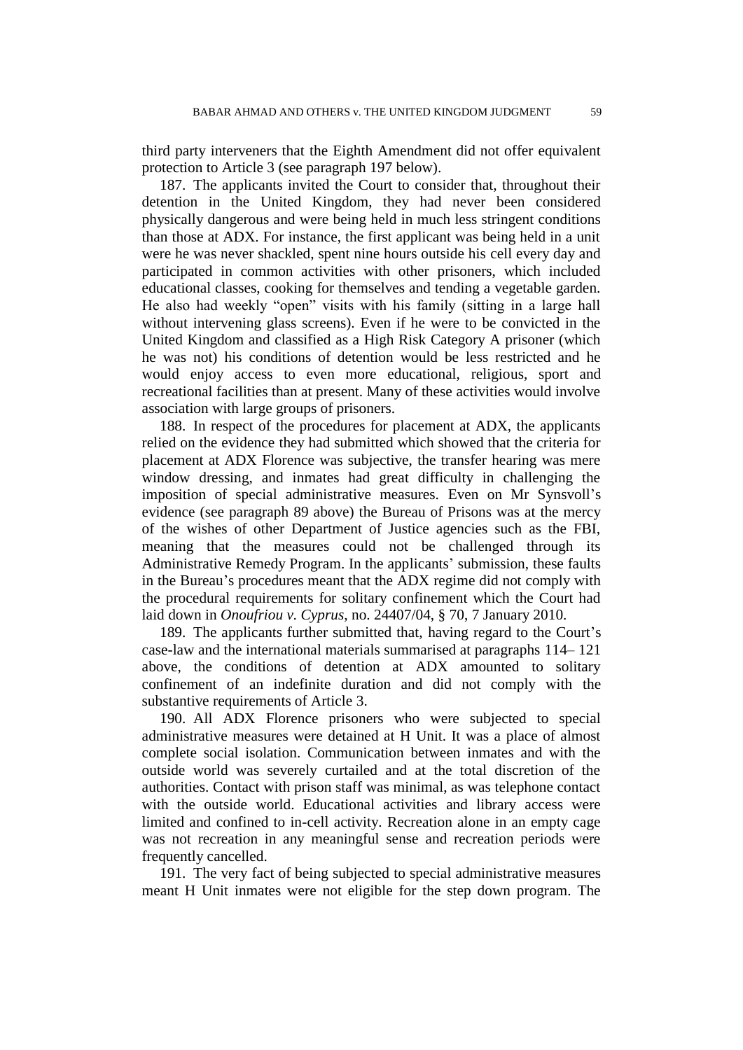third party interveners that the Eighth Amendment did not offer equivalent protection to Article 3 (see paragraph 197 below).

187. The applicants invited the Court to consider that, throughout their detention in the United Kingdom, they had never been considered physically dangerous and were being held in much less stringent conditions than those at ADX. For instance, the first applicant was being held in a unit were he was never shackled, spent nine hours outside his cell every day and participated in common activities with other prisoners, which included educational classes, cooking for themselves and tending a vegetable garden. He also had weekly "open" visits with his family (sitting in a large hall without intervening glass screens). Even if he were to be convicted in the United Kingdom and classified as a High Risk Category A prisoner (which he was not) his conditions of detention would be less restricted and he would enjoy access to even more educational, religious, sport and recreational facilities than at present. Many of these activities would involve association with large groups of prisoners.

188. In respect of the procedures for placement at ADX, the applicants relied on the evidence they had submitted which showed that the criteria for placement at ADX Florence was subjective, the transfer hearing was mere window dressing, and inmates had great difficulty in challenging the imposition of special administrative measures. Even on Mr Synsvoll's evidence (see paragraph 89 above) the Bureau of Prisons was at the mercy of the wishes of other Department of Justice agencies such as the FBI, meaning that the measures could not be challenged through its Administrative Remedy Program. In the applicants' submission, these faults in the Bureau's procedures meant that the ADX regime did not comply with the procedural requirements for solitary confinement which the Court had laid down in *Onoufriou v. Cyprus*, no. 24407/04, § 70, 7 January 2010.

189. The applicants further submitted that, having regard to the Court's case-law and the international materials summarised at paragraphs 114– 121 above, the conditions of detention at ADX amounted to solitary confinement of an indefinite duration and did not comply with the substantive requirements of Article 3.

190. All ADX Florence prisoners who were subjected to special administrative measures were detained at H Unit. It was a place of almost complete social isolation. Communication between inmates and with the outside world was severely curtailed and at the total discretion of the authorities. Contact with prison staff was minimal, as was telephone contact with the outside world. Educational activities and library access were limited and confined to in-cell activity. Recreation alone in an empty cage was not recreation in any meaningful sense and recreation periods were frequently cancelled.

191. The very fact of being subjected to special administrative measures meant H Unit inmates were not eligible for the step down program. The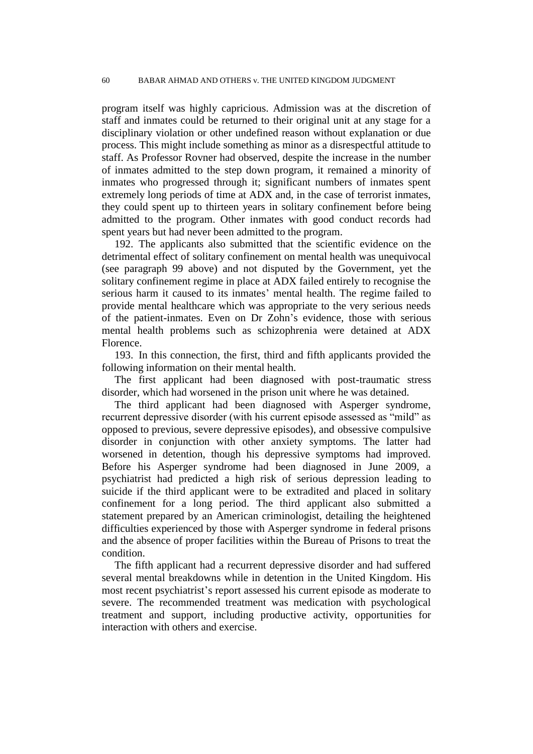program itself was highly capricious. Admission was at the discretion of staff and inmates could be returned to their original unit at any stage for a disciplinary violation or other undefined reason without explanation or due process. This might include something as minor as a disrespectful attitude to staff. As Professor Rovner had observed, despite the increase in the number of inmates admitted to the step down program, it remained a minority of inmates who progressed through it; significant numbers of inmates spent extremely long periods of time at ADX and, in the case of terrorist inmates, they could spent up to thirteen years in solitary confinement before being admitted to the program. Other inmates with good conduct records had spent years but had never been admitted to the program.

192. The applicants also submitted that the scientific evidence on the detrimental effect of solitary confinement on mental health was unequivocal (see paragraph 99 above) and not disputed by the Government, yet the solitary confinement regime in place at ADX failed entirely to recognise the serious harm it caused to its inmates' mental health. The regime failed to provide mental healthcare which was appropriate to the very serious needs of the patient-inmates. Even on Dr Zohn's evidence, those with serious mental health problems such as schizophrenia were detained at ADX Florence.

193. In this connection, the first, third and fifth applicants provided the following information on their mental health.

The first applicant had been diagnosed with post-traumatic stress disorder, which had worsened in the prison unit where he was detained.

The third applicant had been diagnosed with Asperger syndrome, recurrent depressive disorder (with his current episode assessed as "mild" as opposed to previous, severe depressive episodes), and obsessive compulsive disorder in conjunction with other anxiety symptoms. The latter had worsened in detention, though his depressive symptoms had improved. Before his Asperger syndrome had been diagnosed in June 2009, a psychiatrist had predicted a high risk of serious depression leading to suicide if the third applicant were to be extradited and placed in solitary confinement for a long period. The third applicant also submitted a statement prepared by an American criminologist, detailing the heightened difficulties experienced by those with Asperger syndrome in federal prisons and the absence of proper facilities within the Bureau of Prisons to treat the condition.

The fifth applicant had a recurrent depressive disorder and had suffered several mental breakdowns while in detention in the United Kingdom. His most recent psychiatrist's report assessed his current episode as moderate to severe. The recommended treatment was medication with psychological treatment and support, including productive activity, opportunities for interaction with others and exercise.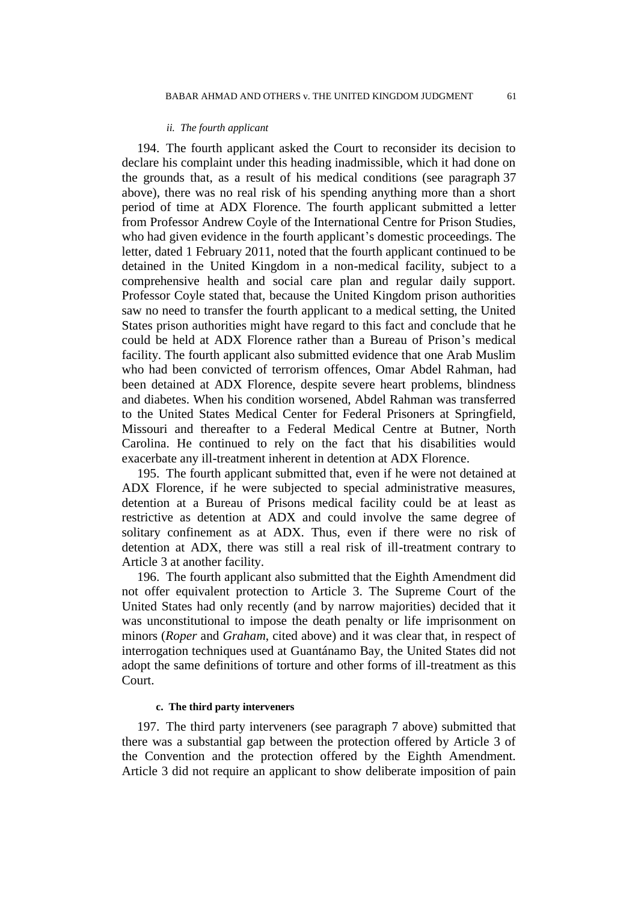*ii. The fourth applicant*

194. The fourth applicant asked the Court to reconsider its decision to declare his complaint under this heading inadmissible, which it had done on the grounds that, as a result of his medical conditions (see paragraph 37 above), there was no real risk of his spending anything more than a short period of time at ADX Florence. The fourth applicant submitted a letter from Professor Andrew Coyle of the International Centre for Prison Studies, who had given evidence in the fourth applicant's domestic proceedings. The letter, dated 1 February 2011, noted that the fourth applicant continued to be detained in the United Kingdom in a non-medical facility, subject to a comprehensive health and social care plan and regular daily support. Professor Coyle stated that, because the United Kingdom prison authorities saw no need to transfer the fourth applicant to a medical setting, the United States prison authorities might have regard to this fact and conclude that he could be held at ADX Florence rather than a Bureau of Prison's medical facility. The fourth applicant also submitted evidence that one Arab Muslim who had been convicted of terrorism offences, Omar Abdel Rahman, had been detained at ADX Florence, despite severe heart problems, blindness and diabetes. When his condition worsened, Abdel Rahman was transferred to the United States Medical Center for Federal Prisoners at Springfield, Missouri and thereafter to a Federal Medical Centre at Butner, North Carolina. He continued to rely on the fact that his disabilities would exacerbate any ill-treatment inherent in detention at ADX Florence.

195. The fourth applicant submitted that, even if he were not detained at ADX Florence, if he were subjected to special administrative measures, detention at a Bureau of Prisons medical facility could be at least as restrictive as detention at ADX and could involve the same degree of solitary confinement as at ADX. Thus, even if there were no risk of detention at ADX, there was still a real risk of ill-treatment contrary to Article 3 at another facility.

196. The fourth applicant also submitted that the Eighth Amendment did not offer equivalent protection to Article 3. The Supreme Court of the United States had only recently (and by narrow majorities) decided that it was unconstitutional to impose the death penalty or life imprisonment on minors (*Roper* and *Graham*, cited above) and it was clear that, in respect of interrogation techniques used at Guantánamo Bay, the United States did not adopt the same definitions of torture and other forms of ill-treatment as this Court.

#### c. The third party interveners

197. The third party interveners (see paragraph 7 above) submitted that there was a substantial gap between the protection offered by Article 3 of the Convention and the protection offered by the Eighth Amendment. Article 3 did not require an applicant to show deliberate imposition of pain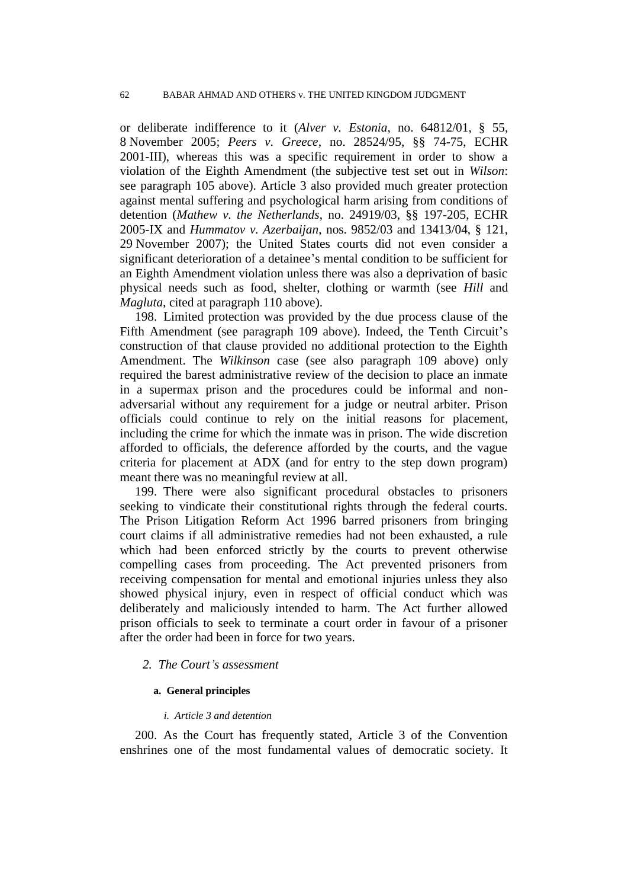or deliberate indifference to it (*Alver v. Estonia*, no. 64812/01, § 55, 8 November 2005; *Peers v. Greece*, no. 28524/95, §§ 74-75, ECHR 2001-III), whereas this was a specific requirement in order to show a violation of the Eighth Amendment (the subjective test set out in *Wilson*: see paragraph 105 above). Article 3 also provided much greater protection against mental suffering and psychological harm arising from conditions of detention (*Mathew v. the Netherlands*, no. 24919/03, §§ 197-205, ECHR 2005-IX and *Hummatov v. Azerbaijan*, nos. 9852/03 and 13413/04, § 121, 29 November 2007); the United States courts did not even consider a significant deterioration of a detainee's mental condition to be sufficient for an Eighth Amendment violation unless there was also a deprivation of basic physical needs such as food, shelter, clothing or warmth (see *Hill* and *Magluta*, cited at paragraph 110 above).

198. Limited protection was provided by the due process clause of the Fifth Amendment (see paragraph 109 above). Indeed, the Tenth Circuit's construction of that clause provided no additional protection to the Eighth Amendment. The *Wilkinson* case (see also paragraph 109 above) only required the barest administrative review of the decision to place an inmate in a supermax prison and the procedures could be informal and non-adversarial without any requirement for a judge or neutral arbiter. Prison officials could continue to rely on the initial reasons for placement, including the crime for which the inmate was in prison. The wide discretion afforded to officials, the deference afforded by the courts, and the vague criteria for placement at ADX (and for entry to the step down program) meant there was no meaningful review at all.

199. There were also significant procedural obstacles to prisoners seeking to vindicate their constitutional rights through the federal courts. The Prison Litigation Reform Act 1996 barred prisoners from bringing court claims if all administrative remedies had not been exhausted, a rule which had been enforced strictly by the courts to prevent otherwise compelling cases from proceeding. The Act prevented prisoners from receiving compensation for mental and emotional injuries unless they also showed physical injury, even in respect of official conduct which was deliberately and maliciously intended to harm. The Act further allowed prison officials to seek to terminate a court order in favour of a prisoner after the order had been in force for two years.

### *2. The Court's assessment*

#### **a. General principles**

##### *i. Article 3 and detention*

200. As the Court has frequently stated, Article 3 of the Convention enshrines one of the most fundamental values of democratic society. It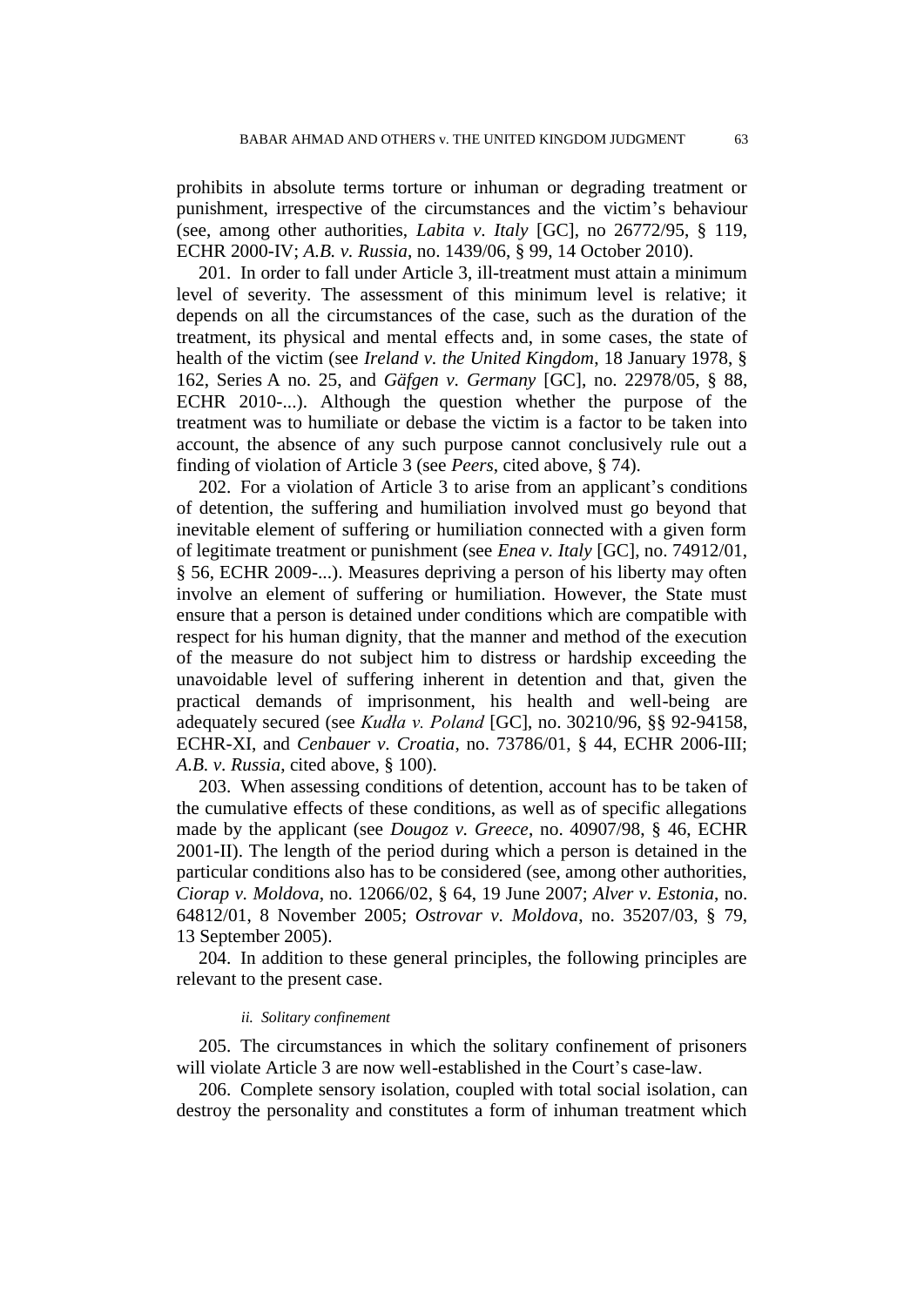prohibits in absolute terms torture or inhuman or degrading treatment or punishment, irrespective of the circumstances and the victim's behaviour (see, among other authorities, *Labita v. Italy* [GC], no 26772/95, § 119, ECHR 2000-IV; *A.B. v. Russia*, no. 1439/06, § 99, 14 October 2010).

201. In order to fall under Article 3, ill-treatment must attain a minimum level of severity. The assessment of this minimum level is relative; it depends on all the circumstances of the case, such as the duration of the treatment, its physical and mental effects and, in some cases, the state of health of the victim (see *Ireland v. the United Kingdom*, 18 January 1978, § 162, Series A no. 25, and *Gäfgen v. Germany* [GC], no. 22978/05, § 88, ECHR 2010-...). Although the question whether the purpose of the treatment was to humiliate or debase the victim is a factor to be taken into account, the absence of any such purpose cannot conclusively rule out a finding of violation of Article 3 (see *Peers*, cited above, § 74).

202. For a violation of Article 3 to arise from an applicant's conditions of detention, the suffering and humiliation involved must go beyond that inevitable element of suffering or humiliation connected with a given form of legitimate treatment or punishment (see *Enea v. Italy* [GC], no. 74912/01, § 56, ECHR 2009-...). Measures depriving a person of his liberty may often involve an element of suffering or humiliation. However, the State must ensure that a person is detained under conditions which are compatible with respect for his human dignity, that the manner and method of the execution of the measure do not subject him to distress or hardship exceeding the unavoidable level of suffering inherent in detention and that, given the practical demands of imprisonment, his health and well-being are adequately secured (see *Kudła v. Poland* [GC], no. 30210/96, §§ 92-94158, ECHR-XI, and *Cenbauer v. Croatia*, no. 73786/01, § 44, ECHR 2006-III; *A.B. v. Russia*, cited above, § 100).

203. When assessing conditions of detention, account has to be taken of the cumulative effects of these conditions, as well as of specific allegations made by the applicant (see *Dougoz v. Greece*, no. 40907/98, § 46, ECHR 2001-II). The length of the period during which a person is detained in the particular conditions also has to be considered (see, among other authorities, *Ciorap v. Moldova*, no. 12066/02, § 64, 19 June 2007; *Alver v. Estonia*, no. 64812/01, 8 November 2005; *Ostrovar v. Moldova*, no. 35207/03, § 79, 13 September 2005).

204. In addition to these general principles, the following principles are relevant to the present case.

*ii. Solitary confinement*

205. The circumstances in which the solitary confinement of prisoners will violate Article 3 are now well-established in the Court's case-law.

206. Complete sensory isolation, coupled with total social isolation, can destroy the personality and constitutes a form of inhuman treatment which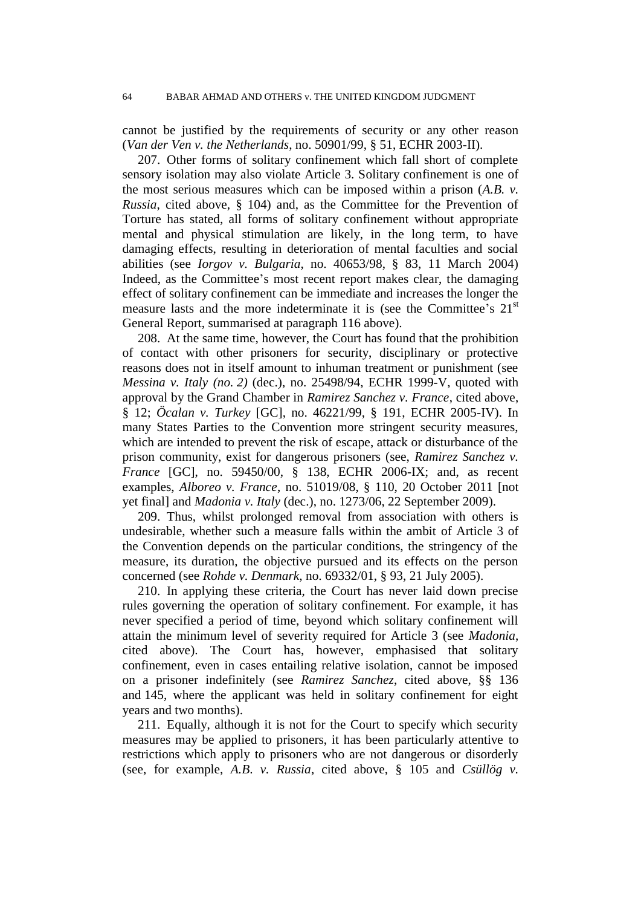cannot be justified by the requirements of security or any other reason (*Van der Ven v. the Netherlands*, no. 50901/99, § 51, ECHR 2003-II).

207. Other forms of solitary confinement which fall short of complete sensory isolation may also violate Article 3. Solitary confinement is one of the most serious measures which can be imposed within a prison (*A.B. v. Russia*, cited above, § 104) and, as the Committee for the Prevention of Torture has stated, all forms of solitary confinement without appropriate mental and physical stimulation are likely, in the long term, to have damaging effects, resulting in deterioration of mental faculties and social abilities (see *Iorgov v. Bulgaria*, no. 40653/98, § 83, 11 March 2004) Indeed, as the Committee's most recent report makes clear, the damaging effect of solitary confinement can be immediate and increases the longer the measure lasts and the more indeterminate it is (see the Committee's 21st General Report, summarised at paragraph 116 above).

208. At the same time, however, the Court has found that the prohibition of contact with other prisoners for security, disciplinary or protective reasons does not in itself amount to inhuman treatment or punishment (see *Messina v. Italy (no. 2)* (dec.), no. 25498/94, ECHR 1999-V, quoted with approval by the Grand Chamber in *Ramirez Sanchez v. France*, cited above, § 12; *Öcalan v. Turkey* [GC], no. 46221/99, § 191, ECHR 2005-IV). In many States Parties to the Convention more stringent security measures, which are intended to prevent the risk of escape, attack or disturbance of the prison community, exist for dangerous prisoners (see, *Ramirez Sanchez v. France* [GC], no. 59450/00, § 138, ECHR 2006-IX; and, as recent examples, *Alboreo v. France*, no. 51019/08, § 110, 20 October 2011 [not yet final] and *Madonia v. Italy* (dec.), no. 1273/06, 22 September 2009).

209. Thus, whilst prolonged removal from association with others is undesirable, whether such a measure falls within the ambit of Article 3 of the Convention depends on the particular conditions, the stringency of the measure, its duration, the objective pursued and its effects on the person concerned (see *Rohde v. Denmark*, no. 69332/01, § 93, 21 July 2005).

210. In applying these criteria, the Court has never laid down precise rules governing the operation of solitary confinement. For example, it has never specified a period of time, beyond which solitary confinement will attain the minimum level of severity required for Article 3 (see *Madonia*, cited above). The Court has, however, emphasised that solitary confinement, even in cases entailing relative isolation, cannot be imposed on a prisoner indefinitely (see *Ramirez Sanchez*, cited above, §§ 136 and 145, where the applicant was held in solitary confinement for eight years and two months).

211. Equally, although it is not for the Court to specify which security measures may be applied to prisoners, it has been particularly attentive to restrictions which apply to prisoners who are not dangerous or disorderly (see, for example, *A.B. v. Russia*, cited above, § 105 and *Csüllög v.*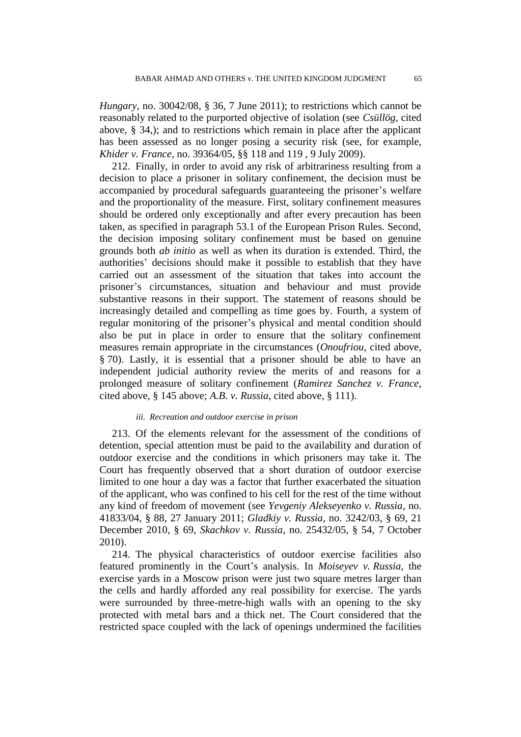*Hungary*, no. 30042/08, § 36, 7 June 2011); to restrictions which cannot be reasonably related to the purported objective of isolation (see *Csüllög*, cited above, § 34,); and to restrictions which remain in place after the applicant has been assessed as no longer posing a security risk (see, for example, *Khider v. France*, no. 39364/05, §§ 118 and 119 , 9 July 2009).

212. Finally, in order to avoid any risk of arbitrariness resulting from a decision to place a prisoner in solitary confinement, the decision must be accompanied by procedural safeguards guaranteeing the prisoner's welfare and the proportionality of the measure. First, solitary confinement measures should be ordered only exceptionally and after every precaution has been taken, as specified in paragraph 53.1 of the European Prison Rules. Second, the decision imposing solitary confinement must be based on genuine grounds both *ab initio* as well as when its duration is extended. Third, the authorities' decisions should make it possible to establish that they have carried out an assessment of the situation that takes into account the prisoner's circumstances, situation and behaviour and must provide substantive reasons in their support. The statement of reasons should be increasingly detailed and compelling as time goes by. Fourth, a system of regular monitoring of the prisoner's physical and mental condition should also be put in place in order to ensure that the solitary confinement measures remain appropriate in the circumstances (*Onoufriou*, cited above, § 70). Lastly, it is essential that a prisoner should be able to have an independent judicial authority review the merits of and reasons for a prolonged measure of solitary confinement (*Ramirez Sanchez v. France*, cited above, § 145 above; *A.B. v. Russia*, cited above, § 111).

#### *iii. Recreation and outdoor exercise in prison*

213. Of the elements relevant for the assessment of the conditions of detention, special attention must be paid to the availability and duration of outdoor exercise and the conditions in which prisoners may take it. The Court has frequently observed that a short duration of outdoor exercise limited to one hour a day was a factor that further exacerbated the situation of the applicant, who was confined to his cell for the rest of the time without any kind of freedom of movement (see *Yevgeniy Alekseyenko v. Russia*, no. 41833/04, § 88, 27 January 2011; *Gladkiy v. Russia*, no. 3242/03, § 69, 21 December 2010, § 69, *Skachkov v. Russia*, no. 25432/05, § 54, 7 October 2010).

214. The physical characteristics of outdoor exercise facilities also featured prominently in the Court's analysis. In *Moiseyev v. Russia*, the exercise yards in a Moscow prison were just two square metres larger than the cells and hardly afforded any real possibility for exercise. The yards were surrounded by three-metre-high walls with an opening to the sky protected with metal bars and a thick net. The Court considered that the restricted space coupled with the lack of openings undermined the facilities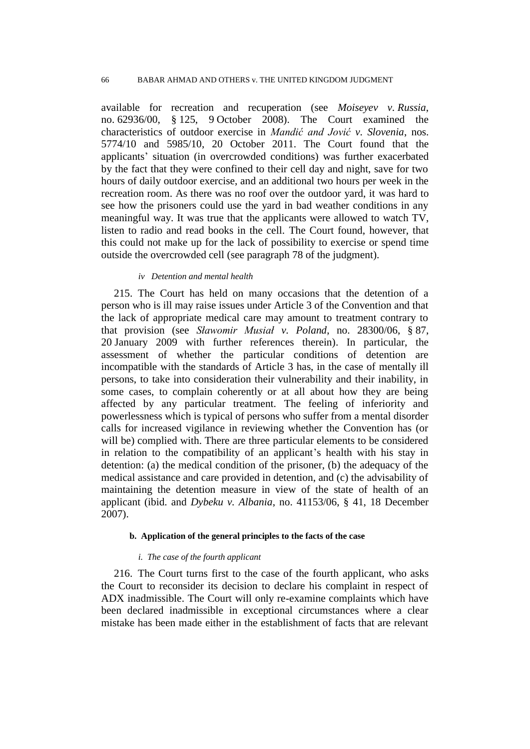available for recreation and recuperation (see *Moiseyev v. Russia*, no. 62936/00, § 125, 9 October 2008). The Court examined the characteristics of outdoor exercise in *Mandić and Jović v. Slovenia*, nos. 5774/10 and 5985/10, 20 October 2011. The Court found that the applicants' situation (in overcrowded conditions) was further exacerbated by the fact that they were confined to their cell day and night, save for two hours of daily outdoor exercise, and an additional two hours per week in the recreation room. As there was no roof over the outdoor yard, it was hard to see how the prisoners could use the yard in bad weather conditions in any meaningful way. It was true that the applicants were allowed to watch TV, listen to radio and read books in the cell. The Court found, however, that this could not make up for the lack of possibility to exercise or spend time outside the overcrowded cell (see paragraph 78 of the judgment).

##### *iv Detention and mental health*

215. The Court has held on many occasions that the detention of a person who is ill may raise issues under Article 3 of the Convention and that the lack of appropriate medical care may amount to treatment contrary to that provision (see *Sławomir Musiał v. Poland*, no. 28300/06, § 87, 20 January 2009 with further references therein). In particular, the assessment of whether the particular conditions of detention are incompatible with the standards of Article 3 has, in the case of mentally ill persons, to take into consideration their vulnerability and their inability, in some cases, to complain coherently or at all about how they are being affected by any particular treatment. The feeling of inferiority and powerlessness which is typical of persons who suffer from a mental disorder calls for increased vigilance in reviewing whether the Convention has (or will be) complied with. There are three particular elements to be considered in relation to the compatibility of an applicant's health with his stay in detention: (a) the medical condition of the prisoner, (b) the adequacy of the medical assistance and care provided in detention, and (c) the advisability of maintaining the detention measure in view of the state of health of an applicant (ibid. and *Dybeku v. Albania*, no. 41153/06, § 41, 18 December 2007).

#### b. Application of the general principles to the facts of the case

##### *i. The case of the fourth applicant*

216. The Court turns first to the case of the fourth applicant, who asks the Court to reconsider its decision to declare his complaint in respect of ADX inadmissible. The Court will only re-examine complaints which have been declared inadmissible in exceptional circumstances where a clear mistake has been made either in the establishment of facts that are relevant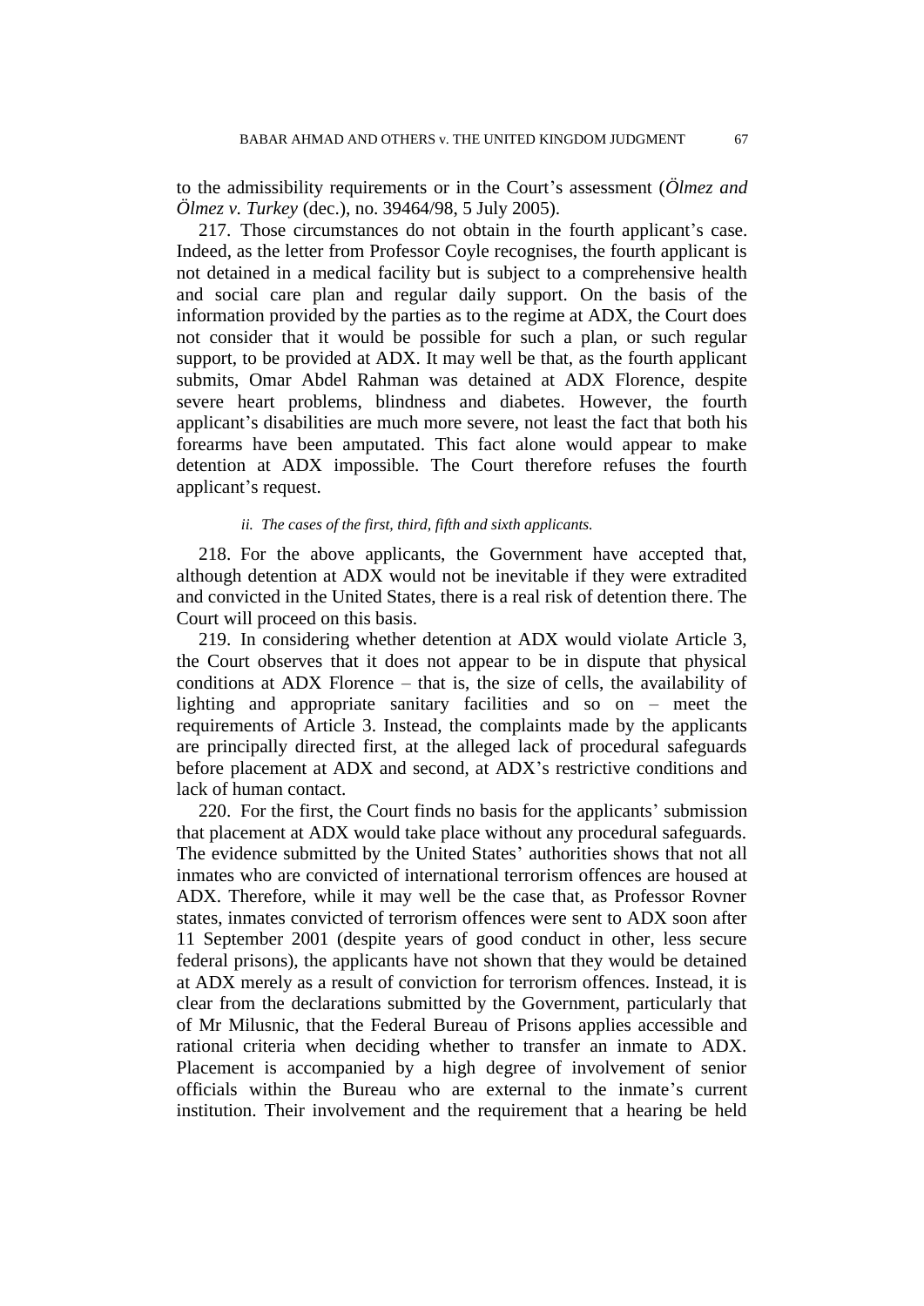to the admissibility requirements or in the Court's assessment (*Ölmez and Ölmez v. Turkey* (dec.), no. 39464/98, 5 July 2005).

217. Those circumstances do not obtain in the fourth applicant's case. Indeed, as the letter from Professor Coyle recognises, the fourth applicant is not detained in a medical facility but is subject to a comprehensive health and social care plan and regular daily support. On the basis of the information provided by the parties as to the regime at ADX, the Court does not consider that it would be possible for such a plan, or such regular support, to be provided at ADX. It may well be that, as the fourth applicant submits, Omar Abdel Rahman was detained at ADX Florence, despite severe heart problems, blindness and diabetes. However, the fourth applicant's disabilities are much more severe, not least the fact that both his forearms have been amputated. This fact alone would appear to make detention at ADX impossible. The Court therefore refuses the fourth applicant's request.

*ii. The cases of the first, third, fifth and sixth applicants.*

218. For the above applicants, the Government have accepted that, although detention at ADX would not be inevitable if they were extradited and convicted in the United States, there is a real risk of detention there. The Court will proceed on this basis.

219. In considering whether detention at ADX would violate Article 3, the Court observes that it does not appear to be in dispute that physical conditions at ADX Florence – that is, the size of cells, the availability of lighting and appropriate sanitary facilities and so on – meet the requirements of Article 3. Instead, the complaints made by the applicants are principally directed first, at the alleged lack of procedural safeguards before placement at ADX and second, at ADX's restrictive conditions and lack of human contact.

220. For the first, the Court finds no basis for the applicants' submission that placement at ADX would take place without any procedural safeguards. The evidence submitted by the United States' authorities shows that not all inmates who are convicted of international terrorism offences are housed at ADX. Therefore, while it may well be the case that, as Professor Rovner states, inmates convicted of terrorism offences were sent to ADX soon after 11 September 2001 (despite years of good conduct in other, less secure federal prisons), the applicants have not shown that they would be detained at ADX merely as a result of conviction for terrorism offences. Instead, it is clear from the declarations submitted by the Government, particularly that of Mr Milusnic, that the Federal Bureau of Prisons applies accessible and rational criteria when deciding whether to transfer an inmate to ADX. Placement is accompanied by a high degree of involvement of senior officials within the Bureau who are external to the inmate's current institution. Their involvement and the requirement that a hearing be held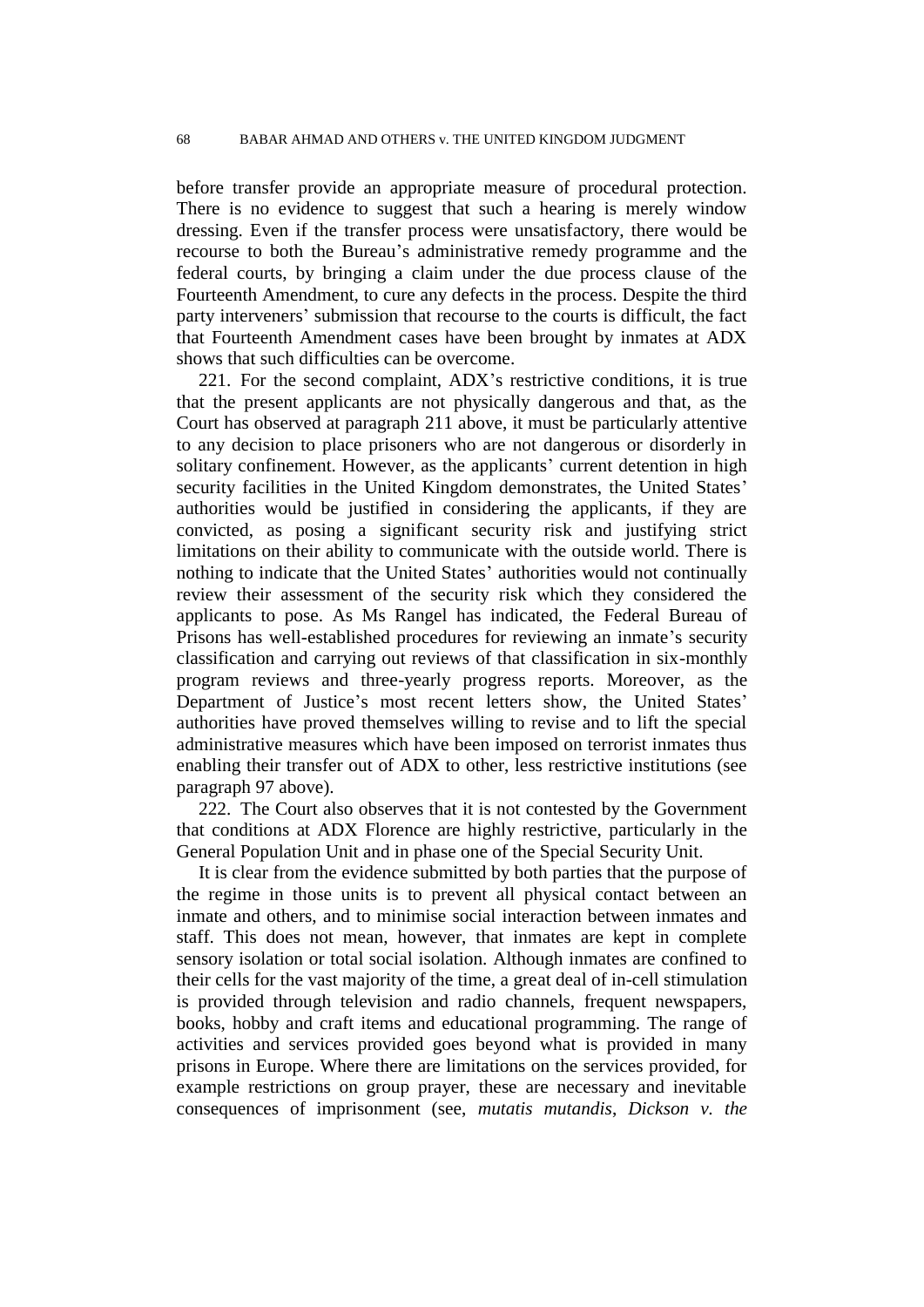before transfer provide an appropriate measure of procedural protection. There is no evidence to suggest that such a hearing is merely window dressing. Even if the transfer process were unsatisfactory, there would be recourse to both the Bureau's administrative remedy programme and the federal courts, by bringing a claim under the due process clause of the Fourteenth Amendment, to cure any defects in the process. Despite the third party interveners' submission that recourse to the courts is difficult, the fact that Fourteenth Amendment cases have been brought by inmates at ADX shows that such difficulties can be overcome.

221. For the second complaint, ADX's restrictive conditions, it is true that the present applicants are not physically dangerous and that, as the Court has observed at paragraph 211 above, it must be particularly attentive to any decision to place prisoners who are not dangerous or disorderly in solitary confinement. However, as the applicants' current detention in high security facilities in the United Kingdom demonstrates, the United States' authorities would be justified in considering the applicants, if they are convicted, as posing a significant security risk and justifying strict limitations on their ability to communicate with the outside world. There is nothing to indicate that the United States' authorities would not continually review their assessment of the security risk which they considered the applicants to pose. As Ms Rangel has indicated, the Federal Bureau of Prisons has well-established procedures for reviewing an inmate's security classification and carrying out reviews of that classification in six-monthly program reviews and three-yearly progress reports. Moreover, as the Department of Justice's most recent letters show, the United States' authorities have proved themselves willing to revise and to lift the special administrative measures which have been imposed on terrorist inmates thus enabling their transfer out of ADX to other, less restrictive institutions (see paragraph 97 above).

222. The Court also observes that it is not contested by the Government that conditions at ADX Florence are highly restrictive, particularly in the General Population Unit and in phase one of the Special Security Unit.

It is clear from the evidence submitted by both parties that the purpose of the regime in those units is to prevent all physical contact between an inmate and others, and to minimise social interaction between inmates and staff. This does not mean, however, that inmates are kept in complete sensory isolation or total social isolation. Although inmates are confined to their cells for the vast majority of the time, a great deal of in-cell stimulation is provided through television and radio channels, frequent newspapers, books, hobby and craft items and educational programming. The range of activities and services provided goes beyond what is provided in many prisons in Europe. Where there are limitations on the services provided, for example restrictions on group prayer, these are necessary and inevitable consequences of imprisonment (see, *mutatis mutandis*, *Dickson v. the*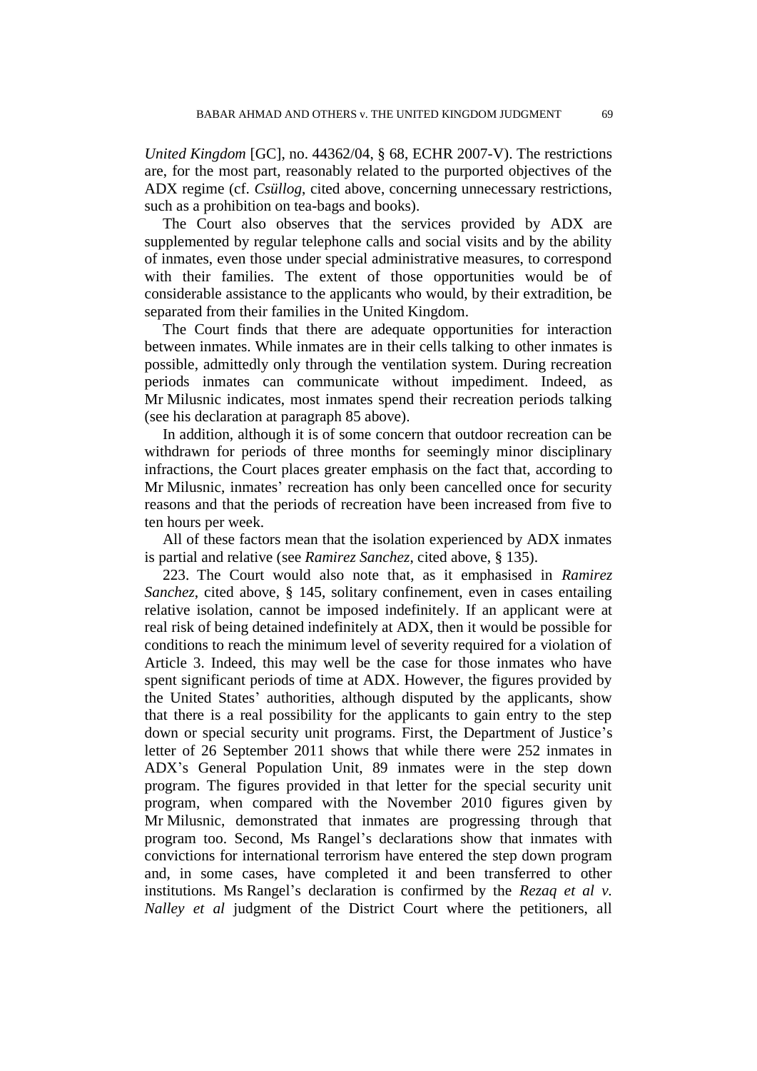*United Kingdom* [GC], no. 44362/04, § 68, ECHR 2007-V). The restrictions are, for the most part, reasonably related to the purported objectives of the ADX regime (cf. *Csüllog*, cited above, concerning unnecessary restrictions, such as a prohibition on tea-bags and books).

The Court also observes that the services provided by ADX are supplemented by regular telephone calls and social visits and by the ability of inmates, even those under special administrative measures, to correspond with their families. The extent of those opportunities would be of considerable assistance to the applicants who would, by their extradition, be separated from their families in the United Kingdom.

The Court finds that there are adequate opportunities for interaction between inmates. While inmates are in their cells talking to other inmates is possible, admittedly only through the ventilation system. During recreation periods inmates can communicate without impediment. Indeed, as Mr Milusnic indicates, most inmates spend their recreation periods talking (see his declaration at paragraph 85 above).

In addition, although it is of some concern that outdoor recreation can be withdrawn for periods of three months for seemingly minor disciplinary infractions, the Court places greater emphasis on the fact that, according to Mr Milusnic, inmates' recreation has only been cancelled once for security reasons and that the periods of recreation have been increased from five to ten hours per week.

All of these factors mean that the isolation experienced by ADX inmates is partial and relative (see *Ramirez Sanchez*, cited above, § 135).

223. The Court would also note that, as it emphasised in *Ramirez Sanchez*, cited above, § 145, solitary confinement, even in cases entailing relative isolation, cannot be imposed indefinitely. If an applicant were at real risk of being detained indefinitely at ADX, then it would be possible for conditions to reach the minimum level of severity required for a violation of Article 3. Indeed, this may well be the case for those inmates who have spent significant periods of time at ADX. However, the figures provided by the United States' authorities, although disputed by the applicants, show that there is a real possibility for the applicants to gain entry to the step down or special security unit programs. First, the Department of Justice's letter of 26 September 2011 shows that while there were 252 inmates in ADX's General Population Unit, 89 inmates were in the step down program. The figures provided in that letter for the special security unit program, when compared with the November 2010 figures given by Mr Milusnic, demonstrated that inmates are progressing through that program too. Second, Ms Rangel's declarations show that inmates with convictions for international terrorism have entered the step down program and, in some cases, have completed it and been transferred to other institutions. Ms Rangel's declaration is confirmed by the *Rezaq et al v. Nalley et al* judgment of the District Court where the petitioners, all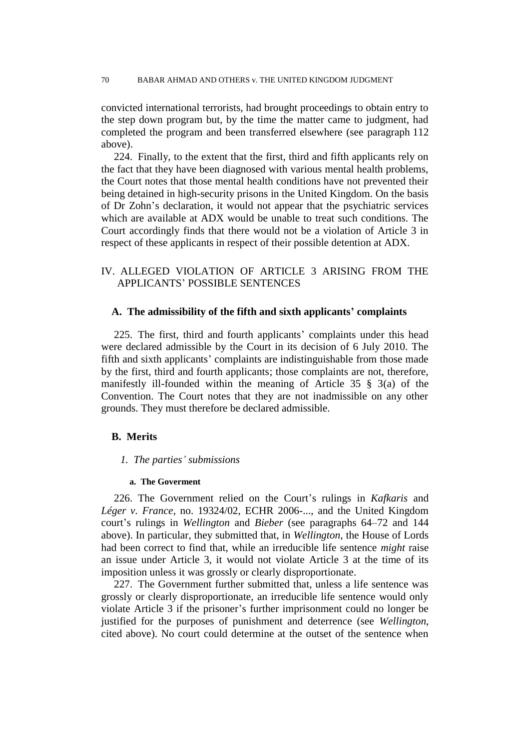convicted international terrorists, had brought proceedings to obtain entry to the step down program but, by the time the matter came to judgment, had completed the program and been transferred elsewhere (see paragraph 112 above).

224. Finally, to the extent that the first, third and fifth applicants rely on the fact that they have been diagnosed with various mental health problems, the Court notes that those mental health conditions have not prevented their being detained in high-security prisons in the United Kingdom. On the basis of Dr Zohn's declaration, it would not appear that the psychiatric services which are available at ADX would be unable to treat such conditions. The Court accordingly finds that there would not be a violation of Article 3 in respect of these applicants in respect of their possible detention at ADX.

## IV. ALLEGED VIOLATION OF ARTICLE 3 ARISING FROM THE APPLICANTS' POSSIBLE SENTENCES

### A. The admissibility of the fifth and sixth applicants' complaints

225. The first, third and fourth applicants' complaints under this head were declared admissible by the Court in its decision of 6 July 2010. The fifth and sixth applicants' complaints are indistinguishable from those made by the first, third and fourth applicants; those complaints are not, therefore, manifestly ill-founded within the meaning of Article 35 § 3(a) of the Convention. The Court notes that they are not inadmissible on any other grounds. They must therefore be declared admissible.

### B. Merits

#### *1. The parties' submissions*

##### a. The Goverment

226. The Government relied on the Court's rulings in *Kafkaris* and *Léger v. France*, no. 19324/02, ECHR 2006-..., and the United Kingdom court's rulings in *Wellington* and *Bieber* (see paragraphs 64–72 and 144 above). In particular, they submitted that, in *Wellington*, the House of Lords had been correct to find that, while an irreducible life sentence *might* raise an issue under Article 3, it would not violate Article 3 at the time of its imposition unless it was grossly or clearly disproportionate.

227. The Government further submitted that, unless a life sentence was grossly or clearly disproportionate, an irreducible life sentence would only violate Article 3 if the prisoner's further imprisonment could no longer be justified for the purposes of punishment and deterrence (see *Wellington*, cited above). No court could determine at the outset of the sentence when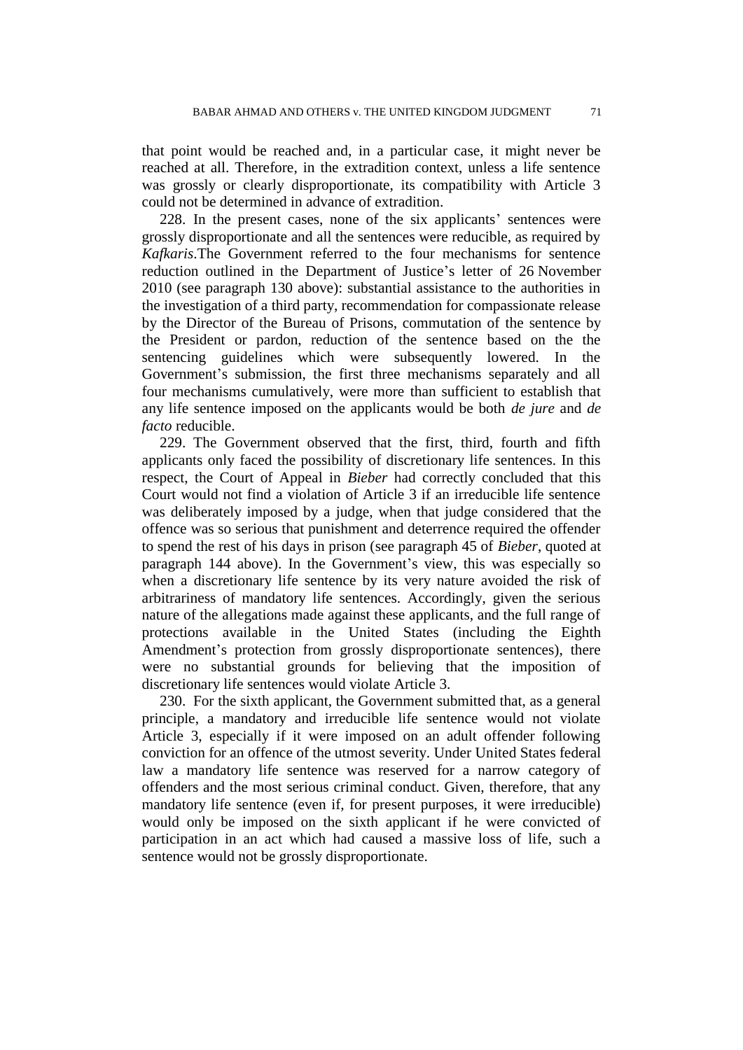that point would be reached and, in a particular case, it might never be reached at all. Therefore, in the extradition context, unless a life sentence was grossly or clearly disproportionate, its compatibility with Article 3 could not be determined in advance of extradition.

228. In the present cases, none of the six applicants' sentences were grossly disproportionate and all the sentences were reducible, as required by *Kafkaris*.The Government referred to the four mechanisms for sentence reduction outlined in the Department of Justice's letter of 26 November 2010 (see paragraph 130 above): substantial assistance to the authorities in the investigation of a third party, recommendation for compassionate release by the Director of the Bureau of Prisons, commutation of the sentence by the President or pardon, reduction of the sentence based on the the sentencing guidelines which were subsequently lowered. In the Government's submission, the first three mechanisms separately and all four mechanisms cumulatively, were more than sufficient to establish that any life sentence imposed on the applicants would be both *de jure* and *de facto* reducible.

229. The Government observed that the first, third, fourth and fifth applicants only faced the possibility of discretionary life sentences. In this respect, the Court of Appeal in *Bieber* had correctly concluded that this Court would not find a violation of Article 3 if an irreducible life sentence was deliberately imposed by a judge, when that judge considered that the offence was so serious that punishment and deterrence required the offender to spend the rest of his days in prison (see paragraph 45 of *Bieber*, quoted at paragraph 144 above). In the Government's view, this was especially so when a discretionary life sentence by its very nature avoided the risk of arbitrariness of mandatory life sentences. Accordingly, given the serious nature of the allegations made against these applicants, and the full range of protections available in the United States (including the Eighth Amendment's protection from grossly disproportionate sentences), there were no substantial grounds for believing that the imposition of discretionary life sentences would violate Article 3.

230. For the sixth applicant, the Government submitted that, as a general principle, a mandatory and irreducible life sentence would not violate Article 3, especially if it were imposed on an adult offender following conviction for an offence of the utmost severity. Under United States federal law a mandatory life sentence was reserved for a narrow category of offenders and the most serious criminal conduct. Given, therefore, that any mandatory life sentence (even if, for present purposes, it were irreducible) would only be imposed on the sixth applicant if he were convicted of participation in an act which had caused a massive loss of life, such a sentence would not be grossly disproportionate.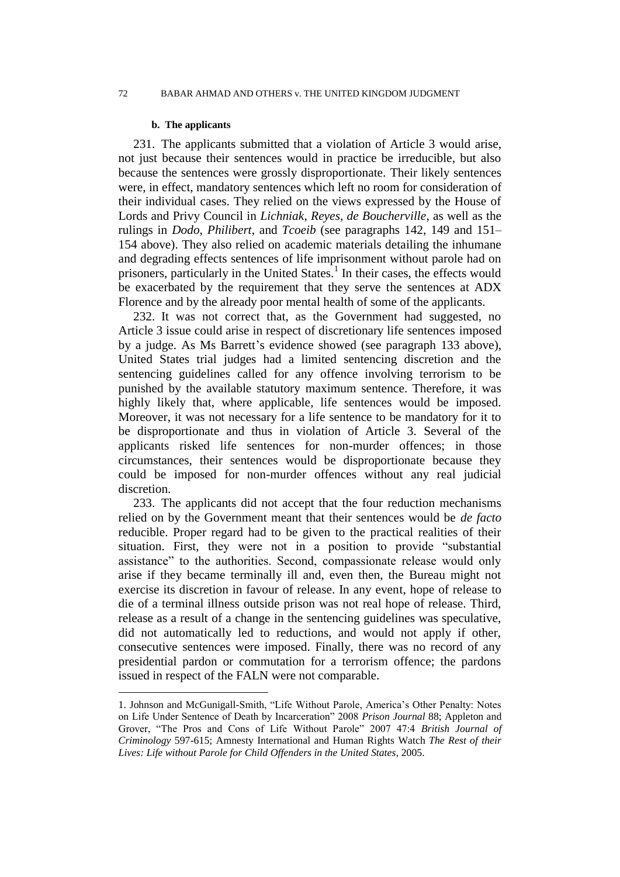#### b. The applicants

231. The applicants submitted that a violation of Article 3 would arise, not just because their sentences would in practice be irreducible, but also because the sentences were grossly disproportionate. Their likely sentences were, in effect, mandatory sentences which left no room for consideration of their individual cases. They relied on the views expressed by the House of Lords and Privy Council in *Lichniak*, *Reyes*, *de Boucherville*, as well as the rulings in *Dodo*, *Philibert*, and *Tcoeib* (see paragraphs 142, 149 and 151–154 above). They also relied on academic materials detailing the inhumane and degrading effects sentences of life imprisonment without parole had on prisoners, particularly in the United States.[1] In their cases, the effects would be exacerbated by the requirement that they serve the sentences at ADX Florence and by the already poor mental health of some of the applicants.

232. It was not correct that, as the Government had suggested, no Article 3 issue could arise in respect of discretionary life sentences imposed by a judge. As Ms Barrett's evidence showed (see paragraph 133 above), United States trial judges had a limited sentencing discretion and the sentencing guidelines called for any offence involving terrorism to be punished by the available statutory maximum sentence. Therefore, it was highly likely that, where applicable, life sentences would be imposed. Moreover, it was not necessary for a life sentence to be mandatory for it to be disproportionate and thus in violation of Article 3. Several of the applicants risked life sentences for non-murder offences; in those circumstances, their sentences would be disproportionate because they could be imposed for non-murder offences without any real judicial discretion.

233. The applicants did not accept that the four reduction mechanisms relied on by the Government meant that their sentences would be *de facto* reducible. Proper regard had to be given to the practical realities of their situation. First, they were not in a position to provide "substantial assistance" to the authorities. Second, compassionate release would only arise if they became terminally ill and, even then, the Bureau might not exercise its discretion in favour of release. In any event, hope of release to die of a terminal illness outside prison was not real hope of release. Third, release as a result of a change in the sentencing guidelines was speculative, did not automatically led to reductions, and would not apply if other, consecutive sentences were imposed. Finally, there was no record of any presidential pardon or commutation for a terrorism offence; the pardons issued in respect of the FALN were not comparable.

---

1. Johnson and McGunigall-Smith, "Life Without Parole, America's Other Penalty: Notes on Life Under Sentence of Death by Incarceration" 2008 *Prison Journal* 88; Appleton and Grover, "The Pros and Cons of Life Without Parole" 2007 47:4 *British Journal of Criminology* 597-615; Amnesty International and Human Rights Watch *The Rest of their Lives: Life without Parole for Child Offenders in the United States*, 2005.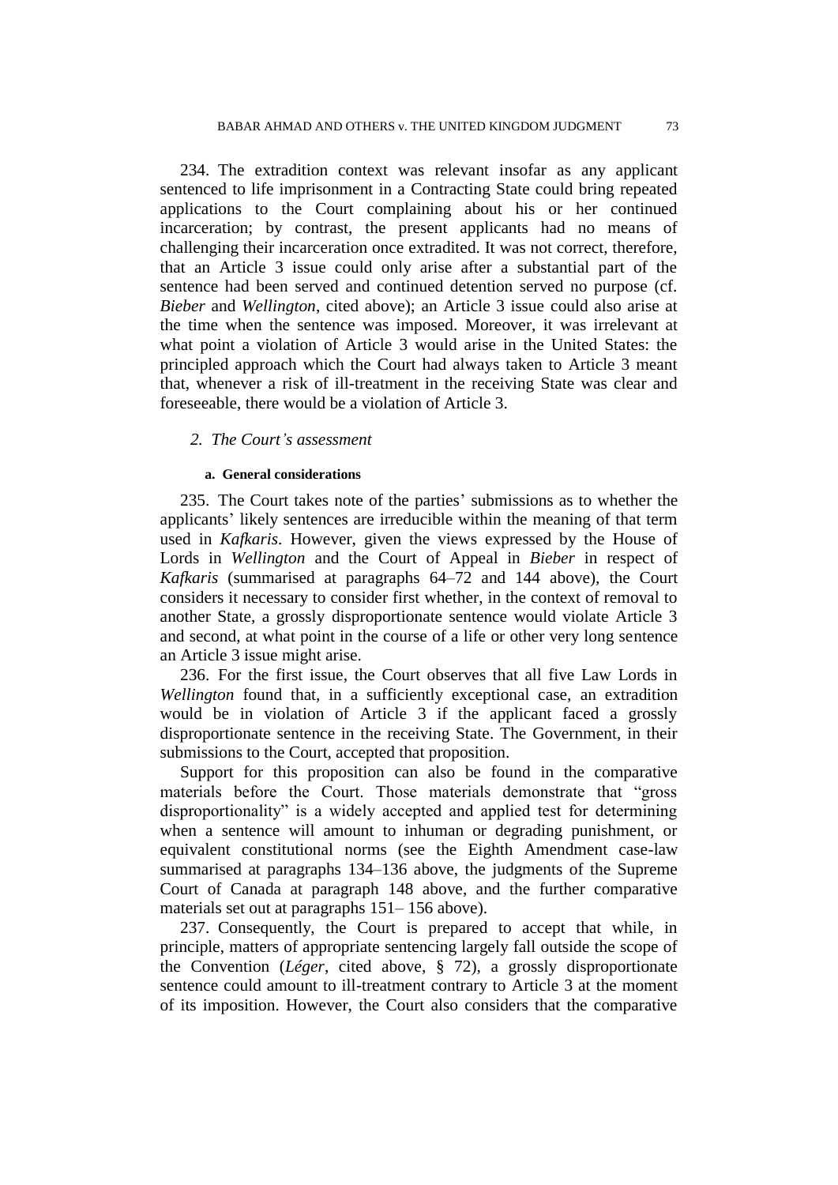234. The extradition context was relevant insofar as any applicant sentenced to life imprisonment in a Contracting State could bring repeated applications to the Court complaining about his or her continued incarceration; by contrast, the present applicants had no means of challenging their incarceration once extradited. It was not correct, therefore, that an Article 3 issue could only arise after a substantial part of the sentence had been served and continued detention served no purpose (cf. *Bieber* and *Wellington*, cited above); an Article 3 issue could also arise at the time when the sentence was imposed. Moreover, it was irrelevant at what point a violation of Article 3 would arise in the United States: the principled approach which the Court had always taken to Article 3 meant that, whenever a risk of ill-treatment in the receiving State was clear and foreseeable, there would be a violation of Article 3.

## *2. The Court's assessment*

#### a. General considerations

235. The Court takes note of the parties' submissions as to whether the applicants' likely sentences are irreducible within the meaning of that term used in *Kafkaris*. However, given the views expressed by the House of Lords in *Wellington* and the Court of Appeal in *Bieber* in respect of *Kafkaris* (summarised at paragraphs 64–72 and 144 above), the Court considers it necessary to consider first whether, in the context of removal to another State, a grossly disproportionate sentence would violate Article 3 and second, at what point in the course of a life or other very long sentence an Article 3 issue might arise.

236. For the first issue, the Court observes that all five Law Lords in *Wellington* found that, in a sufficiently exceptional case, an extradition would be in violation of Article 3 if the applicant faced a grossly disproportionate sentence in the receiving State. The Government, in their submissions to the Court, accepted that proposition.

Support for this proposition can also be found in the comparative materials before the Court. Those materials demonstrate that "gross disproportionality" is a widely accepted and applied test for determining when a sentence will amount to inhuman or degrading punishment, or equivalent constitutional norms (see the Eighth Amendment case-law summarised at paragraphs 134–136 above, the judgments of the Supreme Court of Canada at paragraph 148 above, and the further comparative materials set out at paragraphs 151– 156 above).

237. Consequently, the Court is prepared to accept that while, in principle, matters of appropriate sentencing largely fall outside the scope of the Convention (*Léger*, cited above, § 72), a grossly disproportionate sentence could amount to ill-treatment contrary to Article 3 at the moment of its imposition. However, the Court also considers that the comparative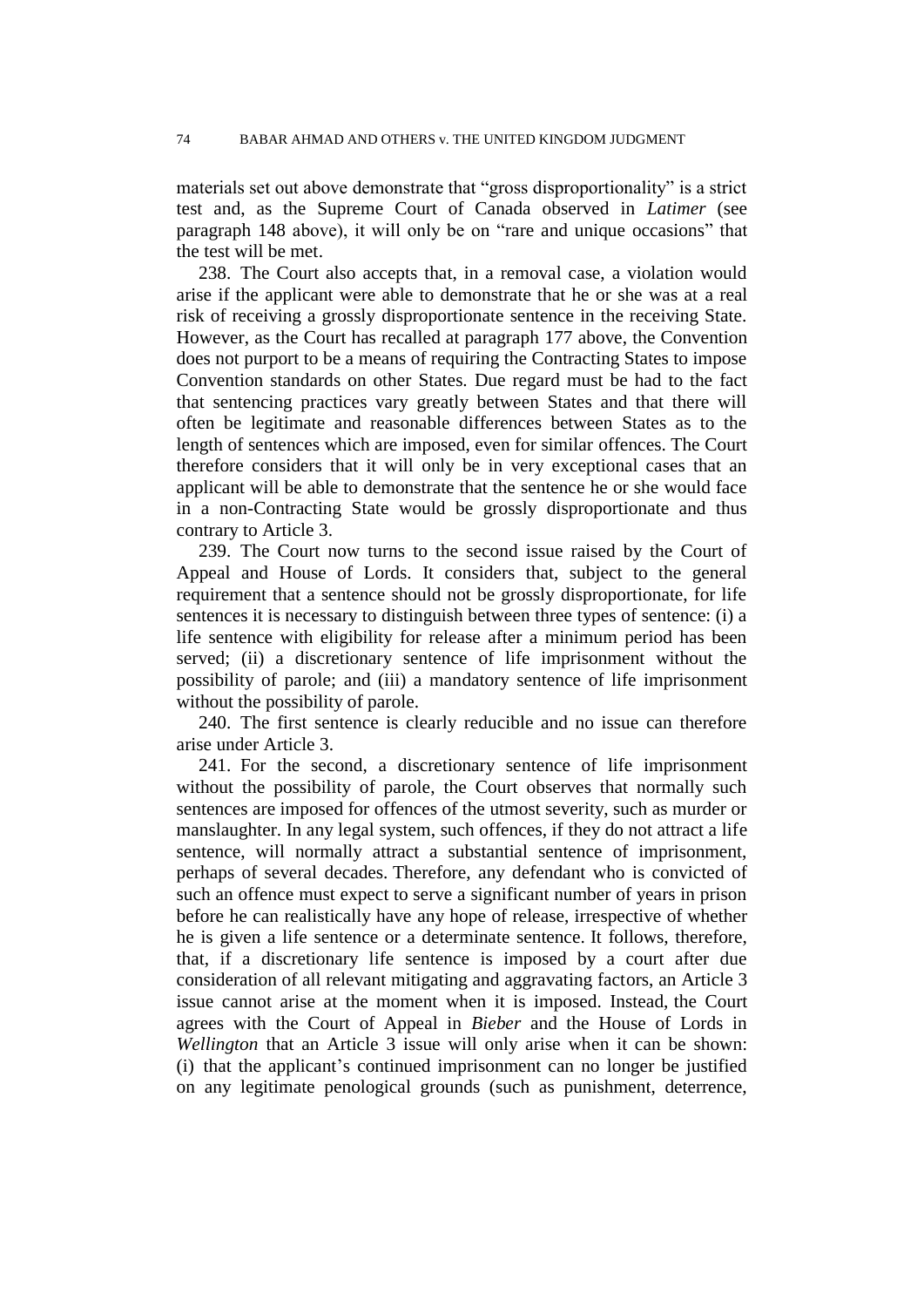materials set out above demonstrate that "gross disproportionality" is a strict test and, as the Supreme Court of Canada observed in *Latimer* (see paragraph 148 above), it will only be on "rare and unique occasions" that the test will be met.

238. The Court also accepts that, in a removal case, a violation would arise if the applicant were able to demonstrate that he or she was at a real risk of receiving a grossly disproportionate sentence in the receiving State. However, as the Court has recalled at paragraph 177 above, the Convention does not purport to be a means of requiring the Contracting States to impose Convention standards on other States. Due regard must be had to the fact that sentencing practices vary greatly between States and that there will often be legitimate and reasonable differences between States as to the length of sentences which are imposed, even for similar offences. The Court therefore considers that it will only be in very exceptional cases that an applicant will be able to demonstrate that the sentence he or she would face in a non-Contracting State would be grossly disproportionate and thus contrary to Article 3.

239. The Court now turns to the second issue raised by the Court of Appeal and House of Lords. It considers that, subject to the general requirement that a sentence should not be grossly disproportionate, for life sentences it is necessary to distinguish between three types of sentence: (i) a life sentence with eligibility for release after a minimum period has been served; (ii) a discretionary sentence of life imprisonment without the possibility of parole; and (iii) a mandatory sentence of life imprisonment without the possibility of parole.

240. The first sentence is clearly reducible and no issue can therefore arise under Article 3.

241. For the second, a discretionary sentence of life imprisonment without the possibility of parole, the Court observes that normally such sentences are imposed for offences of the utmost severity, such as murder or manslaughter. In any legal system, such offences, if they do not attract a life sentence, will normally attract a substantial sentence of imprisonment, perhaps of several decades. Therefore, any defendant who is convicted of such an offence must expect to serve a significant number of years in prison before he can realistically have any hope of release, irrespective of whether he is given a life sentence or a determinate sentence. It follows, therefore, that, if a discretionary life sentence is imposed by a court after due consideration of all relevant mitigating and aggravating factors, an Article 3 issue cannot arise at the moment when it is imposed. Instead, the Court agrees with the Court of Appeal in *Bieber* and the House of Lords in *Wellington* that an Article 3 issue will only arise when it can be shown: (i) that the applicant's continued imprisonment can no longer be justified on any legitimate penological grounds (such as punishment, deterrence,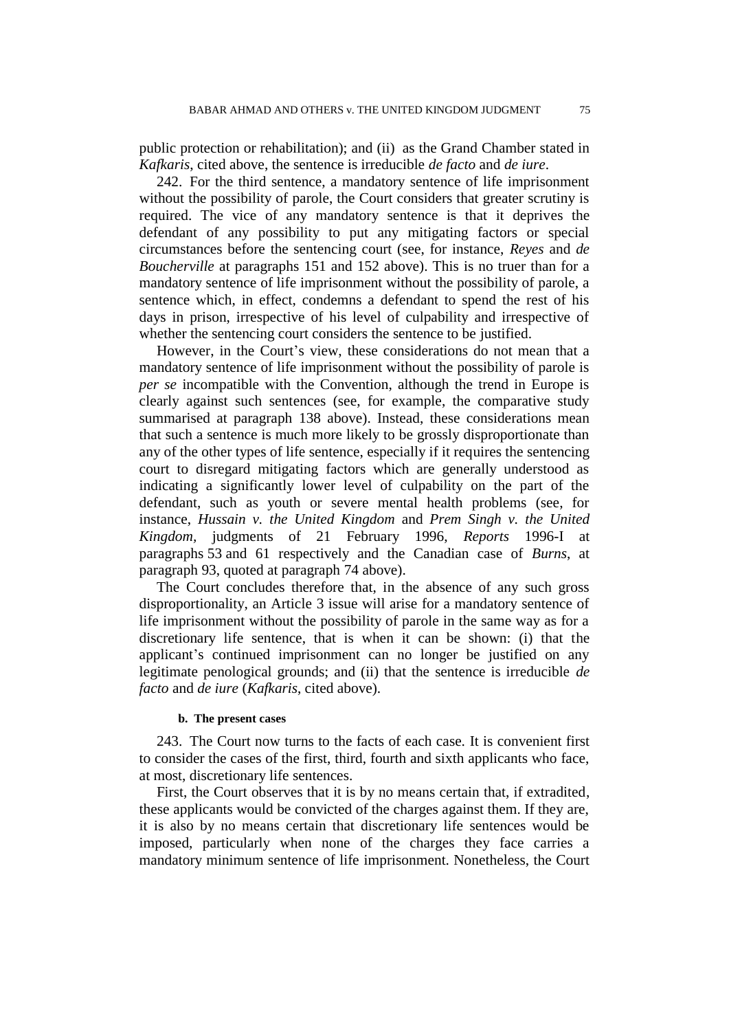public protection or rehabilitation); and (ii) as the Grand Chamber stated in *Kafkaris*, cited above, the sentence is irreducible *de facto* and *de iure*.

242. For the third sentence, a mandatory sentence of life imprisonment without the possibility of parole, the Court considers that greater scrutiny is required. The vice of any mandatory sentence is that it deprives the defendant of any possibility to put any mitigating factors or special circumstances before the sentencing court (see, for instance, *Reyes* and *de Boucherville* at paragraphs 151 and 152 above). This is no truer than for a mandatory sentence of life imprisonment without the possibility of parole, a sentence which, in effect, condemns a defendant to spend the rest of his days in prison, irrespective of his level of culpability and irrespective of whether the sentencing court considers the sentence to be justified.

However, in the Court's view, these considerations do not mean that a mandatory sentence of life imprisonment without the possibility of parole is *per se* incompatible with the Convention, although the trend in Europe is clearly against such sentences (see, for example, the comparative study summarised at paragraph 138 above). Instead, these considerations mean that such a sentence is much more likely to be grossly disproportionate than any of the other types of life sentence, especially if it requires the sentencing court to disregard mitigating factors which are generally understood as indicating a significantly lower level of culpability on the part of the defendant, such as youth or severe mental health problems (see, for instance, *Hussain v. the United Kingdom* and *Prem Singh v. the United Kingdom*, judgments of 21 February 1996, *Reports* 1996-I at paragraphs 53 and 61 respectively and the Canadian case of *Burns*, at paragraph 93, quoted at paragraph 74 above).

The Court concludes therefore that, in the absence of any such gross disproportionality, an Article 3 issue will arise for a mandatory sentence of life imprisonment without the possibility of parole in the same way as for a discretionary life sentence, that is when it can be shown: (i) that the applicant's continued imprisonment can no longer be justified on any legitimate penological grounds; and (ii) that the sentence is irreducible *de facto* and *de iure* (*Kafkaris*, cited above).

#### b. The present cases

243. The Court now turns to the facts of each case. It is convenient first to consider the cases of the first, third, fourth and sixth applicants who face, at most, discretionary life sentences.

First, the Court observes that it is by no means certain that, if extradited, these applicants would be convicted of the charges against them. If they are, it is also by no means certain that discretionary life sentences would be imposed, particularly when none of the charges they face carries a mandatory minimum sentence of life imprisonment. Nonetheless, the Court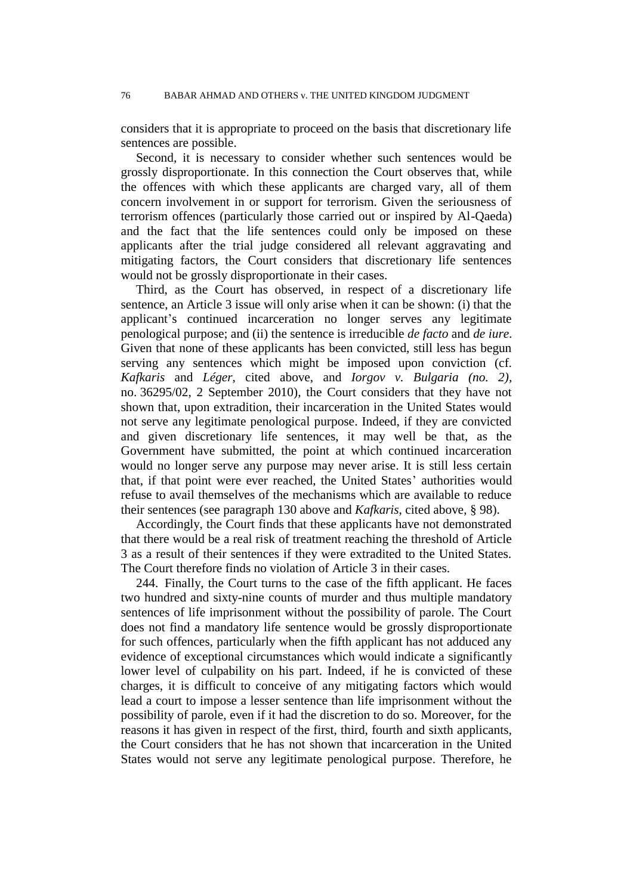considers that it is appropriate to proceed on the basis that discretionary life sentences are possible.

Second, it is necessary to consider whether such sentences would be grossly disproportionate. In this connection the Court observes that, while the offences with which these applicants are charged vary, all of them concern involvement in or support for terrorism. Given the seriousness of terrorism offences (particularly those carried out or inspired by Al-Qaeda) and the fact that the life sentences could only be imposed on these applicants after the trial judge considered all relevant aggravating and mitigating factors, the Court considers that discretionary life sentences would not be grossly disproportionate in their cases.

Third, as the Court has observed, in respect of a discretionary life sentence, an Article 3 issue will only arise when it can be shown: (i) that the applicant's continued incarceration no longer serves any legitimate penological purpose; and (ii) the sentence is irreducible *de facto* and *de iure*. Given that none of these applicants has been convicted, still less has begun serving any sentences which might be imposed upon conviction (cf. *Kafkaris* and *Léger*, cited above, and *Iorgov v. Bulgaria (no. 2)*, no. 36295/02, 2 September 2010), the Court considers that they have not shown that, upon extradition, their incarceration in the United States would not serve any legitimate penological purpose. Indeed, if they are convicted and given discretionary life sentences, it may well be that, as the Government have submitted, the point at which continued incarceration would no longer serve any purpose may never arise. It is still less certain that, if that point were ever reached, the United States' authorities would refuse to avail themselves of the mechanisms which are available to reduce their sentences (see paragraph 130 above and *Kafkaris*, cited above, § 98).

Accordingly, the Court finds that these applicants have not demonstrated that there would be a real risk of treatment reaching the threshold of Article 3 as a result of their sentences if they were extradited to the United States. The Court therefore finds no violation of Article 3 in their cases.

244. Finally, the Court turns to the case of the fifth applicant. He faces two hundred and sixty-nine counts of murder and thus multiple mandatory sentences of life imprisonment without the possibility of parole. The Court does not find a mandatory life sentence would be grossly disproportionate for such offences, particularly when the fifth applicant has not adduced any evidence of exceptional circumstances which would indicate a significantly lower level of culpability on his part. Indeed, if he is convicted of these charges, it is difficult to conceive of any mitigating factors which would lead a court to impose a lesser sentence than life imprisonment without the possibility of parole, even if it had the discretion to do so. Moreover, for the reasons it has given in respect of the first, third, fourth and sixth applicants, the Court considers that he has not shown that incarceration in the United States would not serve any legitimate penological purpose. Therefore, he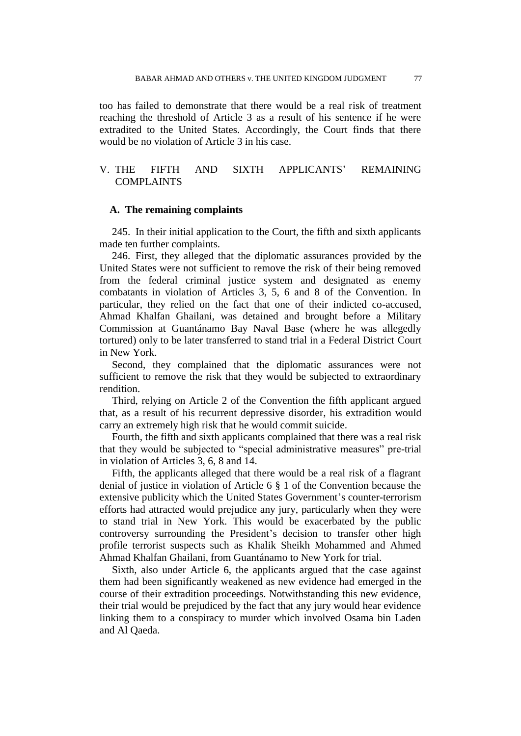too has failed to demonstrate that there would be a real risk of treatment reaching the threshold of Article 3 as a result of his sentence if he were extradited to the United States. Accordingly, the Court finds that there would be no violation of Article 3 in his case.

## V. THE FIFTH AND SIXTH APPLICANTS' REMAINING COMPLAINTS

### A. The remaining complaints

245. In their initial application to the Court, the fifth and sixth applicants made ten further complaints.

246. First, they alleged that the diplomatic assurances provided by the United States were not sufficient to remove the risk of their being removed from the federal criminal justice system and designated as enemy combatants in violation of Articles 3, 5, 6 and 8 of the Convention. In particular, they relied on the fact that one of their indicted co-accused, Ahmad Khalfan Ghailani, was detained and brought before a Military Commission at Guantánamo Bay Naval Base (where he was allegedly tortured) only to be later transferred to stand trial in a Federal District Court in New York.

Second, they complained that the diplomatic assurances were not sufficient to remove the risk that they would be subjected to extraordinary rendition.

Third, relying on Article 2 of the Convention the fifth applicant argued that, as a result of his recurrent depressive disorder, his extradition would carry an extremely high risk that he would commit suicide.

Fourth, the fifth and sixth applicants complained that there was a real risk that they would be subjected to "special administrative measures" pre-trial in violation of Articles 3, 6, 8 and 14.

Fifth, the applicants alleged that there would be a real risk of a flagrant denial of justice in violation of Article 6 § 1 of the Convention because the extensive publicity which the United States Government's counter-terrorism efforts had attracted would prejudice any jury, particularly when they were to stand trial in New York. This would be exacerbated by the public controversy surrounding the President's decision to transfer other high profile terrorist suspects such as Khalik Sheikh Mohammed and Ahmed Ahmad Khalfan Ghailani, from Guantánamo to New York for trial.

Sixth, also under Article 6, the applicants argued that the case against them had been significantly weakened as new evidence had emerged in the course of their extradition proceedings. Notwithstanding this new evidence, their trial would be prejudiced by the fact that any jury would hear evidence linking them to a conspiracy to murder which involved Osama bin Laden and Al Qaeda.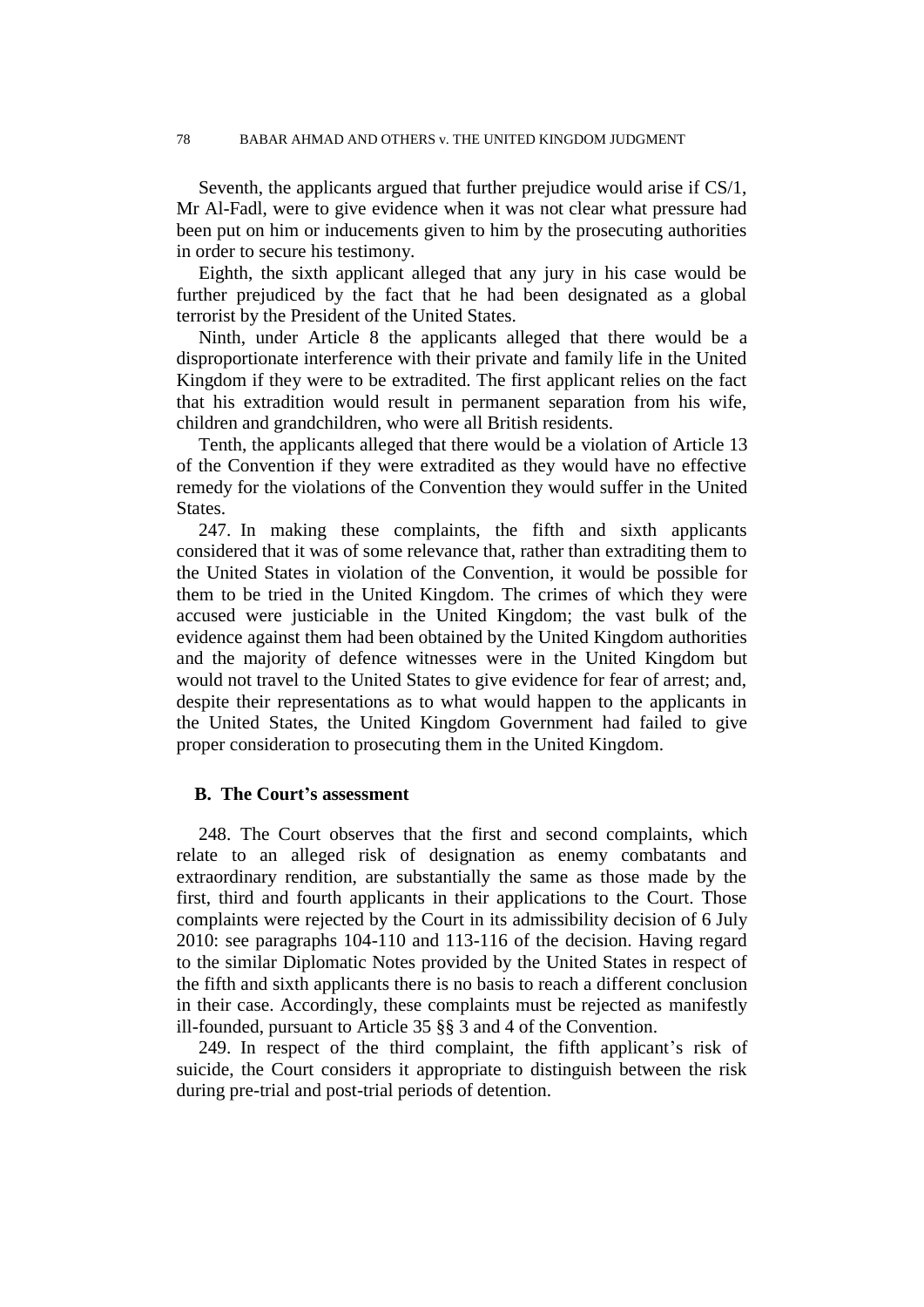Seventh, the applicants argued that further prejudice would arise if CS/1, Mr Al-Fadl, were to give evidence when it was not clear what pressure had been put on him or inducements given to him by the prosecuting authorities in order to secure his testimony.

Eighth, the sixth applicant alleged that any jury in his case would be further prejudiced by the fact that he had been designated as a global terrorist by the President of the United States.

Ninth, under Article 8 the applicants alleged that there would be a disproportionate interference with their private and family life in the United Kingdom if they were to be extradited. The first applicant relies on the fact that his extradition would result in permanent separation from his wife, children and grandchildren, who were all British residents.

Tenth, the applicants alleged that there would be a violation of Article 13 of the Convention if they were extradited as they would have no effective remedy for the violations of the Convention they would suffer in the United States.

247. In making these complaints, the fifth and sixth applicants considered that it was of some relevance that, rather than extraditing them to the United States in violation of the Convention, it would be possible for them to be tried in the United Kingdom. The crimes of which they were accused were justiciable in the United Kingdom; the vast bulk of the evidence against them had been obtained by the United Kingdom authorities and the majority of defence witnesses were in the United Kingdom but would not travel to the United States to give evidence for fear of arrest; and, despite their representations as to what would happen to the applicants in the United States, the United Kingdom Government had failed to give proper consideration to prosecuting them in the United Kingdom.

### B. The Court's assessment

248. The Court observes that the first and second complaints, which relate to an alleged risk of designation as enemy combatants and extraordinary rendition, are substantially the same as those made by the first, third and fourth applicants in their applications to the Court. Those complaints were rejected by the Court in its admissibility decision of 6 July 2010: see paragraphs 104-110 and 113-116 of the decision. Having regard to the similar Diplomatic Notes provided by the United States in respect of the fifth and sixth applicants there is no basis to reach a different conclusion in their case. Accordingly, these complaints must be rejected as manifestly ill-founded, pursuant to Article 35 §§ 3 and 4 of the Convention.

249. In respect of the third complaint, the fifth applicant's risk of suicide, the Court considers it appropriate to distinguish between the risk during pre-trial and post-trial periods of detention.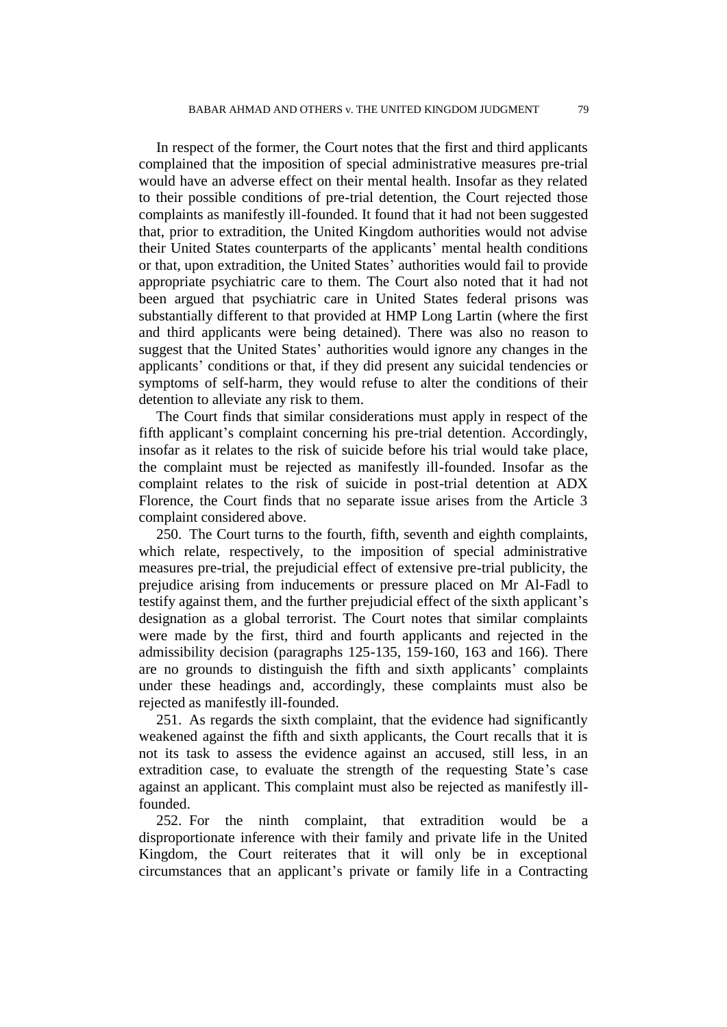In respect of the former, the Court notes that the first and third applicants complained that the imposition of special administrative measures pre-trial would have an adverse effect on their mental health. Insofar as they related to their possible conditions of pre-trial detention, the Court rejected those complaints as manifestly ill-founded. It found that it had not been suggested that, prior to extradition, the United Kingdom authorities would not advise their United States counterparts of the applicants' mental health conditions or that, upon extradition, the United States' authorities would fail to provide appropriate psychiatric care to them. The Court also noted that it had not been argued that psychiatric care in United States federal prisons was substantially different to that provided at HMP Long Lartin (where the first and third applicants were being detained). There was also no reason to suggest that the United States' authorities would ignore any changes in the applicants' conditions or that, if they did present any suicidal tendencies or symptoms of self-harm, they would refuse to alter the conditions of their detention to alleviate any risk to them.

The Court finds that similar considerations must apply in respect of the fifth applicant's complaint concerning his pre-trial detention. Accordingly, insofar as it relates to the risk of suicide before his trial would take place, the complaint must be rejected as manifestly ill-founded. Insofar as the complaint relates to the risk of suicide in post-trial detention at ADX Florence, the Court finds that no separate issue arises from the Article 3 complaint considered above.

250. The Court turns to the fourth, fifth, seventh and eighth complaints, which relate, respectively, to the imposition of special administrative measures pre-trial, the prejudicial effect of extensive pre-trial publicity, the prejudice arising from inducements or pressure placed on Mr Al-Fadl to testify against them, and the further prejudicial effect of the sixth applicant's designation as a global terrorist. The Court notes that similar complaints were made by the first, third and fourth applicants and rejected in the admissibility decision (paragraphs 125-135, 159-160, 163 and 166). There are no grounds to distinguish the fifth and sixth applicants' complaints under these headings and, accordingly, these complaints must also be rejected as manifestly ill-founded.

251. As regards the sixth complaint, that the evidence had significantly weakened against the fifth and sixth applicants, the Court recalls that it is not its task to assess the evidence against an accused, still less, in an extradition case, to evaluate the strength of the requesting State's case against an applicant. This complaint must also be rejected as manifestly ill-founded.

252. For the ninth complaint, that extradition would be a disproportionate inference with their family and private life in the United Kingdom, the Court reiterates that it will only be in exceptional circumstances that an applicant's private or family life in a Contracting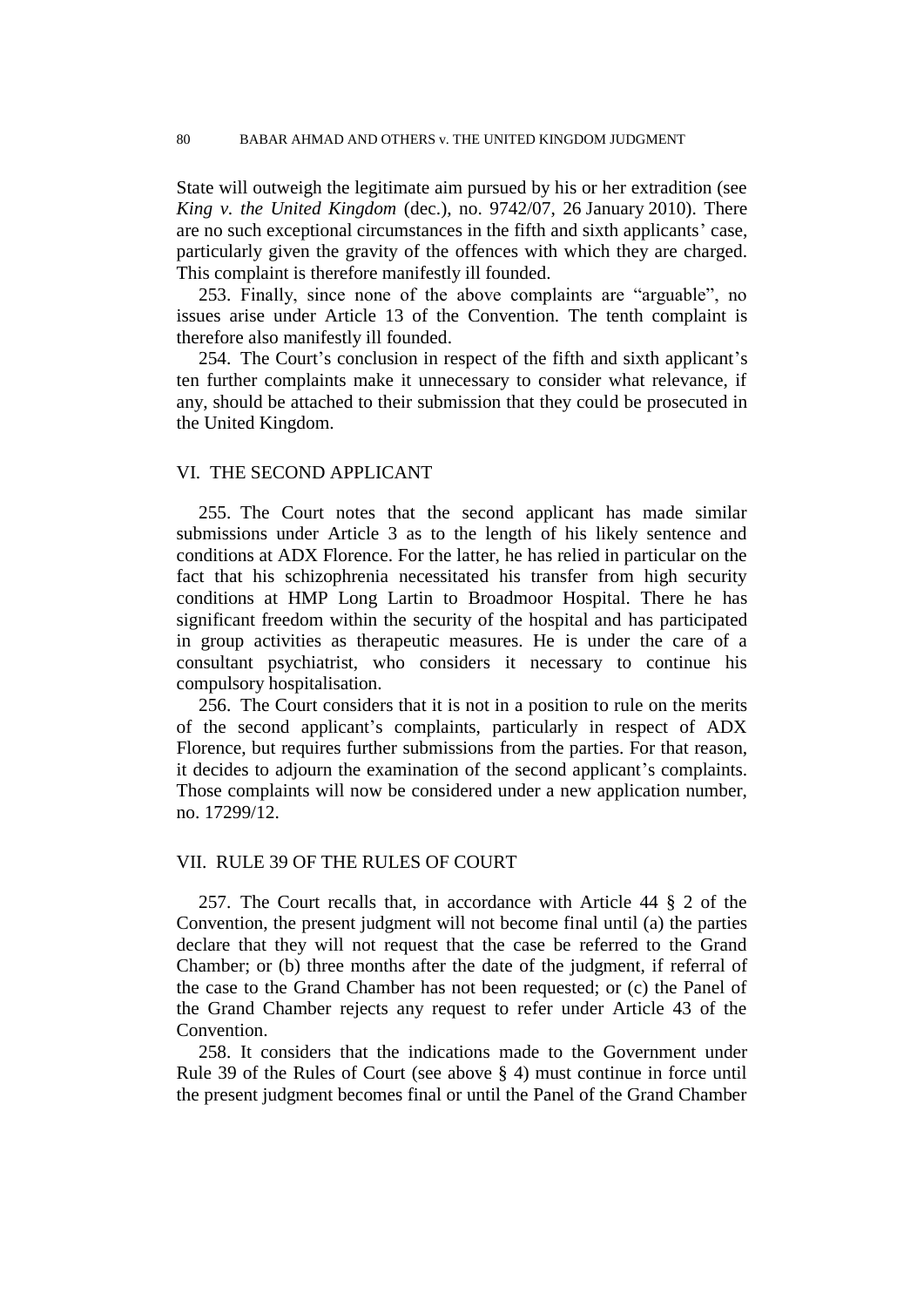State will outweigh the legitimate aim pursued by his or her extradition (see *King v. the United Kingdom* (dec.), no. 9742/07, 26 January 2010). There are no such exceptional circumstances in the fifth and sixth applicants' case, particularly given the gravity of the offences with which they are charged. This complaint is therefore manifestly ill founded.

253. Finally, since none of the above complaints are "arguable", no issues arise under Article 13 of the Convention. The tenth complaint is therefore also manifestly ill founded.

254. The Court's conclusion in respect of the fifth and sixth applicant's ten further complaints make it unnecessary to consider what relevance, if any, should be attached to their submission that they could be prosecuted in the United Kingdom.

## VI. THE SECOND APPLICANT

255. The Court notes that the second applicant has made similar submissions under Article 3 as to the length of his likely sentence and conditions at ADX Florence. For the latter, he has relied in particular on the fact that his schizophrenia necessitated his transfer from high security conditions at HMP Long Lartin to Broadmoor Hospital. There he has significant freedom within the security of the hospital and has participated in group activities as therapeutic measures. He is under the care of a consultant psychiatrist, who considers it necessary to continue his compulsory hospitalisation.

256. The Court considers that it is not in a position to rule on the merits of the second applicant's complaints, particularly in respect of ADX Florence, but requires further submissions from the parties. For that reason, it decides to adjourn the examination of the second applicant's complaints. Those complaints will now be considered under a new application number, no. 17299/12.

## VII. RULE 39 OF THE RULES OF COURT

257. The Court recalls that, in accordance with Article 44 § 2 of the Convention, the present judgment will not become final until (a) the parties declare that they will not request that the case be referred to the Grand Chamber; or (b) three months after the date of the judgment, if referral of the case to the Grand Chamber has not been requested; or (c) the Panel of the Grand Chamber rejects any request to refer under Article 43 of the Convention.

258. It considers that the indications made to the Government under Rule 39 of the Rules of Court (see above § 4) must continue in force until the present judgment becomes final or until the Panel of the Grand Chamber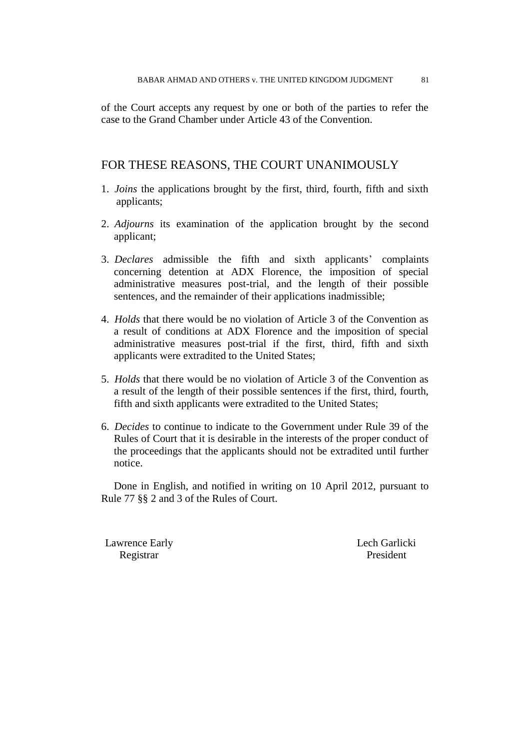of the Court accepts any request by one or both of the parties to refer the case to the Grand Chamber under Article 43 of the Convention.

## FOR THESE REASONS, THE COURT UNANIMOUSLY

1. *Joins* the applications brought by the first, third, fourth, fifth and sixth applicants;

2. *Adjourns* its examination of the application brought by the second applicant;

3. *Declares* admissible the fifth and sixth applicants' complaints concerning detention at ADX Florence, the imposition of special administrative measures post-trial, and the length of their possible sentences, and the remainder of their applications inadmissible;

4. *Holds* that there would be no violation of Article 3 of the Convention as a result of conditions at ADX Florence and the imposition of special administrative measures post-trial if the first, third, fifth and sixth applicants were extradited to the United States;

5. *Holds* that there would be no violation of Article 3 of the Convention as a result of the length of their possible sentences if the first, third, fourth, fifth and sixth applicants were extradited to the United States;

6. *Decides* to continue to indicate to the Government under Rule 39 of the Rules of Court that it is desirable in the interests of the proper conduct of the proceedings that the applicants should not be extradited until further notice.

Done in English, and notified in writing on 10 April 2012, pursuant to Rule 77 §§ 2 and 3 of the Rules of Court.

Lawrence Early
Registrar

Lech Garlicki
President